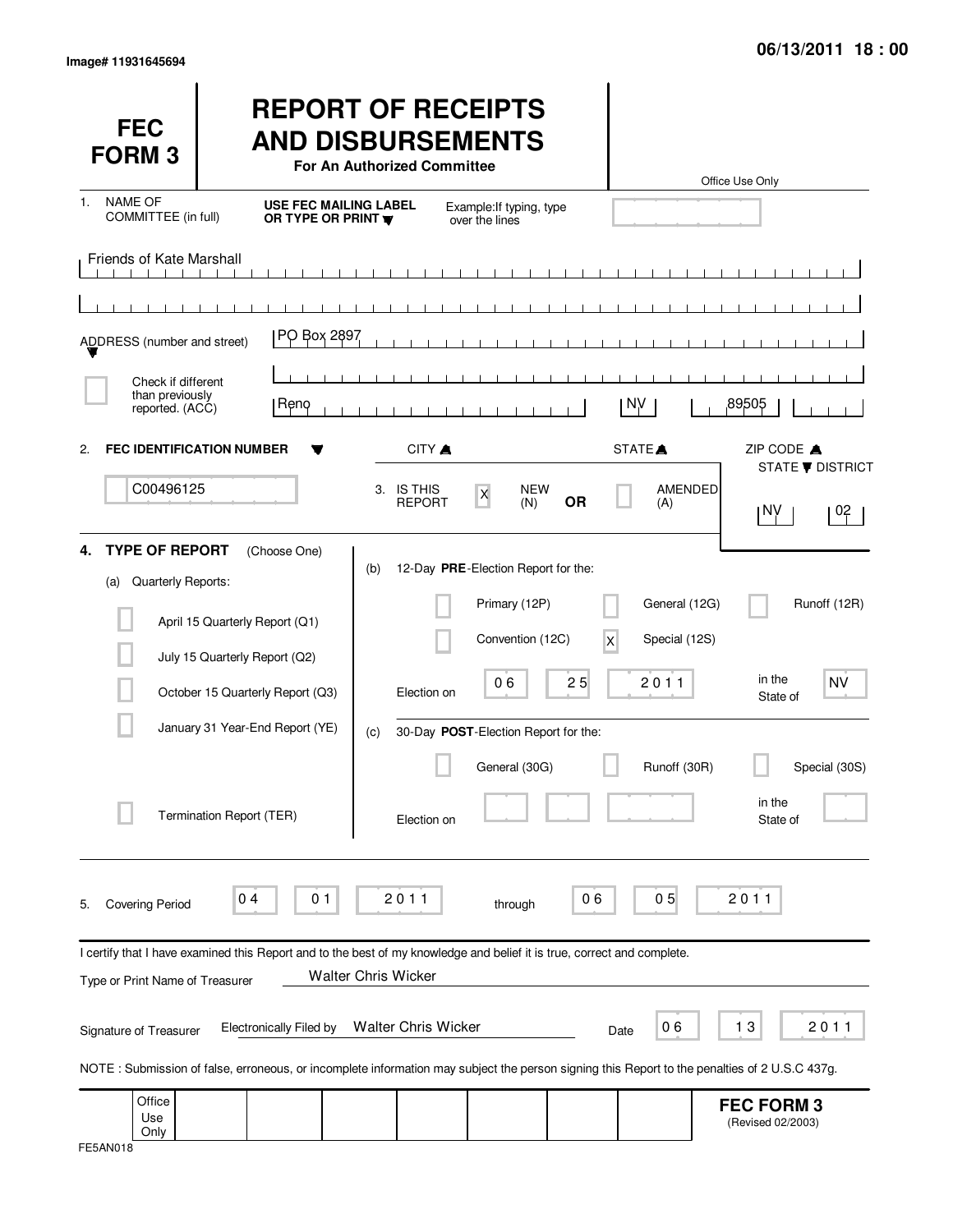Image# 11931645694

06/13/2011 18 : 00

# FEC FORM 3

# REPORT OF RECEIPTS AND DISBURSEMENTS

**For An Authorized Committee**

Office Use Only

1. NAME OF COMMITTEE (in full) — **USE FEC MAILING LABEL OR TYPE OR PRINT** — Example: If typing, type over the lines

Friends of Kate Marshall

ADDRESS (number and street): PO Box 2897

☐ Check if different than previously reported. (ACC)

Reno | NV | 89505

CITY | STATE | ZIP CODE

2. **FEC IDENTIFICATION NUMBER**: C00496125

3. IS THIS REPORT: [X] NEW (N) **OR** ☐ AMENDED (A)

STATE / DISTRICT: NV 02

4. **TYPE OF REPORT** (Choose One)

(a) Quarterly Reports:

- ☐ April 15 Quarterly Report (Q1)
- ☐ July 15 Quarterly Report (Q2)
- ☐ October 15 Quarterly Report (Q3)
- ☐ January 31 Year-End Report (YE)
- ☐ Termination Report (TER)

(b) 12-Day **PRE**-Election Report for the:

- ☐ Primary (12P)
- ☐ General (12G)
- ☐ Runoff (12R)
- ☐ Convention (12C)
- [X] Special (12S)

Election on 06 25 2011 in the State of NV

(c) 30-Day **POST**-Election Report for the:

- ☐ General (30G)
- ☐ Runoff (30R)
- ☐ Special (30S)

Election on ______ in the State of ______

5. Covering Period 04 01 2011 through 06 05 2011

I certify that I have examined this Report and to the best of my knowledge and belief it is true, correct and complete.

Type or Print Name of Treasurer: Walter Chris Wicker

Signature of Treasurer: Electronically Filed by Walter Chris Wicker — Date 06 13 2011

NOTE : Submission of false, erroneous, or incomplete information may subject the person signing this Report to the penalties of 2 U.S.C 437g.

Office Use Only

**FEC FORM 3** (Revised 02/2003)

FE5AN018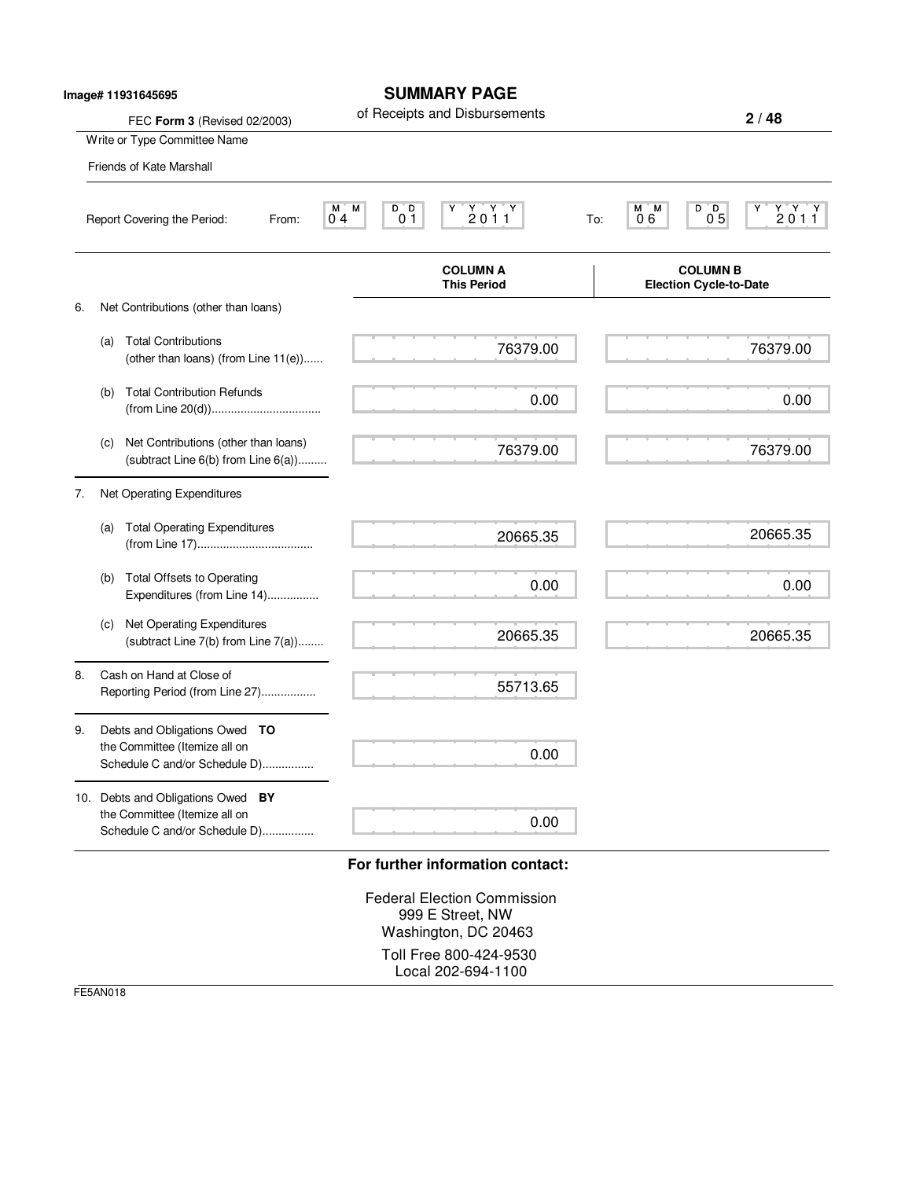Image# 11931645695

# SUMMARY PAGE

of Receipts and Disbursements

FEC **Form 3** (Revised 02/2003)

Write or Type Committee Name

Friends of Kate Marshall

Report Covering the Period: From: 04 01 2011 To: 06 05 2011

| | | COLUMN A This Period | COLUMN B Election Cycle-to-Date |
|---|---|---|---|
| 6. | Net Contributions (other than loans) | | |
| | (a) Total Contributions (other than loans) (from Line 11(e)) | 76379.00 | 76379.00 |
| | (b) Total Contribution Refunds (from Line 20(d)) | 0.00 | 0.00 |
| | (c) Net Contributions (other than loans) (subtract Line 6(b) from Line 6(a)) | 76379.00 | 76379.00 |
| 7. | Net Operating Expenditures | | |
| | (a) Total Operating Expenditures (from Line 17) | 20665.35 | 20665.35 |
| | (b) Total Offsets to Operating Expenditures (from Line 14) | 0.00 | 0.00 |
| | (c) Net Operating Expenditures (subtract Line 7(b) from Line 7(a)) | 20665.35 | 20665.35 |
| 8. | Cash on Hand at Close of Reporting Period (from Line 27) | 55713.65 | |
| 9. | Debts and Obligations Owed **TO** the Committee (Itemize all on Schedule C and/or Schedule D) | 0.00 | |
| 10. | Debts and Obligations Owed **BY** the Committee (Itemize all on Schedule C and/or Schedule D) | 0.00 | |

**For further information contact:**

Federal Election Commission
999 E Street, NW
Washington, DC 20463

Toll Free 800-424-9530
Local 202-694-1100

FE5AN018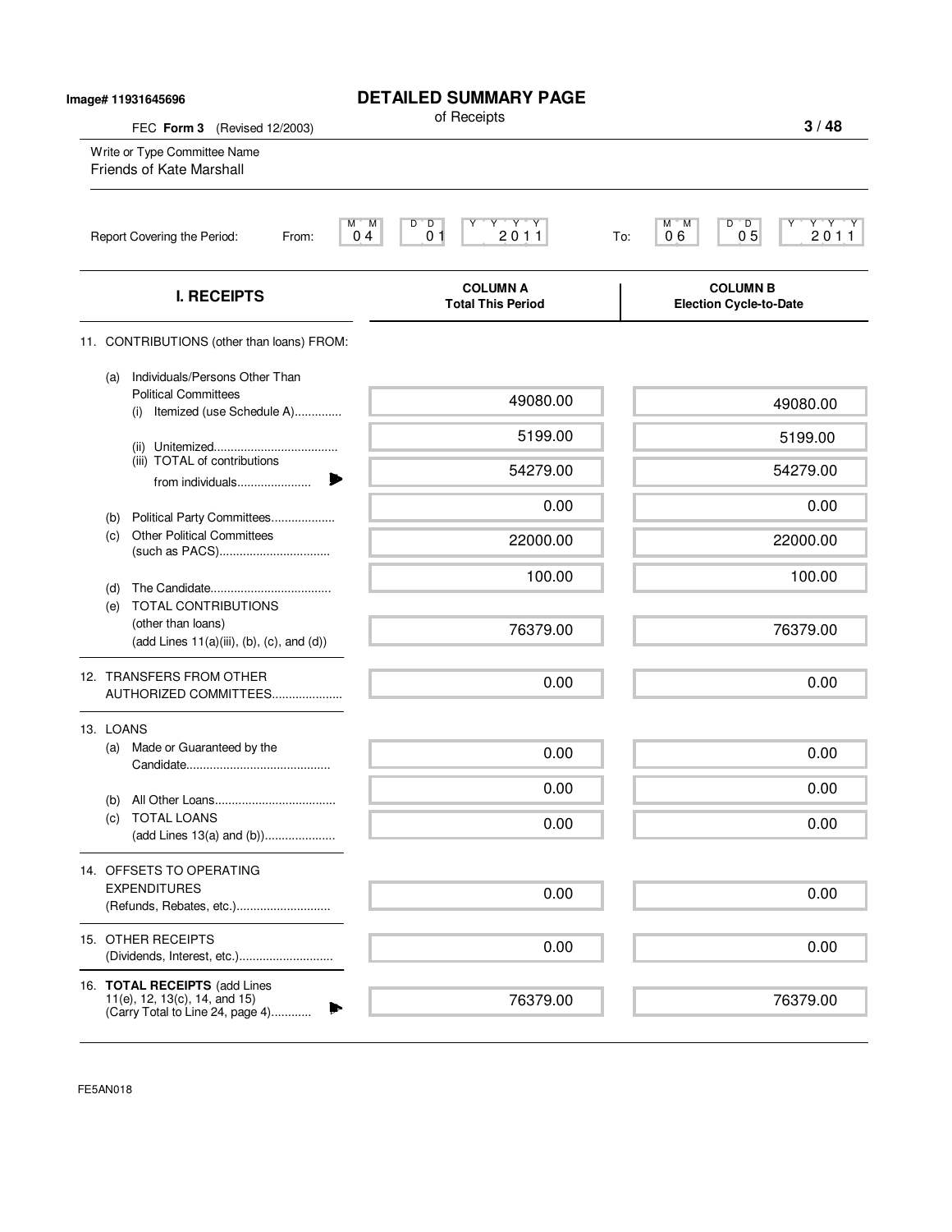Image# 11931645696

# DETAILED SUMMARY PAGE

of Receipts

FEC **Form 3** (Revised 12/2003)

Write or Type Committee Name
Friends of Kate Marshall

Report Covering the Period: From: 04 01 2011 To: 06 05 2011

| I. RECEIPTS | COLUMN A Total This Period | COLUMN B Election Cycle-to-Date |
|---|---|---|
| 11. CONTRIBUTIONS (other than loans) FROM: | | |
| (a) Individuals/Persons Other Than Political Committees (i) Itemized (use Schedule A) | 49080.00 | 49080.00 |
| (ii) Unitemized | 5199.00 | 5199.00 |
| (iii) TOTAL of contributions from individuals | 54279.00 | 54279.00 |
| (b) Political Party Committees | 0.00 | 0.00 |
| (c) Other Political Committees (such as PACS) | 22000.00 | 22000.00 |
| (d) The Candidate | 100.00 | 100.00 |
| (e) TOTAL CONTRIBUTIONS (other than loans) (add Lines 11(a)(iii), (b), (c), and (d)) | 76379.00 | 76379.00 |
| 12. TRANSFERS FROM OTHER AUTHORIZED COMMITTEES | 0.00 | 0.00 |
| 13. LOANS | | |
| (a) Made or Guaranteed by the Candidate | 0.00 | 0.00 |
| (b) All Other Loans | 0.00 | 0.00 |
| (c) TOTAL LOANS (add Lines 13(a) and (b)) | 0.00 | 0.00 |
| 14. OFFSETS TO OPERATING EXPENDITURES (Refunds, Rebates, etc.) | 0.00 | 0.00 |
| 15. OTHER RECEIPTS (Dividends, Interest, etc.) | 0.00 | 0.00 |
| 16. **TOTAL RECEIPTS** (add Lines 11(e), 12, 13(c), 14, and 15) (Carry Total to Line 24, page 4) | 76379.00 | 76379.00 |

FE5AN018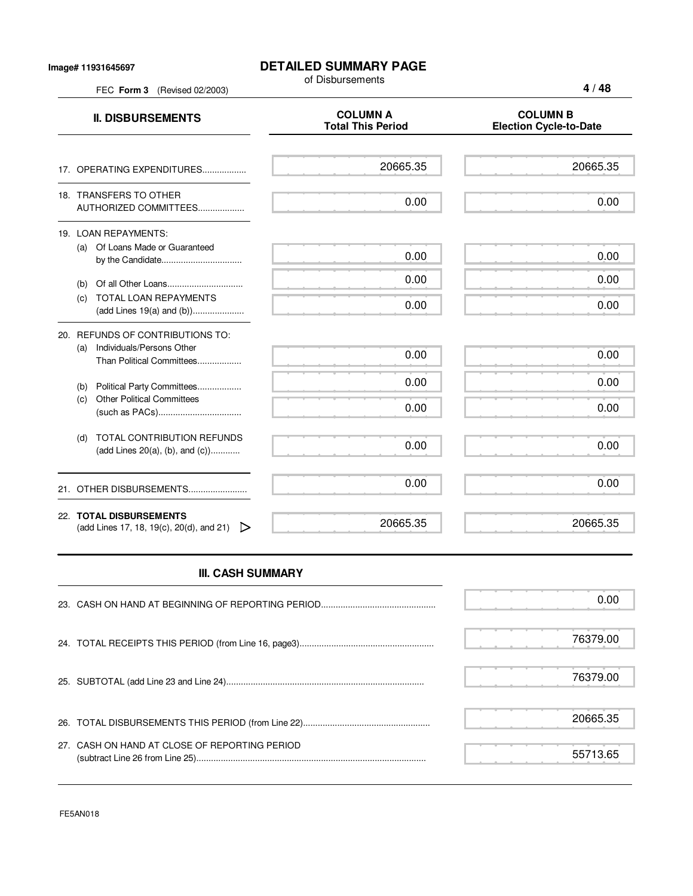Image# 11931645697

# DETAILED SUMMARY PAGE

of Disbursements

FEC **Form 3** (Revised 02/2003)

| **II. DISBURSEMENTS** | **COLUMN A Total This Period** | **COLUMN B Election Cycle-to-Date** |
|---|---|---|
| 17. OPERATING EXPENDITURES.................. | 20665.35 | 20665.35 |
| 18. TRANSFERS TO OTHER AUTHORIZED COMMITTEES.................. | 0.00 | 0.00 |
| 19. LOAN REPAYMENTS: | | |
| (a) Of Loans Made or Guaranteed by the Candidate................................ | 0.00 | 0.00 |
| (b) Of all Other Loans.............................. | 0.00 | 0.00 |
| (c) TOTAL LOAN REPAYMENTS (add Lines 19(a) and (b)).................... | 0.00 | 0.00 |
| 20. REFUNDS OF CONTRIBUTIONS TO: | | |
| (a) Individuals/Persons Other Than Political Committees.................. | 0.00 | 0.00 |
| (b) Political Party Committees.................. | 0.00 | 0.00 |
| (c) Other Political Committees (such as PACs).................................. | 0.00 | 0.00 |
| (d) TOTAL CONTRIBUTION REFUNDS (add Lines 20(a), (b), and (c))........... | 0.00 | 0.00 |
| 21. OTHER DISBURSEMENTS........................ | 0.00 | 0.00 |
| 22. **TOTAL DISBURSEMENTS** (add Lines 17, 18, 19(c), 20(d), and 21) | 20665.35 | 20665.35 |

## III. CASH SUMMARY

| | |
|---|---|
| 23. CASH ON HAND AT BEGINNING OF REPORTING PERIOD............................................... | 0.00 |
| 24. TOTAL RECEIPTS THIS PERIOD (from Line 16, page3)...................................................... | 76379.00 |
| 25. SUBTOTAL (add Line 23 and Line 24)................................................................................ | 76379.00 |
| 26. TOTAL DISBURSEMENTS THIS PERIOD (from Line 22)................................................... | 20665.35 |
| 27. CASH ON HAND AT CLOSE OF REPORTING PERIOD (subtract Line 26 from Line 25)............................................................................................ | 55713.65 |

FE5AN018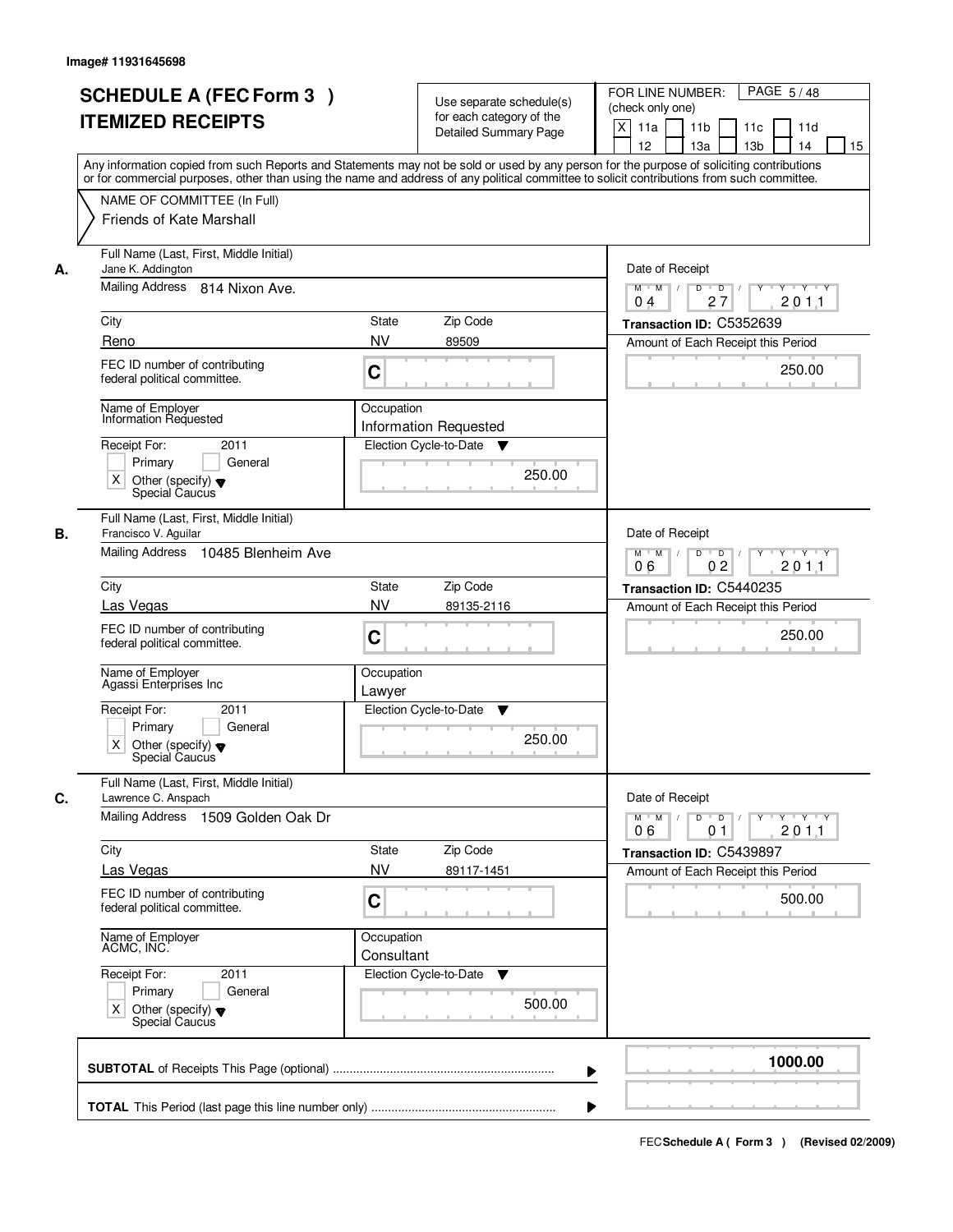Image# 11931645698

# SCHEDULE A (FEC Form 3 ) ITEMIZED RECEIPTS

Use separate schedule(s) for each category of the Detailed Summary Page

FOR LINE NUMBER: (check only one)

[X] 11a [ ] 11b [ ] 11c [ ] 11d [ ] 12 [ ] 13a [ ] 13b [ ] 14 [ ] 15

Any information copied from such Reports and Statements may not be sold or used by any person for the purpose of soliciting contributions or for commercial purposes, other than using the name and address of any political committee to solicit contributions from such committee.

NAME OF COMMITTEE (In Full)
Friends of Kate Marshall

---

**A.**

Full Name (Last, First, Middle Initial): Jane K. Addington
Mailing Address: 814 Nixon Ave.
City: Reno | State: NV | Zip Code: 89509
FEC ID number of contributing federal political committee: C
Name of Employer: Information Requested
Occupation: Information Requested
Receipt For: 2011 — [ ] Primary [ ] General [X] Other (specify): Special Caucus
Election Cycle-to-Date: 250.00

Date of Receipt: 04/27/2011
Transaction ID: C5352639
Amount of Each Receipt this Period: 250.00

---

**B.**

Full Name (Last, First, Middle Initial): Francisco V. Aguilar
Mailing Address: 10485 Blenheim Ave
City: Las Vegas | State: NV | Zip Code: 89135-2116
FEC ID number of contributing federal political committee: C
Name of Employer: Agassi Enterprises Inc
Occupation: Lawyer
Receipt For: 2011 — [ ] Primary [ ] General [X] Other (specify): Special Caucus
Election Cycle-to-Date: 250.00

Date of Receipt: 06/02/2011
Transaction ID: C5440235
Amount of Each Receipt this Period: 250.00

---

**C.**

Full Name (Last, First, Middle Initial): Lawrence C. Anspach
Mailing Address: 1509 Golden Oak Dr
City: Las Vegas | State: NV | Zip Code: 89117-1451
FEC ID number of contributing federal political committee: C
Name of Employer: ACMC, INC.
Occupation: Consultant
Receipt For: 2011 — [ ] Primary [ ] General [X] Other (specify): Special Caucus
Election Cycle-to-Date: 500.00

Date of Receipt: 06/01/2011
Transaction ID: C5439897
Amount of Each Receipt this Period: 500.00

---

**SUBTOTAL** of Receipts This Page (optional): 1000.00

**TOTAL** This Period (last page this line number only):

FEC **Schedule A ( Form 3 )** (Revised 02/2009)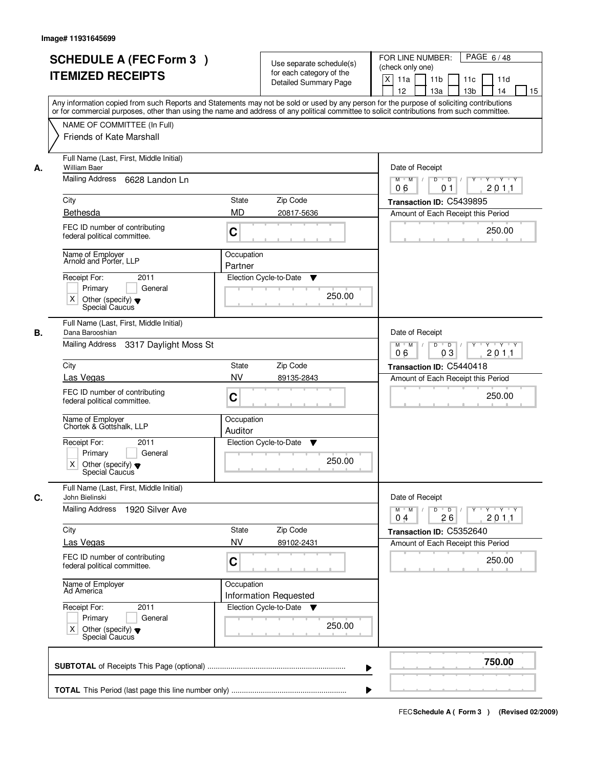Image# 11931645699

# SCHEDULE A (FEC Form 3 ) ITEMIZED RECEIPTS

Use separate schedule(s) for each category of the Detailed Summary Page

FOR LINE NUMBER: (check only one)

[X] 11a [ ] 11b [ ] 11c [ ] 11d [ ] 12 [ ] 13a [ ] 13b [ ] 14 [ ] 15

PAGE 6 / 48

Any information copied from such Reports and Statements may not be sold or used by any person for the purpose of soliciting contributions or for commercial purposes, other than using the name and address of any political committee to solicit contributions from such committee.

NAME OF COMMITTEE (In Full)
Friends of Kate Marshall

## A.

Full Name (Last, First, Middle Initial): William Baer
Mailing Address: 6628 Landon Ln
City: Bethesda | State: MD | Zip Code: 20817-5636
FEC ID number of contributing federal political committee: C
Name of Employer: Arnold and Porter, LLP
Occupation: Partner
Receipt For: 2011 — [ ] Primary [ ] General [X] Other (specify) Special Caucus
Election Cycle-to-Date: 250.00

Date of Receipt: 06 / 01 / 2011
Transaction ID: C5439895
Amount of Each Receipt this Period: 250.00

## B.

Full Name (Last, First, Middle Initial): Dana Barooshian
Mailing Address: 3317 Daylight Moss St
City: Las Vegas | State: NV | Zip Code: 89135-2843
FEC ID number of contributing federal political committee: C
Name of Employer: Chortek & Gottshalk, LLP
Occupation: Auditor
Receipt For: 2011 — [ ] Primary [ ] General [X] Other (specify) Special Caucus
Election Cycle-to-Date: 250.00

Date of Receipt: 06 / 03 / 2011
Transaction ID: C5440418
Amount of Each Receipt this Period: 250.00

## C.

Full Name (Last, First, Middle Initial): John Bielinski
Mailing Address: 1920 Silver Ave
City: Las Vegas | State: NV | Zip Code: 89102-2431
FEC ID number of contributing federal political committee: C
Name of Employer: Ad America
Occupation: Information Requested
Receipt For: 2011 — [ ] Primary [ ] General [X] Other (specify) Special Caucus
Election Cycle-to-Date: 250.00

Date of Receipt: 04 / 26 / 2011
Transaction ID: C5352640
Amount of Each Receipt this Period: 250.00

**SUBTOTAL** of Receipts This Page (optional): **750.00**

**TOTAL** This Period (last page this line number only):

FEC **Schedule A ( Form 3 )** (Revised 02/2009)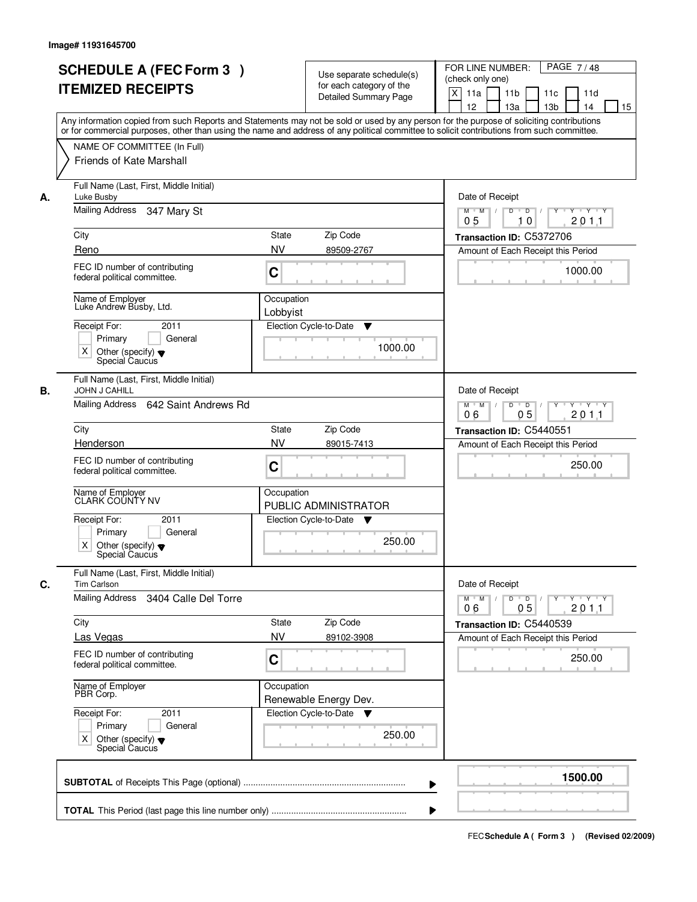Image# 11931645700

# SCHEDULE A (FEC Form 3 )
# ITEMIZED RECEIPTS

Use separate schedule(s) for each category of the Detailed Summary Page

FOR LINE NUMBER: (check only one)
[X] 11a [ ] 11b [ ] 11c [ ] 11d [ ] 12 [ ] 13a [ ] 13b [ ] 14 [ ] 15

PAGE 7 / 48

Any information copied from such Reports and Statements may not be sold or used by any person for the purpose of soliciting contributions or for commercial purposes, other than using the name and address of any political committee to solicit contributions from such committee.

NAME OF COMMITTEE (In Full)
Friends of Kate Marshall

---

**A.** Full Name (Last, First, Middle Initial): Luke Busby

Mailing Address: 347 Mary St

City: Reno | State: NV | Zip Code: 89509-2767

FEC ID number of contributing federal political committee: C

Name of Employer: Luke Andrew Busby, Ltd.

Occupation: Lobbyist

Receipt For: 2011
[ ] Primary [ ] General [X] Other (specify): Special Caucus

Election Cycle-to-Date: 1000.00

Date of Receipt: 05 / 10 / 2011

Transaction ID: C5372706

Amount of Each Receipt this Period: 1000.00

---

**B.** Full Name (Last, First, Middle Initial): JOHN J CAHILL

Mailing Address: 642 Saint Andrews Rd

City: Henderson | State: NV | Zip Code: 89015-7413

FEC ID number of contributing federal political committee: C

Name of Employer: CLARK COUNTY NV

Occupation: PUBLIC ADMINISTRATOR

Receipt For: 2011
[ ] Primary [ ] General [X] Other (specify): Special Caucus

Election Cycle-to-Date: 250.00

Date of Receipt: 06 / 05 / 2011

Transaction ID: C5440551

Amount of Each Receipt this Period: 250.00

---

**C.** Full Name (Last, First, Middle Initial): Tim Carlson

Mailing Address: 3404 Calle Del Torre

City: Las Vegas | State: NV | Zip Code: 89102-3908

FEC ID number of contributing federal political committee: C

Name of Employer: PBR Corp.

Occupation: Renewable Energy Dev.

Receipt For: 2011
[ ] Primary [ ] General [X] Other (specify): Special Caucus

Election Cycle-to-Date: 250.00

Date of Receipt: 06 / 05 / 2011

Transaction ID: C5440539

Amount of Each Receipt this Period: 250.00

---

**SUBTOTAL** of Receipts This Page (optional): **1500.00**

**TOTAL** This Period (last page this line number only):

FEC Schedule A ( Form 3 ) (Revised 02/2009)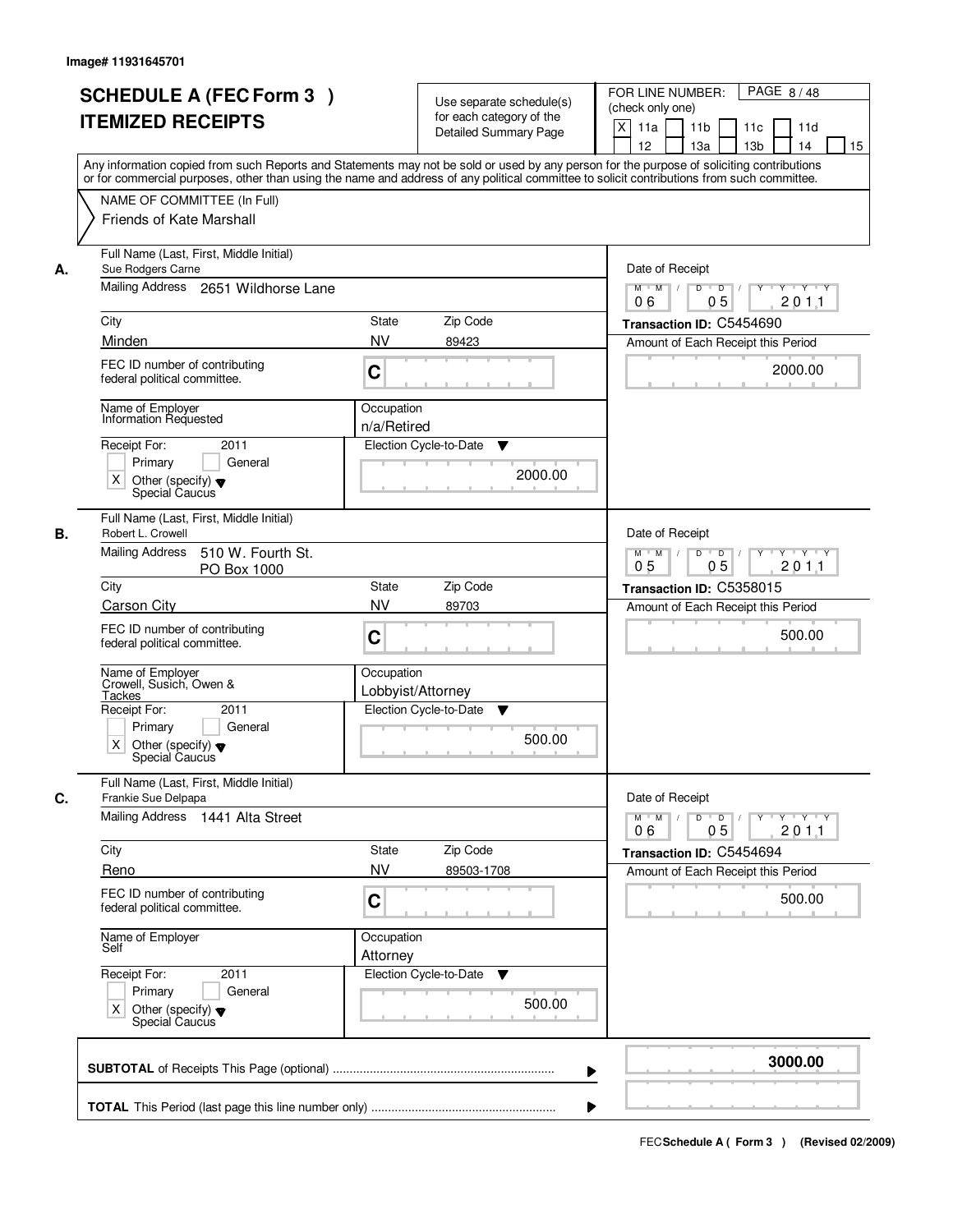Image# 11931645701

# SCHEDULE A (FEC Form 3 )
# ITEMIZED RECEIPTS

Use separate schedule(s) for each category of the Detailed Summary Page

FOR LINE NUMBER: (check only one)
[X] 11a [ ] 11b [ ] 11c [ ] 11d [ ] 12 [ ] 13a [ ] 13b [ ] 14 [ ] 15

Any information copied from such Reports and Statements may not be sold or used by any person for the purpose of soliciting contributions or for commercial purposes, other than using the name and address of any political committee to solicit contributions from such committee.

NAME OF COMMITTEE (In Full)
Friends of Kate Marshall

---

**A.** Full Name (Last, First, Middle Initial): Sue Rodgers Carne

Mailing Address: 2651 Wildhorse Lane

City: Minden | State: NV | Zip Code: 89423

FEC ID number of contributing federal political committee: C

Name of Employer: Information Requested

Occupation: n/a/Retired

Receipt For: 2011 — [ ] Primary [ ] General [X] Other (specify) Special Caucus

Election Cycle-to-Date: 2000.00

Date of Receipt: 06/05/2011

Transaction ID: C5454690

Amount of Each Receipt this Period: 2000.00

---

**B.** Full Name (Last, First, Middle Initial): Robert L. Crowell

Mailing Address: 510 W. Fourth St. PO Box 1000

City: Carson City | State: NV | Zip Code: 89703

FEC ID number of contributing federal political committee: C

Name of Employer: Crowell, Susich, Owen & Tackes

Occupation: Lobbyist/Attorney

Receipt For: 2011 — [ ] Primary [ ] General [X] Other (specify) Special Caucus

Election Cycle-to-Date: 500.00

Date of Receipt: 05/05/2011

Transaction ID: C5358015

Amount of Each Receipt this Period: 500.00

---

**C.** Full Name (Last, First, Middle Initial): Frankie Sue Delpapa

Mailing Address: 1441 Alta Street

City: Reno | State: NV | Zip Code: 89503-1708

FEC ID number of contributing federal political committee: C

Name of Employer: Self

Occupation: Attorney

Receipt For: 2011 — [ ] Primary [ ] General [X] Other (specify) Special Caucus

Election Cycle-to-Date: 500.00

Date of Receipt: 06/05/2011

Transaction ID: C5454694

Amount of Each Receipt this Period: 500.00

---

**SUBTOTAL** of Receipts This Page (optional): **3000.00**

**TOTAL** This Period (last page this line number only):

FEC Schedule A ( Form 3 ) (Revised 02/2009)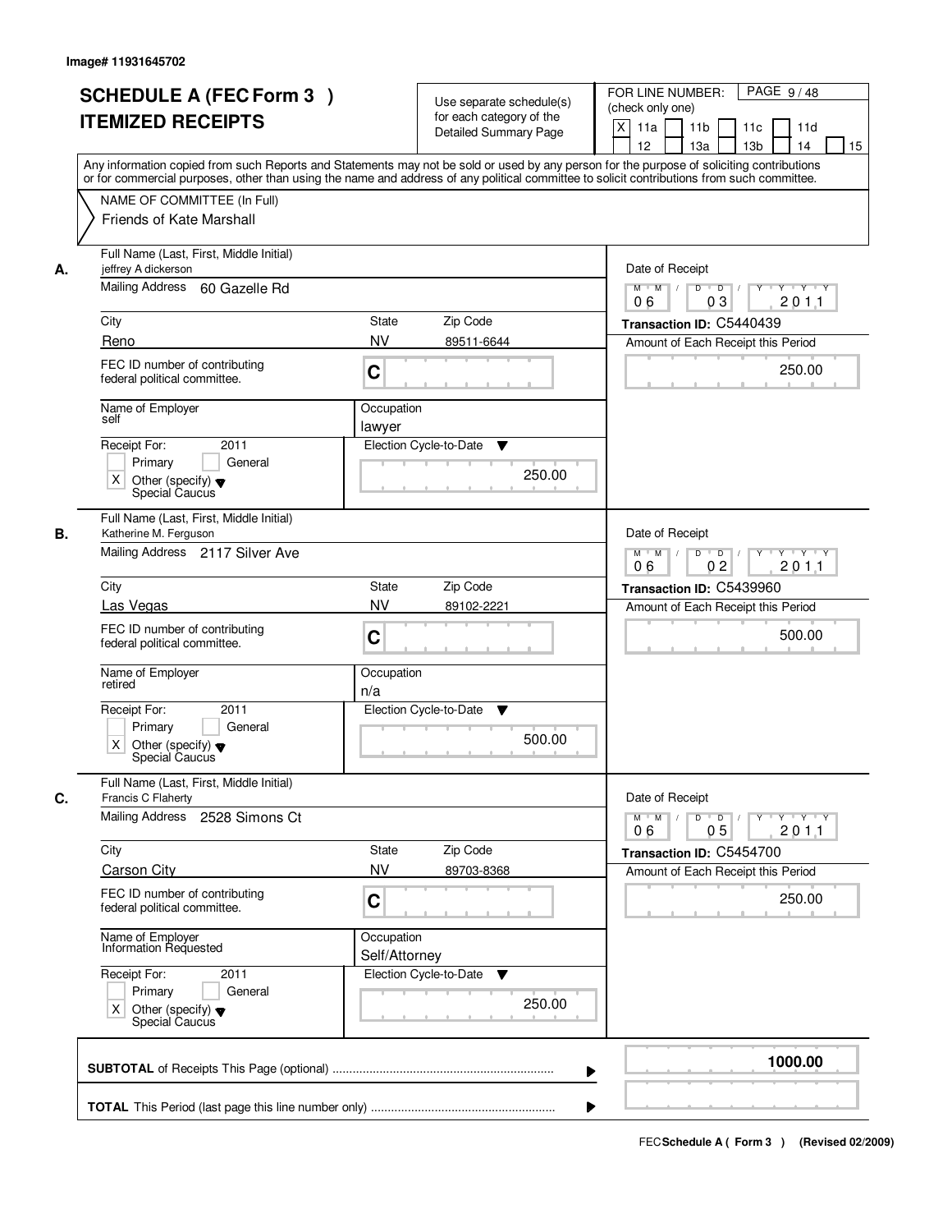Image# 11931645702

# SCHEDULE A (FEC Form 3 )
# ITEMIZED RECEIPTS

Use separate schedule(s) for each category of the Detailed Summary Page

FOR LINE NUMBER: (check only one)

X 11a | 11b | 11c | 11d | 12 | 13a | 13b | 14 | 15

Any information copied from such Reports and Statements may not be sold or used by any person for the purpose of soliciting contributions or for commercial purposes, other than using the name and address of any political committee to solicit contributions from such committee.

NAME OF COMMITTEE (In Full)
Friends of Kate Marshall

**A.** Full Name (Last, First, Middle Initial): jeffrey A dickerson
Mailing Address: 60 Gazelle Rd
City: Reno | State: NV | Zip Code: 89511-6644
FEC ID number of contributing federal political committee: C
Name of Employer: self
Occupation: lawyer
Receipt For: 2011 — Primary / General / X Other (specify) Special Caucus
Election Cycle-to-Date: 250.00
Date of Receipt: 06 03 2011
Transaction ID: C5440439
Amount of Each Receipt this Period: 250.00

**B.** Full Name (Last, First, Middle Initial): Katherine M. Ferguson
Mailing Address: 2117 Silver Ave
City: Las Vegas | State: NV | Zip Code: 89102-2221
FEC ID number of contributing federal political committee: C
Name of Employer: retired
Occupation: n/a
Receipt For: 2011 — Primary / General / X Other (specify) Special Caucus
Election Cycle-to-Date: 500.00
Date of Receipt: 06 02 2011
Transaction ID: C5439960
Amount of Each Receipt this Period: 500.00

**C.** Full Name (Last, First, Middle Initial): Francis C Flaherty
Mailing Address: 2528 Simons Ct
City: Carson City | State: NV | Zip Code: 89703-8368
FEC ID number of contributing federal political committee: C
Name of Employer: Information Requested
Occupation: Self/Attorney
Receipt For: 2011 — Primary / General / X Other (specify) Special Caucus
Election Cycle-to-Date: 250.00
Date of Receipt: 06 05 2011
Transaction ID: C5454700
Amount of Each Receipt this Period: 250.00

**SUBTOTAL** of Receipts This Page (optional): 1000.00

**TOTAL** This Period (last page this line number only):

FEC Schedule A ( Form 3 ) (Revised 02/2009)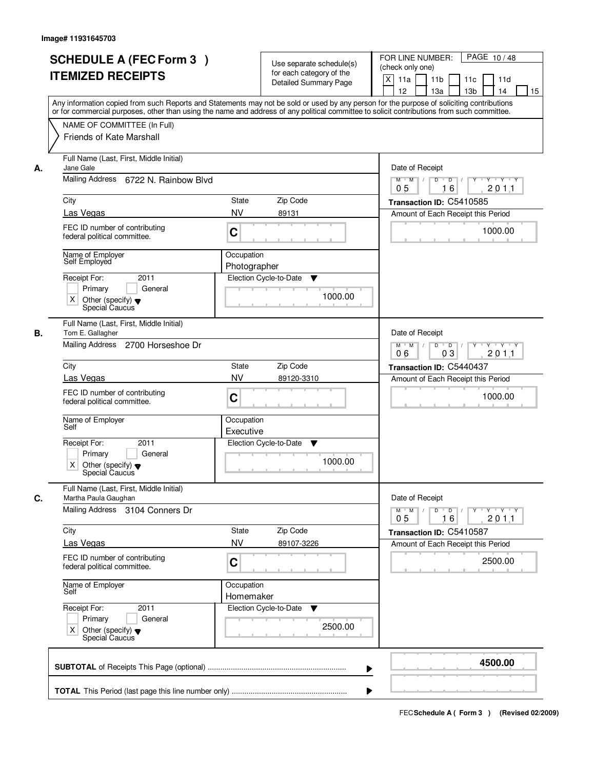Image# 11931645703

# SCHEDULE A (FEC Form 3 ) ITEMIZED RECEIPTS

Use separate schedule(s) for each category of the Detailed Summary Page

FOR LINE NUMBER: (check only one)

X 11a | 11b | 11c | 11d | 12 | 13a | 13b | 14 | 15

Any information copied from such Reports and Statements may not be sold or used by any person for the purpose of soliciting contributions or for commercial purposes, other than using the name and address of any political committee to solicit contributions from such committee.

NAME OF COMMITTEE (In Full)
Friends of Kate Marshall

## A.

Full Name (Last, First, Middle Initial): Jane Gale

Mailing Address: 6722 N. Rainbow Blvd

City: Las Vegas | State: NV | Zip Code: 89131

FEC ID number of contributing federal political committee: C

Name of Employer: Self Employed

Occupation: Photographer

Receipt For: 2011 — X Other (specify): Special Caucus

Election Cycle-to-Date: 1000.00

Date of Receipt: 05/16/2011

Transaction ID: C5410585

Amount of Each Receipt this Period: 1000.00

## B.

Full Name (Last, First, Middle Initial): Tom E. Gallagher

Mailing Address: 2700 Horseshoe Dr

City: Las Vegas | State: NV | Zip Code: 89120-3310

FEC ID number of contributing federal political committee: C

Name of Employer: Self

Occupation: Executive

Receipt For: 2011 — X Other (specify): Special Caucus

Election Cycle-to-Date: 1000.00

Date of Receipt: 06/03/2011

Transaction ID: C5440437

Amount of Each Receipt this Period: 1000.00

## C.

Full Name (Last, First, Middle Initial): Martha Paula Gaughan

Mailing Address: 3104 Conners Dr

City: Las Vegas | State: NV | Zip Code: 89107-3226

FEC ID number of contributing federal political committee: C

Name of Employer: Self

Occupation: Homemaker

Receipt For: 2011 — X Other (specify): Special Caucus

Election Cycle-to-Date: 2500.00

Date of Receipt: 05/16/2011

Transaction ID: C5410587

Amount of Each Receipt this Period: 2500.00

**SUBTOTAL** of Receipts This Page (optional): **4500.00**

**TOTAL** This Period (last page this line number only):

FEC **Schedule A ( Form 3 )** (Revised 02/2009)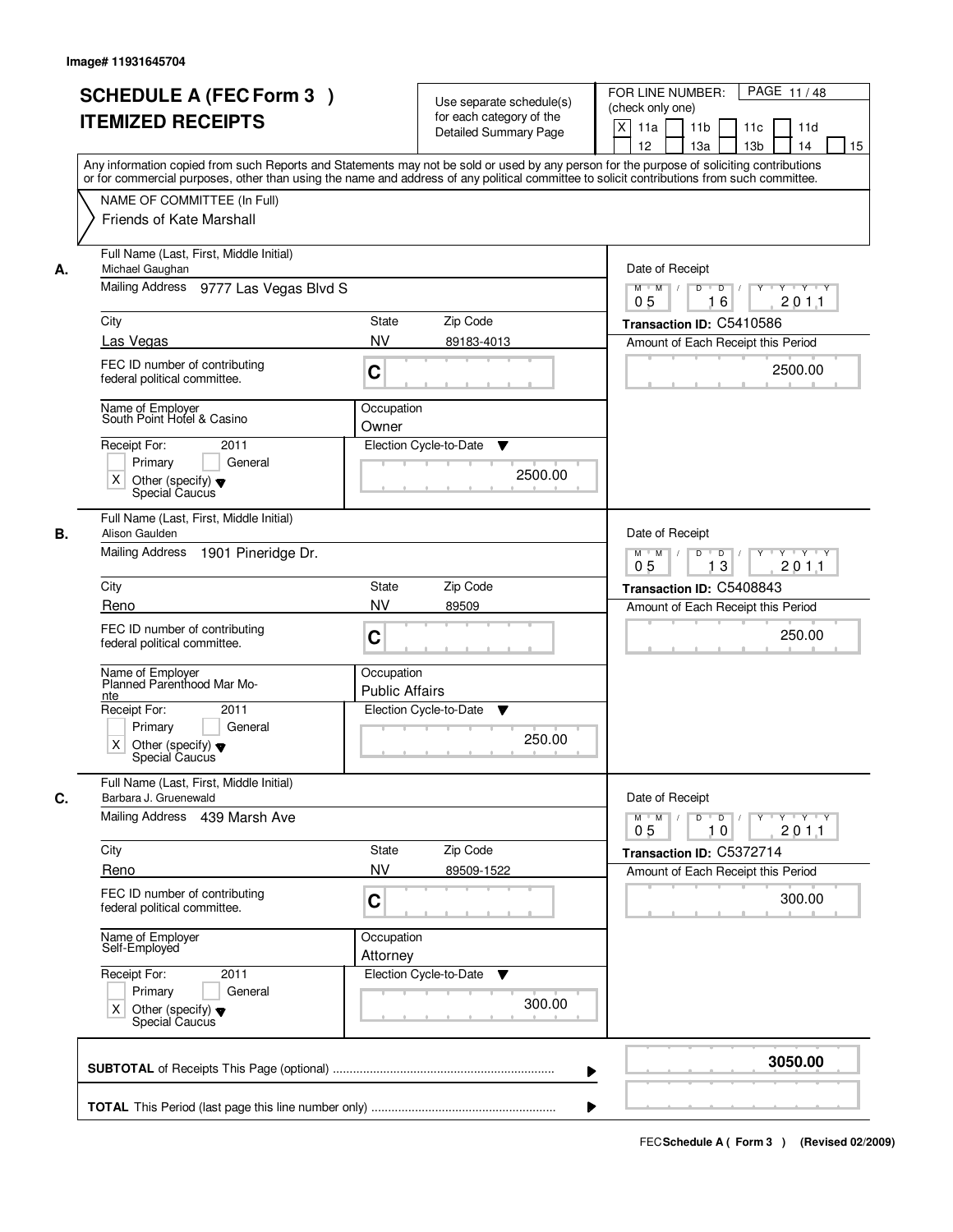Image# 11931645704

# SCHEDULE A (FEC Form 3 )
# ITEMIZED RECEIPTS

Use separate schedule(s) for each category of the Detailed Summary Page

FOR LINE NUMBER: (check only one)

[X] 11a [ ] 11b [ ] 11c [ ] 11d [ ] 12 [ ] 13a [ ] 13b [ ] 14 [ ] 15

Any information copied from such Reports and Statements may not be sold or used by any person for the purpose of soliciting contributions or for commercial purposes, other than using the name and address of any political committee to solicit contributions from such committee.

NAME OF COMMITTEE (In Full)
Friends of Kate Marshall

**A.** Full Name (Last, First, Middle Initial): Michael Gaughan
Mailing Address: 9777 Las Vegas Blvd S
City: Las Vegas | State: NV | Zip Code: 89183-4013
FEC ID number of contributing federal political committee: C
Name of Employer: South Point Hotel & Casino
Occupation: Owner
Receipt For: 2011 [ ] Primary [ ] General [X] Other (specify) Special Caucus
Election Cycle-to-Date: 2500.00
Date of Receipt: 05 16 2011
Transaction ID: C5410586
Amount of Each Receipt this Period: 2500.00

**B.** Full Name (Last, First, Middle Initial): Alison Gaulden
Mailing Address: 1901 Pineridge Dr.
City: Reno | State: NV | Zip Code: 89509
FEC ID number of contributing federal political committee: C
Name of Employer: Planned Parenthood Mar Monte
Occupation: Public Affairs
Receipt For: 2011 [ ] Primary [ ] General [X] Other (specify) Special Caucus
Election Cycle-to-Date: 250.00
Date of Receipt: 05 13 2011
Transaction ID: C5408843
Amount of Each Receipt this Period: 250.00

**C.** Full Name (Last, First, Middle Initial): Barbara J. Gruenewald
Mailing Address: 439 Marsh Ave
City: Reno | State: NV | Zip Code: 89509-1522
FEC ID number of contributing federal political committee: C
Name of Employer: Self-Employed
Occupation: Attorney
Receipt For: 2011 [ ] Primary [ ] General [X] Other (specify) Special Caucus
Election Cycle-to-Date: 300.00
Date of Receipt: 05 10 2011
Transaction ID: C5372714
Amount of Each Receipt this Period: 300.00

**SUBTOTAL** of Receipts This Page (optional): **3050.00**

**TOTAL** This Period (last page this line number only):

FEC Schedule A ( Form 3 ) (Revised 02/2009)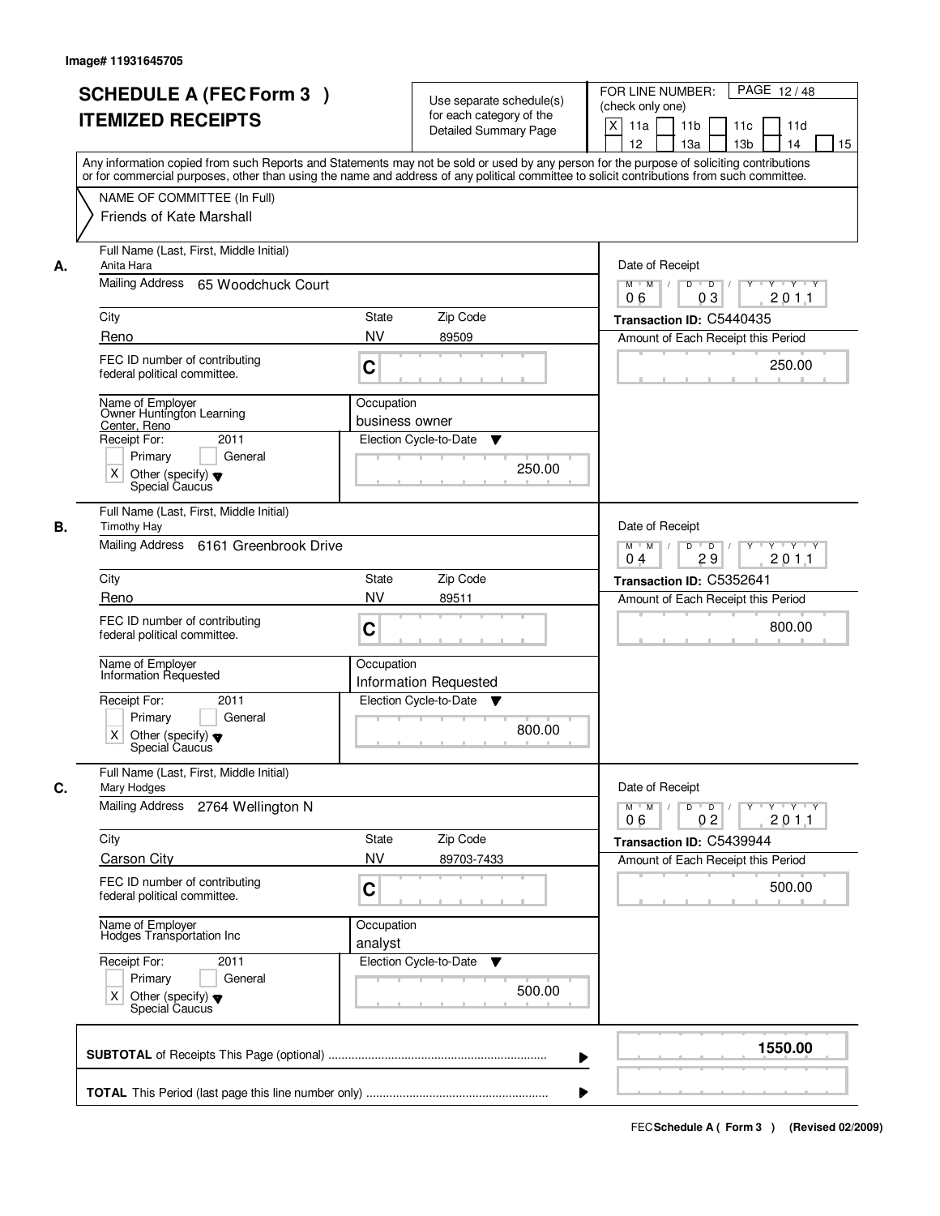Image# 11931645705

# SCHEDULE A (FEC Form 3 )
# ITEMIZED RECEIPTS

Use separate schedule(s) for each category of the Detailed Summary Page

FOR LINE NUMBER: (check only one)

[X] 11a [ ] 11b [ ] 11c [ ] 11d [ ] 12 [ ] 13a [ ] 13b [ ] 14 [ ] 15

Any information copied from such Reports and Statements may not be sold or used by any person for the purpose of soliciting contributions or for commercial purposes, other than using the name and address of any political committee to solicit contributions from such committee.

NAME OF COMMITTEE (In Full)

Friends of Kate Marshall

---

**A.** Full Name (Last, First, Middle Initial): Anita Hara

Mailing Address: 65 Woodchuck Court

City: Reno | State: NV | Zip Code: 89509

FEC ID number of contributing federal political committee: C

Name of Employer: Owner Huntington Learning Center, Reno

Occupation: business owner

Receipt For: 2011 — [ ] Primary [ ] General [X] Other (specify): Special Caucus

Election Cycle-to-Date: 250.00

Date of Receipt: 06 / 03 / 2011

Transaction ID: C5440435

Amount of Each Receipt this Period: 250.00

---

**B.** Full Name (Last, First, Middle Initial): Timothy Hay

Mailing Address: 6161 Greenbrook Drive

City: Reno | State: NV | Zip Code: 89511

FEC ID number of contributing federal political committee: C

Name of Employer: Information Requested

Occupation: Information Requested

Receipt For: 2011 — [ ] Primary [ ] General [X] Other (specify): Special Caucus

Election Cycle-to-Date: 800.00

Date of Receipt: 04 / 29 / 2011

Transaction ID: C5352641

Amount of Each Receipt this Period: 800.00

---

**C.** Full Name (Last, First, Middle Initial): Mary Hodges

Mailing Address: 2764 Wellington N

City: Carson City | State: NV | Zip Code: 89703-7433

FEC ID number of contributing federal political committee: C

Name of Employer: Hodges Transportation Inc

Occupation: analyst

Receipt For: 2011 — [ ] Primary [ ] General [X] Other (specify): Special Caucus

Election Cycle-to-Date: 500.00

Date of Receipt: 06 / 02 / 2011

Transaction ID: C5439944

Amount of Each Receipt this Period: 500.00

---

**SUBTOTAL** of Receipts This Page (optional): **1550.00**

**TOTAL** This Period (last page this line number only):

FEC **Schedule A ( Form 3 )** (Revised 02/2009)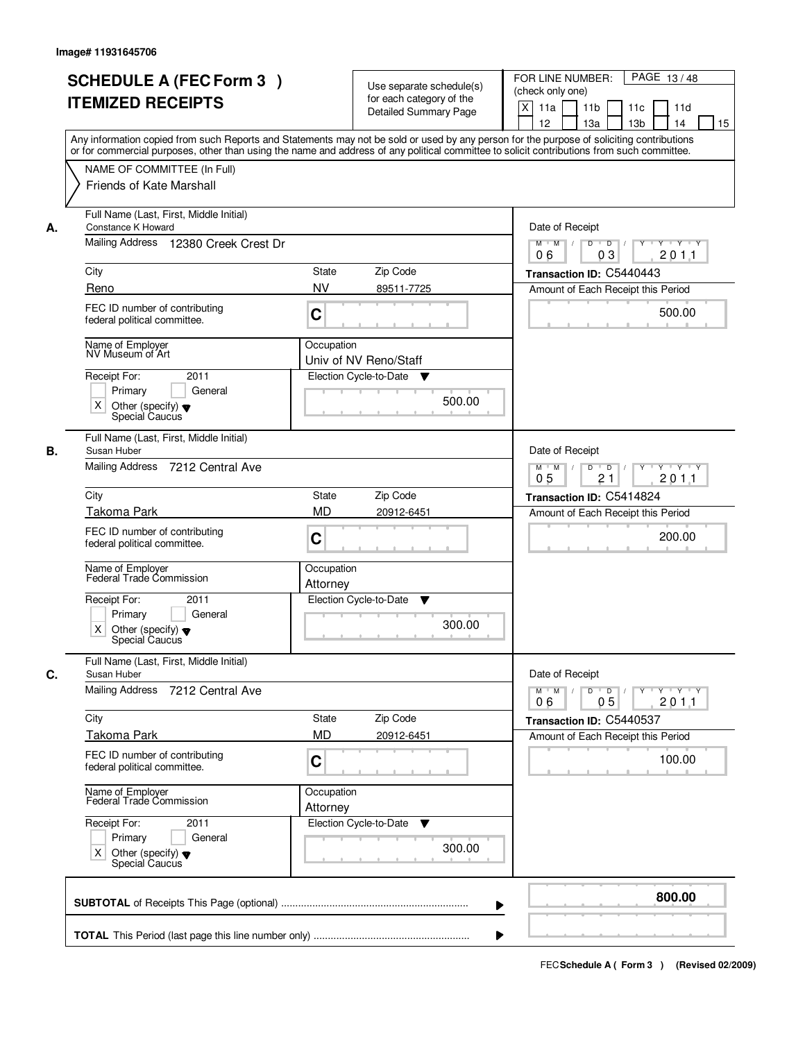Image# 11931645706

# SCHEDULE A (FEC Form 3 ) ITEMIZED RECEIPTS

Use separate schedule(s) for each category of the Detailed Summary Page

FOR LINE NUMBER: (check only one)

[X] 11a [ ] 11b [ ] 11c [ ] 11d [ ] 12 [ ] 13a [ ] 13b [ ] 14 [ ] 15

Any information copied from such Reports and Statements may not be sold or used by any person for the purpose of soliciting contributions or for commercial purposes, other than using the name and address of any political committee to solicit contributions from such committee.

NAME OF COMMITTEE (In Full)

Friends of Kate Marshall

## A.

Full Name (Last, First, Middle Initial): Constance K Howard

Mailing Address: 12380 Creek Crest Dr

City: Reno | State: NV | Zip Code: 89511-7725

FEC ID number of contributing federal political committee: C

Name of Employer: NV Museum of Art

Occupation: Univ of NV Reno/Staff

Receipt For: 2011 [ ] Primary [ ] General [X] Other (specify) Special Caucus

Election Cycle-to-Date: 500.00

Date of Receipt: 06 03 2011

Transaction ID: C5440443

Amount of Each Receipt this Period: 500.00

## B.

Full Name (Last, First, Middle Initial): Susan Huber

Mailing Address: 7212 Central Ave

City: Takoma Park | State: MD | Zip Code: 20912-6451

FEC ID number of contributing federal political committee: C

Name of Employer: Federal Trade Commission

Occupation: Attorney

Receipt For: 2011 [ ] Primary [ ] General [X] Other (specify) Special Caucus

Election Cycle-to-Date: 300.00

Date of Receipt: 05 21 2011

Transaction ID: C5414824

Amount of Each Receipt this Period: 200.00

## C.

Full Name (Last, First, Middle Initial): Susan Huber

Mailing Address: 7212 Central Ave

City: Takoma Park | State: MD | Zip Code: 20912-6451

FEC ID number of contributing federal political committee: C

Name of Employer: Federal Trade Commission

Occupation: Attorney

Receipt For: 2011 [ ] Primary [ ] General [X] Other (specify) Special Caucus

Election Cycle-to-Date: 300.00

Date of Receipt: 06 05 2011

Transaction ID: C5440537

Amount of Each Receipt this Period: 100.00

**SUBTOTAL** of Receipts This Page (optional) ........ **800.00**

**TOTAL** This Period (last page this line number only) ........

FEC **Schedule A ( Form 3 )** (Revised 02/2009)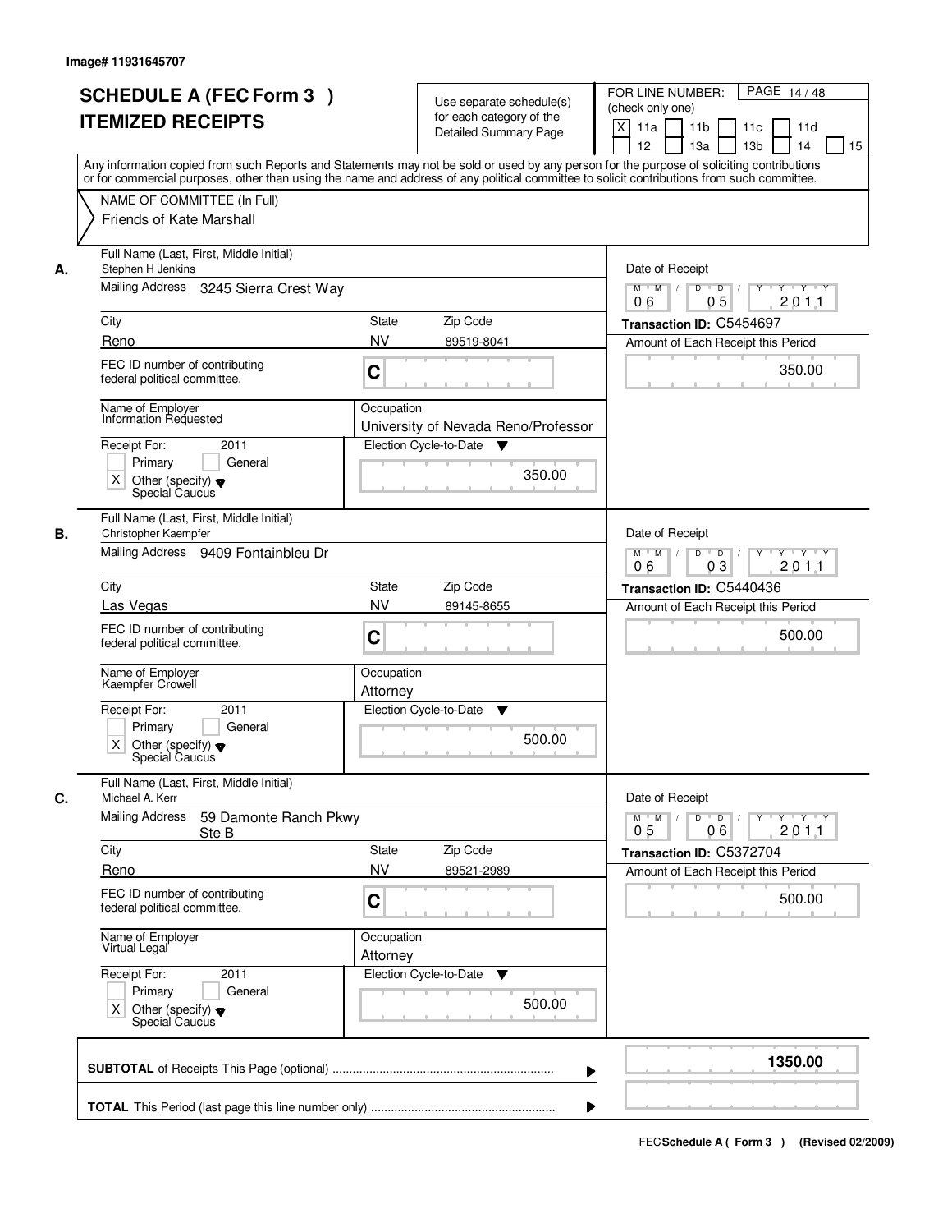Image# 11931645707

# SCHEDULE A (FEC Form 3 ) ITEMIZED RECEIPTS

Use separate schedule(s) for each category of the Detailed Summary Page

FOR LINE NUMBER: (check only one)

[X] 11a [ ] 11b [ ] 11c [ ] 11d [ ] 12 [ ] 13a [ ] 13b [ ] 14 [ ] 15

PAGE 14 / 48

Any information copied from such Reports and Statements may not be sold or used by any person for the purpose of soliciting contributions or for commercial purposes, other than using the name and address of any political committee to solicit contributions from such committee.

NAME OF COMMITTEE (In Full)

Friends of Kate Marshall

## A.

Full Name (Last, First, Middle Initial): Stephen H Jenkins

Mailing Address: 3245 Sierra Crest Way

City: Reno | State: NV | Zip Code: 89519-8041

FEC ID number of contributing federal political committee: C

Name of Employer: Information Requested

Occupation: University of Nevada Reno/Professor

Receipt For: 2011 — [ ] Primary [ ] General [X] Other (specify): Special Caucus

Election Cycle-to-Date: 350.00

Date of Receipt: 06 / 05 / 2011

Transaction ID: C5454697

Amount of Each Receipt this Period: 350.00

## B.

Full Name (Last, First, Middle Initial): Christopher Kaempfer

Mailing Address: 9409 Fontainbleu Dr

City: Las Vegas | State: NV | Zip Code: 89145-8655

FEC ID number of contributing federal political committee: C

Name of Employer: Kaempfer Crowell

Occupation: Attorney

Receipt For: 2011 — [ ] Primary [ ] General [X] Other (specify): Special Caucus

Election Cycle-to-Date: 500.00

Date of Receipt: 06 / 03 / 2011

Transaction ID: C5440436

Amount of Each Receipt this Period: 500.00

## C.

Full Name (Last, First, Middle Initial): Michael A. Kerr

Mailing Address: 59 Damonte Ranch Pkwy Ste B

City: Reno | State: NV | Zip Code: 89521-2989

FEC ID number of contributing federal political committee: C

Name of Employer: Virtual Legal

Occupation: Attorney

Receipt For: 2011 — [ ] Primary [ ] General [X] Other (specify): Special Caucus

Election Cycle-to-Date: 500.00

Date of Receipt: 05 / 06 / 2011

Transaction ID: C5372704

Amount of Each Receipt this Period: 500.00

**SUBTOTAL** of Receipts This Page (optional): 1350.00

**TOTAL** This Period (last page this line number only):

FEC Schedule A ( Form 3 ) (Revised 02/2009)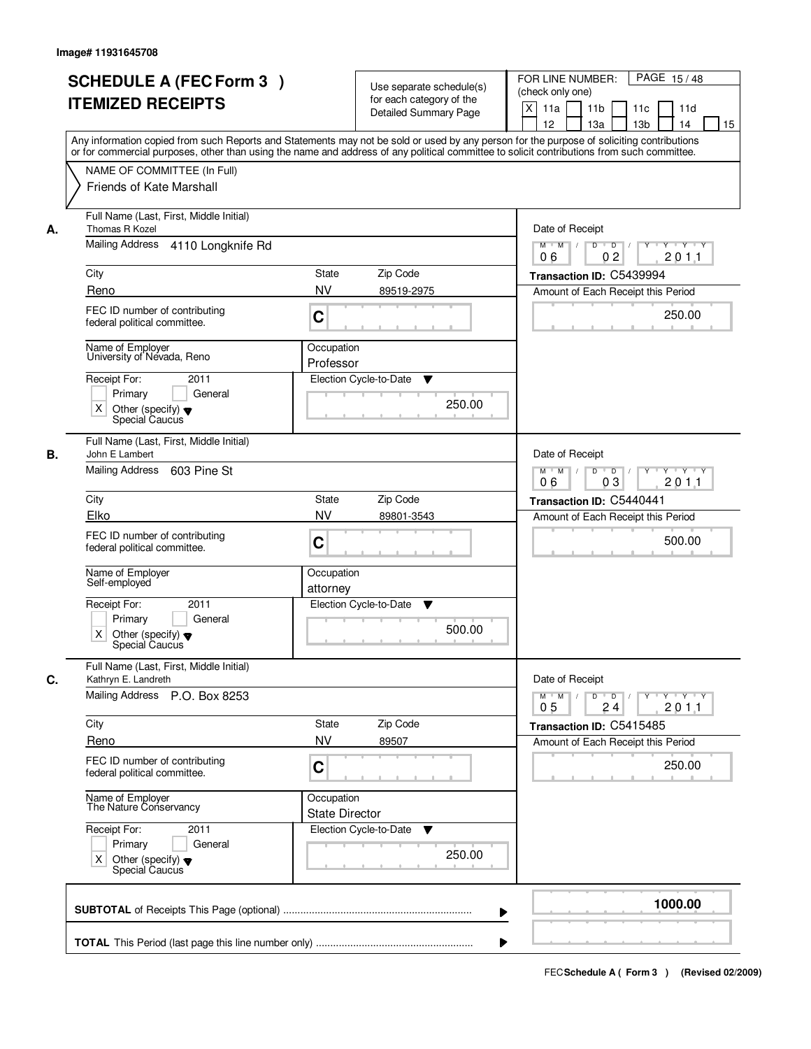Image# 11931645708

# SCHEDULE A (FEC Form 3 )
# ITEMIZED RECEIPTS

Use separate schedule(s) for each category of the Detailed Summary Page

FOR LINE NUMBER: (check only one)
[X] 11a [ ] 11b [ ] 11c [ ] 11d [ ] 12 [ ] 13a [ ] 13b [ ] 14 [ ] 15

Any information copied from such Reports and Statements may not be sold or used by any person for the purpose of soliciting contributions or for commercial purposes, other than using the name and address of any political committee to solicit contributions from such committee.

NAME OF COMMITTEE (In Full)
Friends of Kate Marshall

---

**A.**

Full Name (Last, First, Middle Initial): Thomas R Kozel

Mailing Address: 4110 Longknife Rd

City: Reno | State: NV | Zip Code: 89519-2975

FEC ID number of contributing federal political committee: C

Name of Employer: University of Nevada, Reno

Occupation: Professor

Receipt For: 2011 — [ ] Primary [ ] General [X] Other (specify): Special Caucus

Election Cycle-to-Date: 250.00

Date of Receipt: 06/02/2011

Transaction ID: C5439994

Amount of Each Receipt this Period: 250.00

---

**B.**

Full Name (Last, First, Middle Initial): John E Lambert

Mailing Address: 603 Pine St

City: Elko | State: NV | Zip Code: 89801-3543

FEC ID number of contributing federal political committee: C

Name of Employer: Self-employed

Occupation: attorney

Receipt For: 2011 — [ ] Primary [ ] General [X] Other (specify): Special Caucus

Election Cycle-to-Date: 500.00

Date of Receipt: 06/03/2011

Transaction ID: C5440441

Amount of Each Receipt this Period: 500.00

---

**C.**

Full Name (Last, First, Middle Initial): Kathryn E. Landreth

Mailing Address: P.O. Box 8253

City: Reno | State: NV | Zip Code: 89507

FEC ID number of contributing federal political committee: C

Name of Employer: The Nature Conservancy

Occupation: State Director

Receipt For: 2011 — [ ] Primary [ ] General [X] Other (specify): Special Caucus

Election Cycle-to-Date: 250.00

Date of Receipt: 05/24/2011

Transaction ID: C5415485

Amount of Each Receipt this Period: 250.00

---

**SUBTOTAL** of Receipts This Page (optional): 1000.00

**TOTAL** This Period (last page this line number only):

FEC **Schedule A ( Form 3 )** (Revised 02/2009)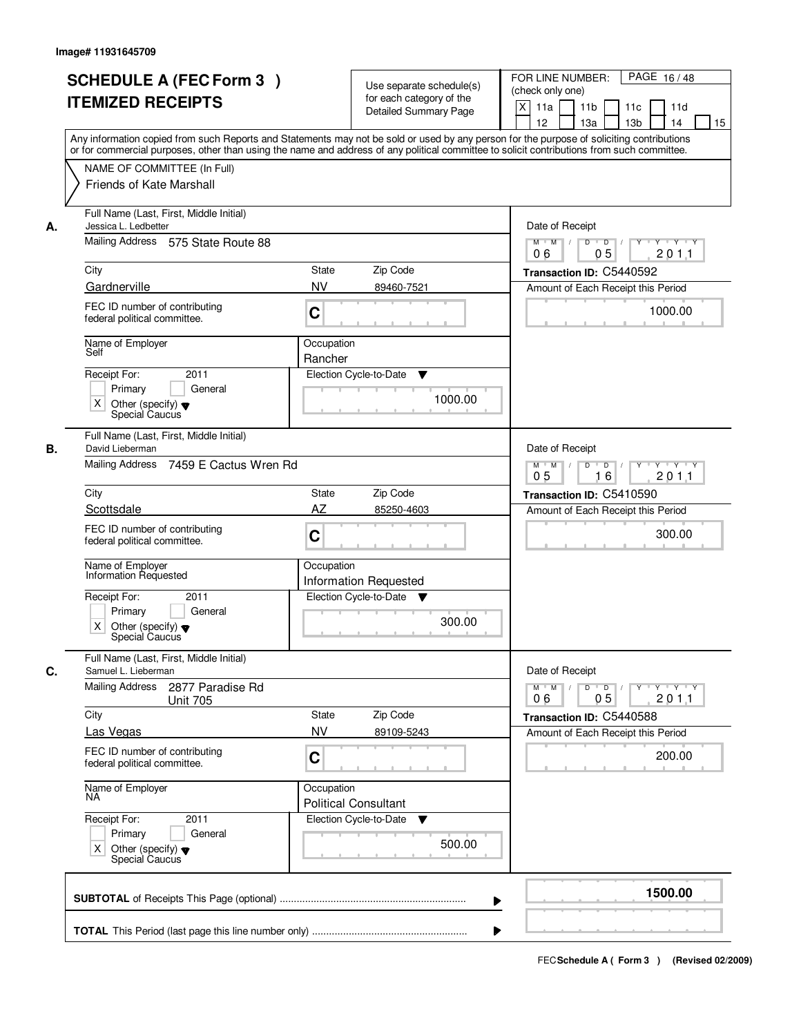Image# 11931645709

# SCHEDULE A (FEC Form 3 )
## ITEMIZED RECEIPTS

Use separate schedule(s) for each category of the Detailed Summary Page

FOR LINE NUMBER: (check only one)

[X] 11a [ ] 11b [ ] 11c [ ] 11d [ ] 12 [ ] 13a [ ] 13b [ ] 14 [ ] 15

PAGE 16 / 48

Any information copied from such Reports and Statements may not be sold or used by any person for the purpose of soliciting contributions or for commercial purposes, other than using the name and address of any political committee to solicit contributions from such committee.

NAME OF COMMITTEE (In Full)
Friends of Kate Marshall

---

**A.** Full Name (Last, First, Middle Initial): Jessica L. Ledbetter

Mailing Address: 575 State Route 88

City: Gardnerville | State: NV | Zip Code: 89460-7521

FEC ID number of contributing federal political committee: C

Name of Employer: Self

Occupation: Rancher

Receipt For: 2011 — [ ] Primary [ ] General [X] Other (specify): Special Caucus

Election Cycle-to-Date: 1000.00

Date of Receipt: 06 / 05 / 2011

Transaction ID: C5440592

Amount of Each Receipt this Period: 1000.00

---

**B.** Full Name (Last, First, Middle Initial): David Lieberman

Mailing Address: 7459 E Cactus Wren Rd

City: Scottsdale | State: AZ | Zip Code: 85250-4603

FEC ID number of contributing federal political committee: C

Name of Employer: Information Requested

Occupation: Information Requested

Receipt For: 2011 — [ ] Primary [ ] General [X] Other (specify): Special Caucus

Election Cycle-to-Date: 300.00

Date of Receipt: 05 / 16 / 2011

Transaction ID: C5410590

Amount of Each Receipt this Period: 300.00

---

**C.** Full Name (Last, First, Middle Initial): Samuel L. Lieberman

Mailing Address: 2877 Paradise Rd Unit 705

City: Las Vegas | State: NV | Zip Code: 89109-5243

FEC ID number of contributing federal political committee: C

Name of Employer: NA

Occupation: Political Consultant

Receipt For: 2011 — [ ] Primary [ ] General [X] Other (specify): Special Caucus

Election Cycle-to-Date: 500.00

Date of Receipt: 06 / 05 / 2011

Transaction ID: C5440588

Amount of Each Receipt this Period: 200.00

---

**SUBTOTAL** of Receipts This Page (optional): **1500.00**

**TOTAL** This Period (last page this line number only):

FEC **Schedule A ( Form 3 )** (Revised 02/2009)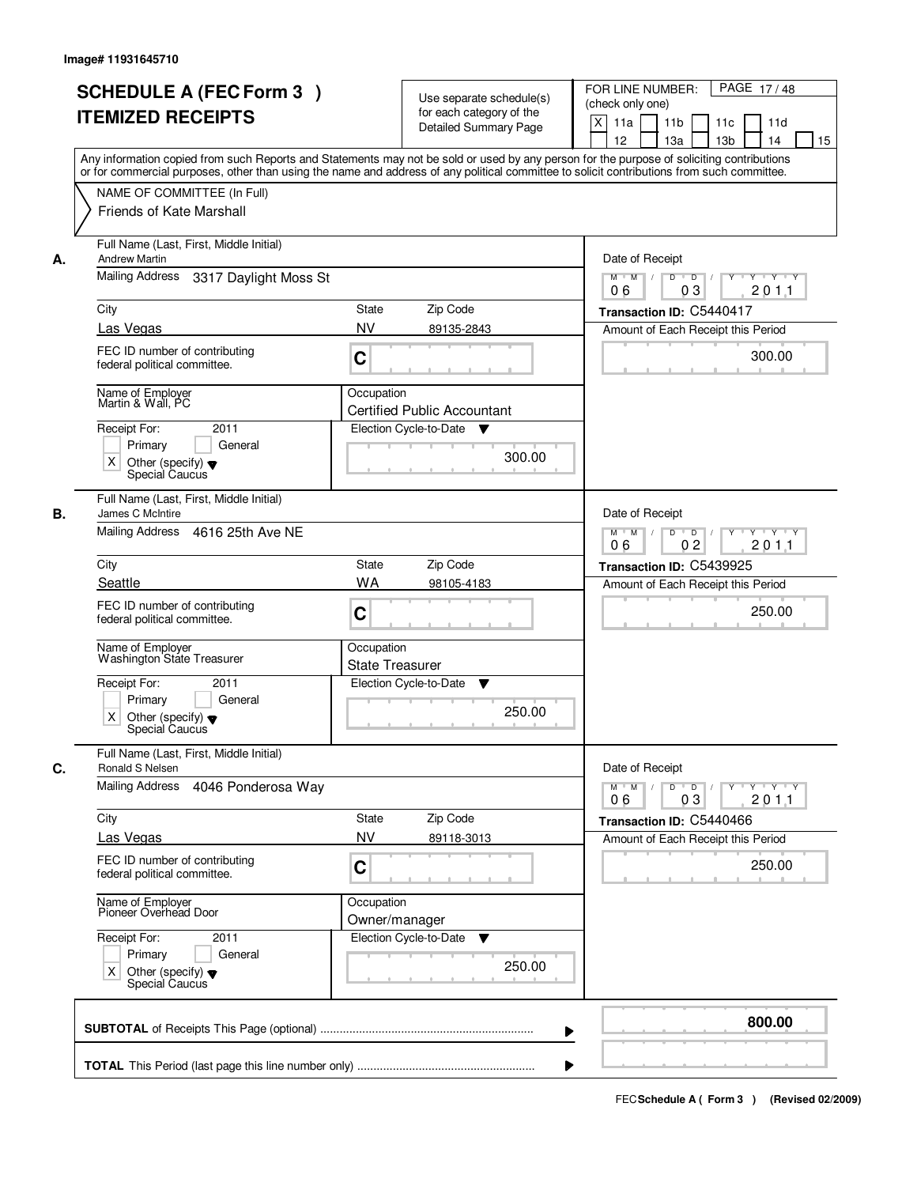Image# 11931645710

# SCHEDULE A (FEC Form 3 )
# ITEMIZED RECEIPTS

Use separate schedule(s) for each category of the Detailed Summary Page

FOR LINE NUMBER: (check only one)

[X] 11a [ ] 11b [ ] 11c [ ] 11d [ ] 12 [ ] 13a [ ] 13b [ ] 14 [ ] 15

PAGE 17 / 48

Any information copied from such Reports and Statements may not be sold or used by any person for the purpose of soliciting contributions or for commercial purposes, other than using the name and address of any political committee to solicit contributions from such committee.

NAME OF COMMITTEE (In Full)
Friends of Kate Marshall

---

**A.** Full Name (Last, First, Middle Initial): Andrew Martin

Mailing Address: 3317 Daylight Moss St

City: Las Vegas | State: NV | Zip Code: 89135-2843

FEC ID number of contributing federal political committee: C

Name of Employer: Martin & Wall, PC

Occupation: Certified Public Accountant

Receipt For: 2011 — [ ] Primary [ ] General [X] Other (specify): Special Caucus

Date of Receipt: 06 / 03 / 2011

Transaction ID: C5440417

Amount of Each Receipt this Period: 300.00

Election Cycle-to-Date: 300.00

---

**B.** Full Name (Last, First, Middle Initial): James C McIntire

Mailing Address: 4616 25th Ave NE

City: Seattle | State: WA | Zip Code: 98105-4183

FEC ID number of contributing federal political committee: C

Name of Employer: Washington State Treasurer

Occupation: State Treasurer

Receipt For: 2011 — [ ] Primary [ ] General [X] Other (specify): Special Caucus

Date of Receipt: 06 / 02 / 2011

Transaction ID: C5439925

Amount of Each Receipt this Period: 250.00

Election Cycle-to-Date: 250.00

---

**C.** Full Name (Last, First, Middle Initial): Ronald S Nelsen

Mailing Address: 4046 Ponderosa Way

City: Las Vegas | State: NV | Zip Code: 89118-3013

FEC ID number of contributing federal political committee: C

Name of Employer: Pioneer Overhead Door

Occupation: Owner/manager

Receipt For: 2011 — [ ] Primary [ ] General [X] Other (specify): Special Caucus

Date of Receipt: 06 / 03 / 2011

Transaction ID: C5440466

Amount of Each Receipt this Period: 250.00

Election Cycle-to-Date: 250.00

---

**SUBTOTAL** of Receipts This Page (optional): **800.00**

**TOTAL** This Period (last page this line number only):

FEC Schedule A ( Form 3 ) (Revised 02/2009)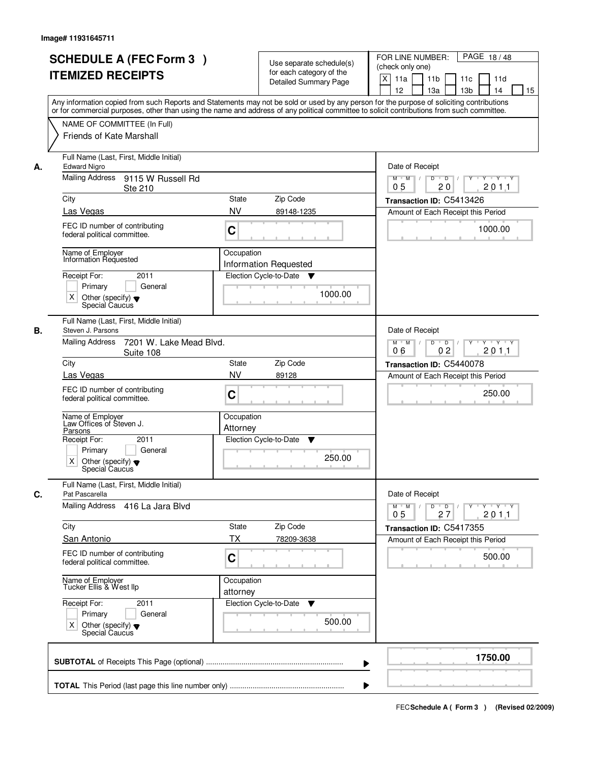Image# 11931645711

# SCHEDULE A (FEC Form 3 ) ITEMIZED RECEIPTS

Use separate schedule(s) for each category of the Detailed Summary Page

FOR LINE NUMBER: (check only one)
X 11a 11b 11c 11d 12 13a 13b 14 15

Any information copied from such Reports and Statements may not be sold or used by any person for the purpose of soliciting contributions or for commercial purposes, other than using the name and address of any political committee to solicit contributions from such committee.

NAME OF COMMITTEE (In Full)
Friends of Kate Marshall

**A.**
Full Name (Last, First, Middle Initial): Edward Nigro
Mailing Address: 9115 W Russell Rd, Ste 210
City: Las Vegas
State: NV
Zip Code: 89148-1235
FEC ID number of contributing federal political committee: C
Name of Employer: Information Requested
Occupation: Information Requested
Receipt For: 2011 — X Other (specify) Special Caucus
Election Cycle-to-Date: 1000.00
Date of Receipt: 05 20 2011
Transaction ID: C5413426
Amount of Each Receipt this Period: 1000.00

**B.**
Full Name (Last, First, Middle Initial): Steven J. Parsons
Mailing Address: 7201 W. Lake Mead Blvd., Suite 108
City: Las Vegas
State: NV
Zip Code: 89128
FEC ID number of contributing federal political committee: C
Name of Employer: Law Offices of Steven J. Parsons
Occupation: Attorney
Receipt For: 2011 — X Other (specify) Special Caucus
Election Cycle-to-Date: 250.00
Date of Receipt: 06 02 2011
Transaction ID: C5440078
Amount of Each Receipt this Period: 250.00

**C.**
Full Name (Last, First, Middle Initial): Pat Pascarella
Mailing Address: 416 La Jara Blvd
City: San Antonio
State: TX
Zip Code: 78209-3638
FEC ID number of contributing federal political committee: C
Name of Employer: Tucker Ellis & West llp
Occupation: attorney
Receipt For: 2011 — X Other (specify) Special Caucus
Election Cycle-to-Date: 500.00
Date of Receipt: 05 27 2011
Transaction ID: C5417355
Amount of Each Receipt this Period: 500.00

**SUBTOTAL** of Receipts This Page (optional): **1750.00**

**TOTAL** This Period (last page this line number only):

FEC Schedule A ( Form 3 ) (Revised 02/2009)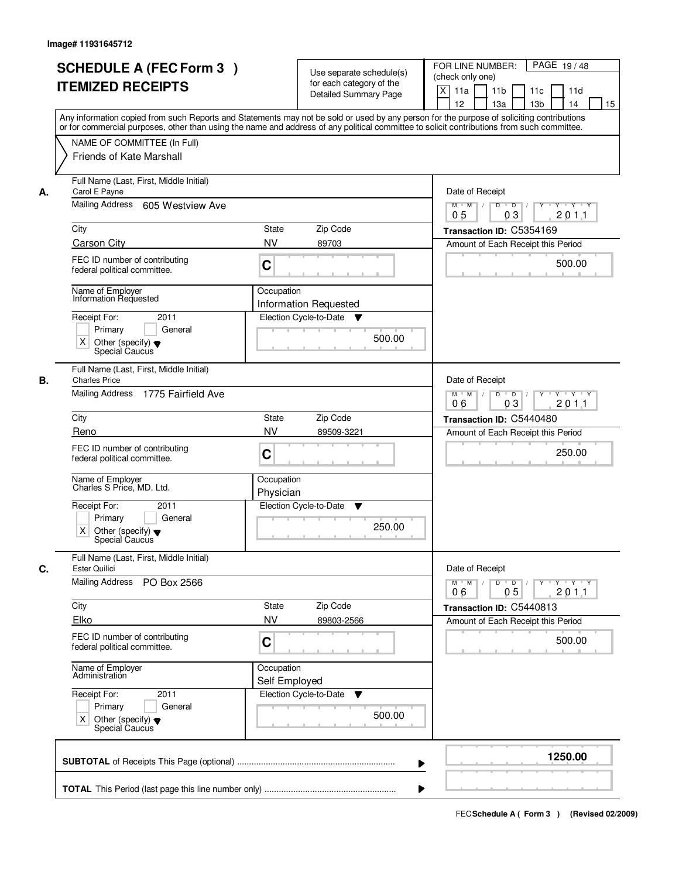Image# 11931645712

# SCHEDULE A (FEC Form 3 )
# ITEMIZED RECEIPTS

Use separate schedule(s) for each category of the Detailed Summary Page

FOR LINE NUMBER: (check only one)
[X] 11a [ ] 11b [ ] 11c [ ] 11d [ ] 12 [ ] 13a [ ] 13b [ ] 14 [ ] 15

PAGE 19 / 48

Any information copied from such Reports and Statements may not be sold or used by any person for the purpose of soliciting contributions or for commercial purposes, other than using the name and address of any political committee to solicit contributions from such committee.

NAME OF COMMITTEE (In Full)
Friends of Kate Marshall

---

**A.** Full Name (Last, First, Middle Initial): Carol E Payne

Mailing Address: 605 Westview Ave

City: Carson City | State: NV | Zip Code: 89703

FEC ID number of contributing federal political committee: C

Name of Employer: Information Requested

Occupation: Information Requested

Receipt For: 2011 [ ] Primary [ ] General [X] Other (specify) Special Caucus

Election Cycle-to-Date: 500.00

Date of Receipt: 05 / 03 / 2011

Transaction ID: C5354169

Amount of Each Receipt this Period: 500.00

---

**B.** Full Name (Last, First, Middle Initial): Charles Price

Mailing Address: 1775 Fairfield Ave

City: Reno | State: NV | Zip Code: 89509-3221

FEC ID number of contributing federal political committee: C

Name of Employer: Charles S Price, MD. Ltd.

Occupation: Physician

Receipt For: 2011 [ ] Primary [ ] General [X] Other (specify) Special Caucus

Election Cycle-to-Date: 250.00

Date of Receipt: 06 / 03 / 2011

Transaction ID: C5440480

Amount of Each Receipt this Period: 250.00

---

**C.** Full Name (Last, First, Middle Initial): Ester Quilici

Mailing Address: PO Box 2566

City: Elko | State: NV | Zip Code: 89803-2566

FEC ID number of contributing federal political committee: C

Name of Employer: Administration

Occupation: Self Employed

Receipt For: 2011 [ ] Primary [ ] General [X] Other (specify) Special Caucus

Election Cycle-to-Date: 500.00

Date of Receipt: 06 / 05 / 2011

Transaction ID: C5440813

Amount of Each Receipt this Period: 500.00

---

**SUBTOTAL** of Receipts This Page (optional): 1250.00

**TOTAL** This Period (last page this line number only):

FEC Schedule A ( Form 3 ) (Revised 02/2009)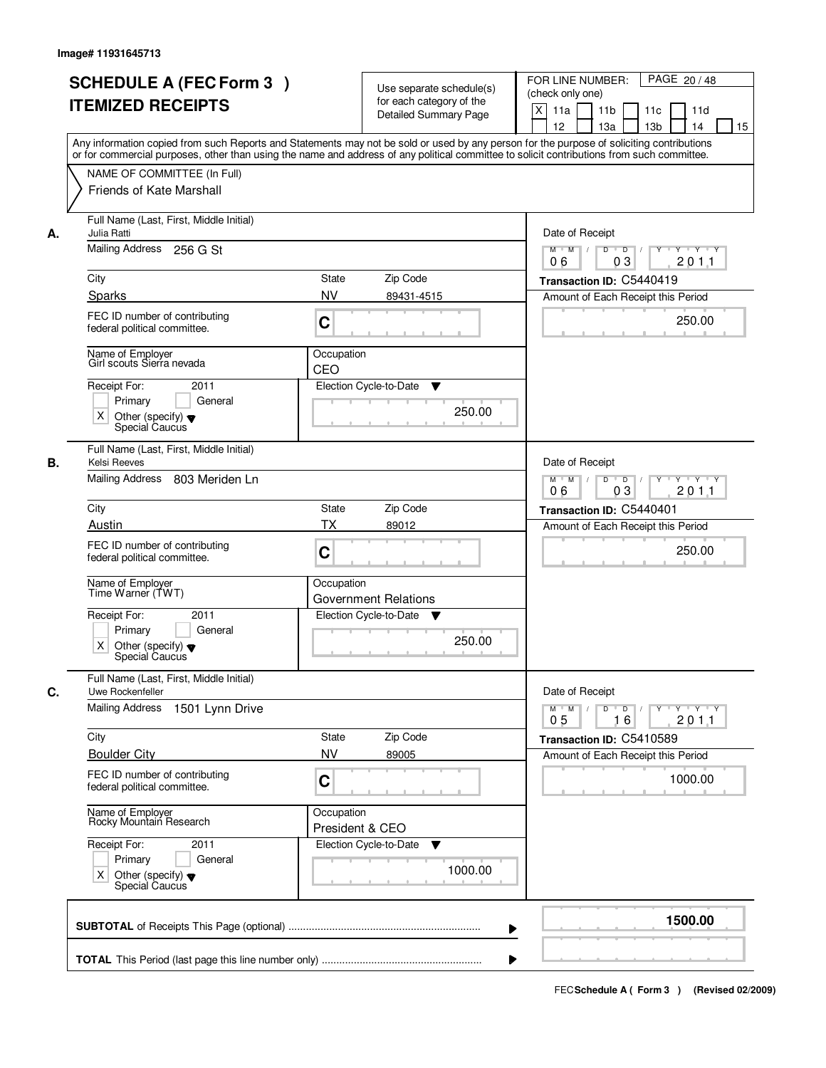Image# 11931645713

# SCHEDULE A (FEC Form 3 ) ITEMIZED RECEIPTS

Use separate schedule(s) for each category of the Detailed Summary Page

FOR LINE NUMBER: (check only one)

[X] 11a [ ] 11b [ ] 11c [ ] 11d [ ] 12 [ ] 13a [ ] 13b [ ] 14 [ ] 15

PAGE 20 / 48

Any information copied from such Reports and Statements may not be sold or used by any person for the purpose of soliciting contributions or for commercial purposes, other than using the name and address of any political committee to solicit contributions from such committee.

NAME OF COMMITTEE (In Full)

Friends of Kate Marshall

---

**A.** Full Name (Last, First, Middle Initial): Julia Ratti

Mailing Address: 256 G St

City: Sparks | State: NV | Zip Code: 89431-4515

FEC ID number of contributing federal political committee: C

Name of Employer: Girl scouts Sierra nevada

Occupation: CEO

Receipt For: 2011 — [ ] Primary [ ] General [X] Other (specify) Special Caucus

Election Cycle-to-Date: 250.00

Date of Receipt: 06 03 2011

Transaction ID: C5440419

Amount of Each Receipt this Period: 250.00

---

**B.** Full Name (Last, First, Middle Initial): Kelsi Reeves

Mailing Address: 803 Meriden Ln

City: Austin | State: TX | Zip Code: 89012

FEC ID number of contributing federal political committee: C

Name of Employer: Time Warner (TWT)

Occupation: Government Relations

Receipt For: 2011 — [ ] Primary [ ] General [X] Other (specify) Special Caucus

Election Cycle-to-Date: 250.00

Date of Receipt: 06 03 2011

Transaction ID: C5440401

Amount of Each Receipt this Period: 250.00

---

**C.** Full Name (Last, First, Middle Initial): Uwe Rockenfeller

Mailing Address: 1501 Lynn Drive

City: Boulder City | State: NV | Zip Code: 89005

FEC ID number of contributing federal political committee: C

Name of Employer: Rocky Mountain Research

Occupation: President & CEO

Receipt For: 2011 — [ ] Primary [ ] General [X] Other (specify) Special Caucus

Election Cycle-to-Date: 1000.00

Date of Receipt: 05 16 2011

Transaction ID: C5410589

Amount of Each Receipt this Period: 1000.00

---

**SUBTOTAL** of Receipts This Page (optional): 1500.00

**TOTAL** This Period (last page this line number only):

FEC Schedule A ( Form 3 ) (Revised 02/2009)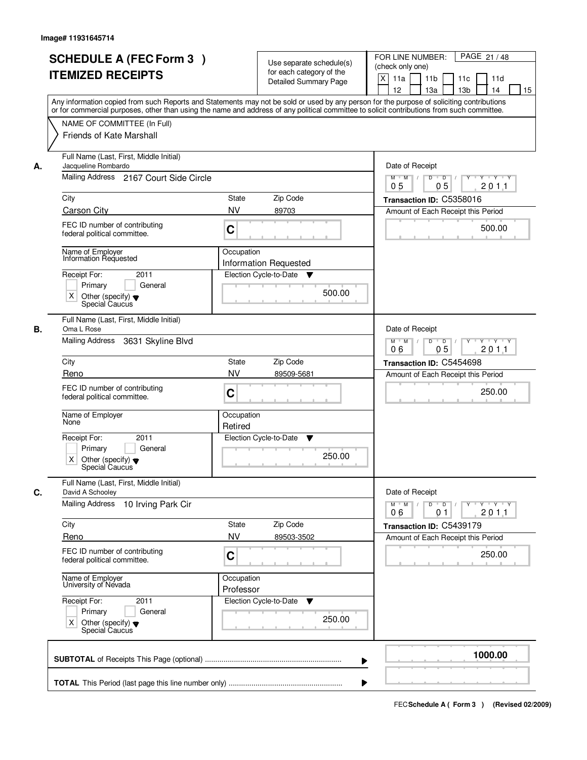Image# 11931645714

# SCHEDULE A (FEC Form 3 ) ITEMIZED RECEIPTS

Use separate schedule(s) for each category of the Detailed Summary Page

FOR LINE NUMBER: (check only one)

PAGE 21 / 48

[X] 11a [ ] 11b [ ] 11c [ ] 11d [ ] 12 [ ] 13a [ ] 13b [ ] 14 [ ] 15

Any information copied from such Reports and Statements may not be sold or used by any person for the purpose of soliciting contributions or for commercial purposes, other than using the name and address of any political committee to solicit contributions from such committee.

NAME OF COMMITTEE (In Full)
Friends of Kate Marshall

**A.** Full Name (Last, First, Middle Initial): Jacqueline Rombardo
Mailing Address: 2167 Court Side Circle
City: Carson City | State: NV | Zip Code: 89703
FEC ID number of contributing federal political committee: C
Name of Employer: Information Requested
Occupation: Information Requested
Receipt For: 2011 [ ] Primary [ ] General [X] Other (specify) Special Caucus
Date of Receipt: 05 05 2011
Transaction ID: C5358016
Amount of Each Receipt this Period: 500.00
Election Cycle-to-Date: 500.00

**B.** Full Name (Last, First, Middle Initial): Oma L Rose
Mailing Address: 3631 Skyline Blvd
City: Reno | State: NV | Zip Code: 89509-5681
FEC ID number of contributing federal political committee: C
Name of Employer: None
Occupation: Retired
Receipt For: 2011 [ ] Primary [ ] General [X] Other (specify) Special Caucus
Date of Receipt: 06 05 2011
Transaction ID: C5454698
Amount of Each Receipt this Period: 250.00
Election Cycle-to-Date: 250.00

**C.** Full Name (Last, First, Middle Initial): David A Schooley
Mailing Address: 10 Irving Park Cir
City: Reno | State: NV | Zip Code: 89503-3502
FEC ID number of contributing federal political committee: C
Name of Employer: University of Nevada
Occupation: Professor
Receipt For: 2011 [ ] Primary [ ] General [X] Other (specify) Special Caucus
Date of Receipt: 06 01 2011
Transaction ID: C5439179
Amount of Each Receipt this Period: 250.00
Election Cycle-to-Date: 250.00

**SUBTOTAL** of Receipts This Page (optional): 1000.00

**TOTAL** This Period (last page this line number only):

FEC Schedule A ( Form 3 ) (Revised 02/2009)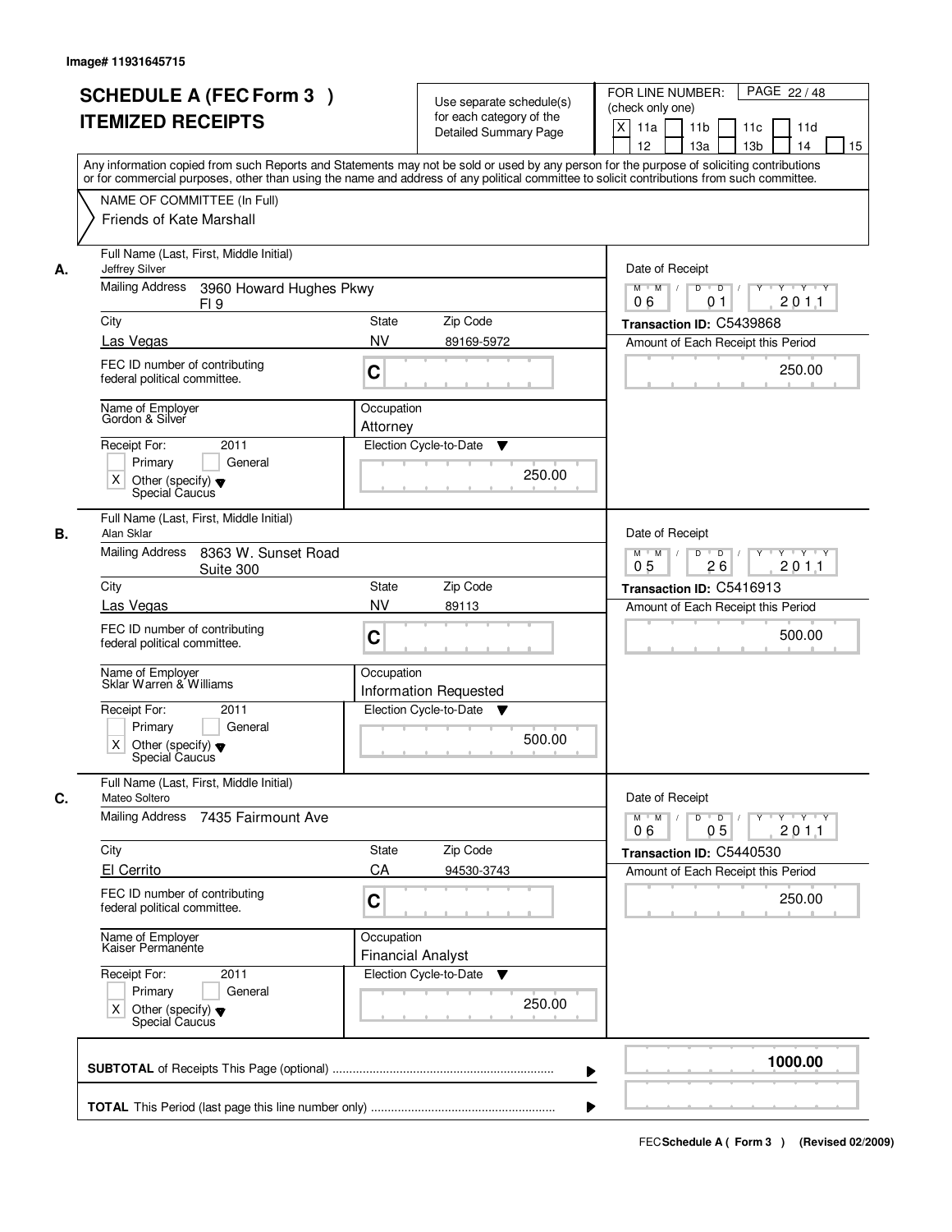Image# 11931645715

# SCHEDULE A (FEC Form 3 ) ITEMIZED RECEIPTS

Use separate schedule(s) for each category of the Detailed Summary Page

FOR LINE NUMBER: (check only one)
[X] 11a [ ] 11b [ ] 11c [ ] 11d [ ] 12 [ ] 13a [ ] 13b [ ] 14 [ ] 15

PAGE 22 / 48

Any information copied from such Reports and Statements may not be sold or used by any person for the purpose of soliciting contributions or for commercial purposes, other than using the name and address of any political committee to solicit contributions from such committee.

NAME OF COMMITTEE (In Full)
Friends of Kate Marshall

---

**A.** Full Name (Last, First, Middle Initial): Jeffrey Silver

Mailing Address: 3960 Howard Hughes Pkwy, Fl 9

City: Las Vegas | State: NV | Zip Code: 89169-5972

FEC ID number of contributing federal political committee: C

Name of Employer: Gordon & Silver

Occupation: Attorney

Receipt For: 2011 — [ ] Primary [ ] General [X] Other (specify): Special Caucus

Election Cycle-to-Date: 250.00

Date of Receipt: 06 / 01 / 2011

Transaction ID: C5439868

Amount of Each Receipt this Period: 250.00

---

**B.** Full Name (Last, First, Middle Initial): Alan Sklar

Mailing Address: 8363 W. Sunset Road, Suite 300

City: Las Vegas | State: NV | Zip Code: 89113

FEC ID number of contributing federal political committee: C

Name of Employer: Sklar Warren & Williams

Occupation: Information Requested

Receipt For: 2011 — [ ] Primary [ ] General [X] Other (specify): Special Caucus

Election Cycle-to-Date: 500.00

Date of Receipt: 05 / 26 / 2011

Transaction ID: C5416913

Amount of Each Receipt this Period: 500.00

---

**C.** Full Name (Last, First, Middle Initial): Mateo Soltero

Mailing Address: 7435 Fairmount Ave

City: El Cerrito | State: CA | Zip Code: 94530-3743

FEC ID number of contributing federal political committee: C

Name of Employer: Kaiser Permanente

Occupation: Financial Analyst

Receipt For: 2011 — [ ] Primary [ ] General [X] Other (specify): Special Caucus

Election Cycle-to-Date: 250.00

Date of Receipt: 06 / 05 / 2011

Transaction ID: C5440530

Amount of Each Receipt this Period: 250.00

---

**SUBTOTAL** of Receipts This Page (optional): 1000.00

**TOTAL** This Period (last page this line number only):

FEC Schedule A ( Form 3 ) (Revised 02/2009)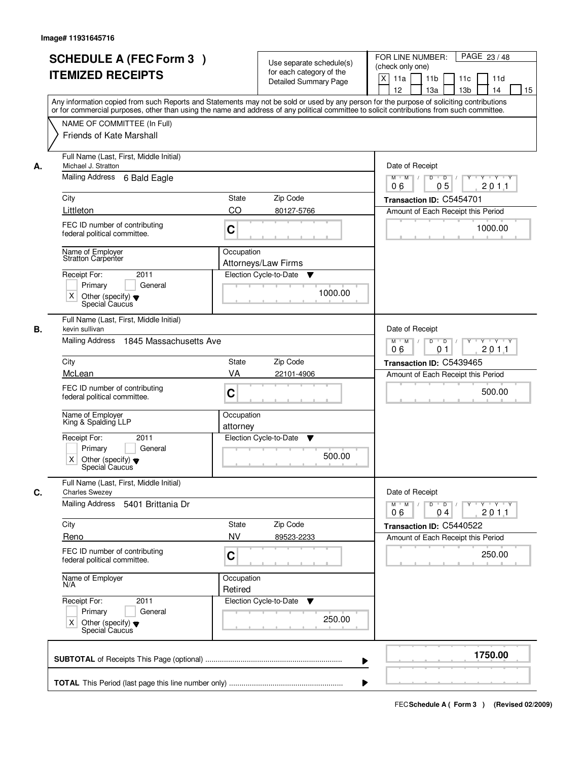Image# 11931645716

# SCHEDULE A (FEC Form 3 ) ITEMIZED RECEIPTS

Use separate schedule(s) for each category of the Detailed Summary Page

FOR LINE NUMBER: (check only one)
PAGE 23 / 48

[X] 11a [ ] 11b [ ] 11c [ ] 11d [ ] 12 [ ] 13a [ ] 13b [ ] 14 [ ] 15

Any information copied from such Reports and Statements may not be sold or used by any person for the purpose of soliciting contributions or for commercial purposes, other than using the name and address of any political committee to solicit contributions from such committee.

NAME OF COMMITTEE (In Full)
Friends of Kate Marshall

---

**A.**

Full Name (Last, First, Middle Initial): Michael J. Stratton
Mailing Address: 6 Bald Eagle
City: Littleton State: CO Zip Code: 80127-5766
FEC ID number of contributing federal political committee: C
Name of Employer: Stratton Carpenter
Occupation: Attorneys/Law Firms
Receipt For: 2011 [ ] Primary [ ] General [X] Other (specify) Special Caucus
Election Cycle-to-Date: 1000.00

Date of Receipt: 06 / 05 / 2011
Transaction ID: C5454701
Amount of Each Receipt this Period: 1000.00

---

**B.**

Full Name (Last, First, Middle Initial): kevin sullivan
Mailing Address: 1845 Massachusetts Ave
City: McLean State: VA Zip Code: 22101-4906
FEC ID number of contributing federal political committee: C
Name of Employer: King & Spalding LLP
Occupation: attorney
Receipt For: 2011 [ ] Primary [ ] General [X] Other (specify) Special Caucus
Election Cycle-to-Date: 500.00

Date of Receipt: 06 / 01 / 2011
Transaction ID: C5439465
Amount of Each Receipt this Period: 500.00

---

**C.**

Full Name (Last, First, Middle Initial): Charles Swezey
Mailing Address: 5401 Brittania Dr
City: Reno State: NV Zip Code: 89523-2233
FEC ID number of contributing federal political committee: C
Name of Employer: N/A
Occupation: Retired
Receipt For: 2011 [ ] Primary [ ] General [X] Other (specify) Special Caucus
Election Cycle-to-Date: 250.00

Date of Receipt: 06 / 04 / 2011
Transaction ID: C5440522
Amount of Each Receipt this Period: 250.00

---

**SUBTOTAL** of Receipts This Page (optional) ........ **1750.00**

**TOTAL** This Period (last page this line number only) ........

FEC **Schedule A ( Form 3 )** (Revised 02/2009)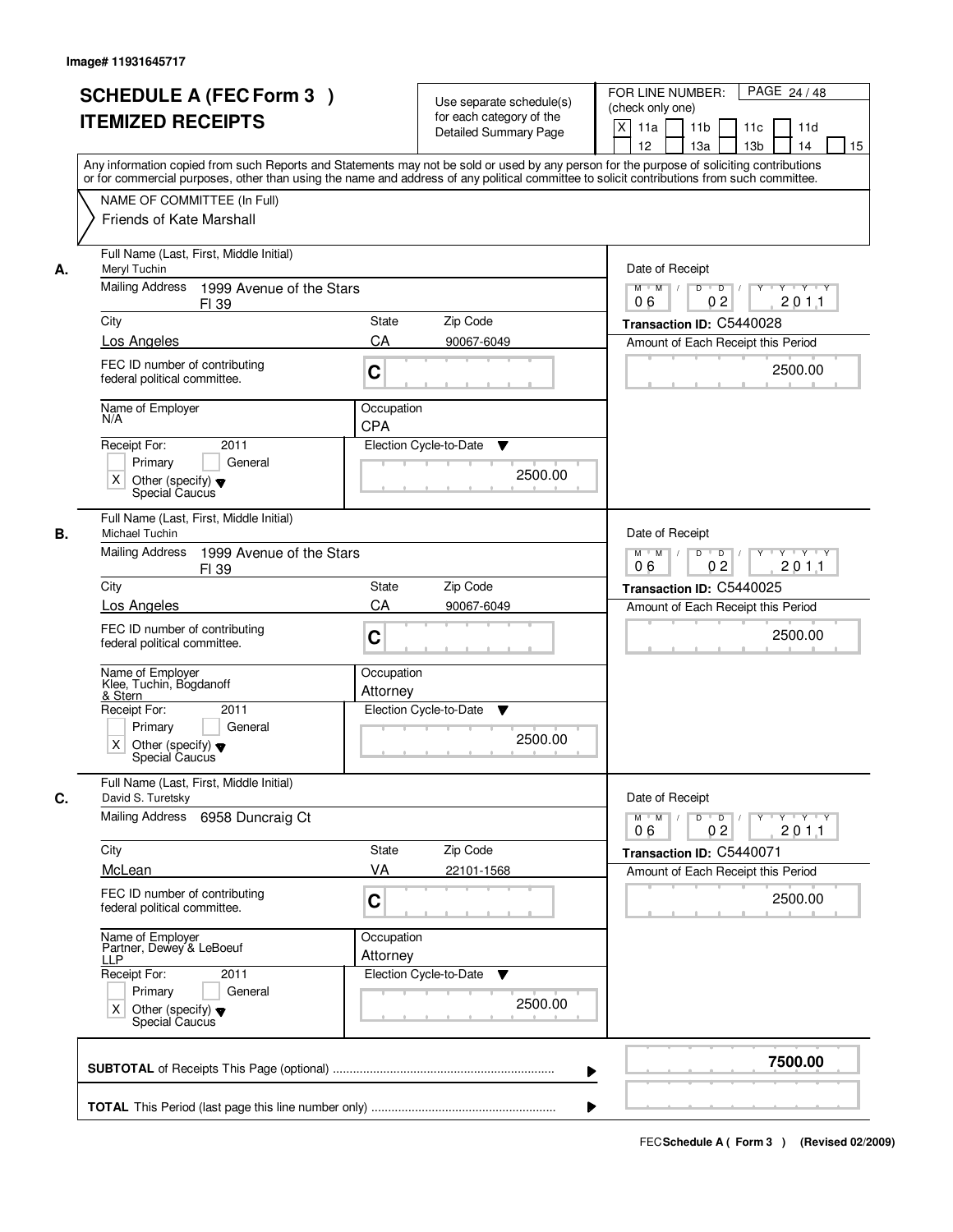Image# 11931645717

# SCHEDULE A (FEC Form 3 )
# ITEMIZED RECEIPTS

Use separate schedule(s) for each category of the Detailed Summary Page

FOR LINE NUMBER: (check only one)

- [X] 11a
- [ ] 11b
- [ ] 11c
- [ ] 11d
- [ ] 12
- [ ] 13a
- [ ] 13b
- [ ] 14
- [ ] 15

PAGE 24 / 48

Any information copied from such Reports and Statements may not be sold or used by any person for the purpose of soliciting contributions or for commercial purposes, other than using the name and address of any political committee to solicit contributions from such committee.

NAME OF COMMITTEE (In Full)
Friends of Kate Marshall

---

**A.** Full Name (Last, First, Middle Initial): Meryl Tuchin

Mailing Address: 1999 Avenue of the Stars Fl 39

City: Los Angeles | State: CA | Zip Code: 90067-6049

FEC ID number of contributing federal political committee: C

Name of Employer: N/A

Occupation: CPA

Receipt For: 2011 — [ ] Primary [ ] General [X] Other (specify): Special Caucus

Election Cycle-to-Date: 2500.00

Date of Receipt: 06 / 02 / 2011

Transaction ID: C5440028

Amount of Each Receipt this Period: 2500.00

---

**B.** Full Name (Last, First, Middle Initial): Michael Tuchin

Mailing Address: 1999 Avenue of the Stars Fl 39

City: Los Angeles | State: CA | Zip Code: 90067-6049

FEC ID number of contributing federal political committee: C

Name of Employer: Klee, Tuchin, Bogdanoff & Stern

Occupation: Attorney

Receipt For: 2011 — [ ] Primary [ ] General [X] Other (specify): Special Caucus

Election Cycle-to-Date: 2500.00

Date of Receipt: 06 / 02 / 2011

Transaction ID: C5440025

Amount of Each Receipt this Period: 2500.00

---

**C.** Full Name (Last, First, Middle Initial): David S. Turetsky

Mailing Address: 6958 Duncraig Ct

City: McLean | State: VA | Zip Code: 22101-1568

FEC ID number of contributing federal political committee: C

Name of Employer: Partner, Dewey & LeBoeuf LLP

Occupation: Attorney

Receipt For: 2011 — [ ] Primary [ ] General [X] Other (specify): Special Caucus

Election Cycle-to-Date: 2500.00

Date of Receipt: 06 / 02 / 2011

Transaction ID: C5440071

Amount of Each Receipt this Period: 2500.00

---

**SUBTOTAL** of Receipts This Page (optional): **7500.00**

**TOTAL** This Period (last page this line number only):

FEC Schedule A ( Form 3 ) (Revised 02/2009)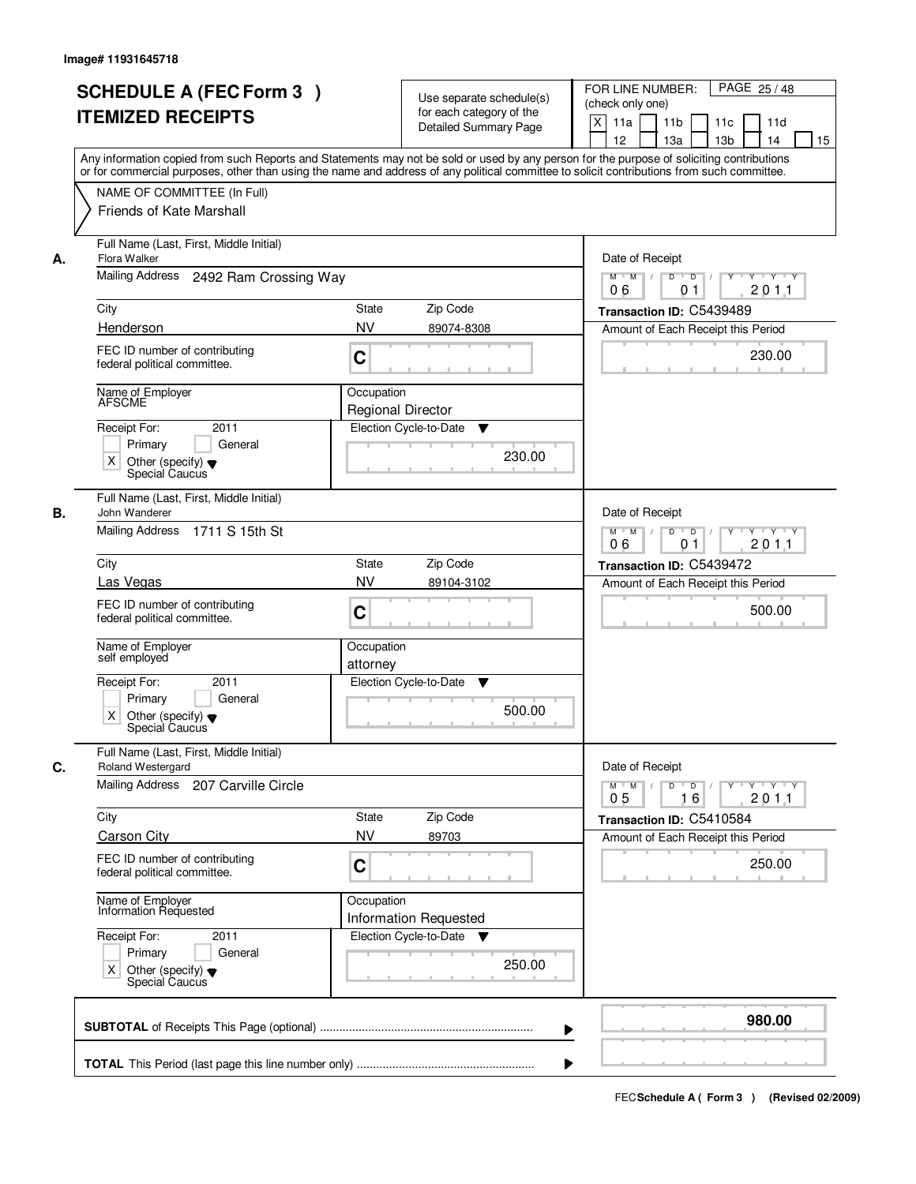Image# 11931645718

# SCHEDULE A (FEC Form 3 ) ITEMIZED RECEIPTS

Use separate schedule(s) for each category of the Detailed Summary Page

FOR LINE NUMBER: (check only one)

[X] 11a [ ] 11b [ ] 11c [ ] 11d [ ] 12 [ ] 13a [ ] 13b [ ] 14 [ ] 15

PAGE 25 / 48

Any information copied from such Reports and Statements may not be sold or used by any person for the purpose of soliciting contributions or for commercial purposes, other than using the name and address of any political committee to solicit contributions from such committee.

NAME OF COMMITTEE (In Full)
Friends of Kate Marshall

## A.

Full Name (Last, First, Middle Initial): Flora Walker

Mailing Address: 2492 Ram Crossing Way

| City | State | Zip Code |
|---|---|---|
| Henderson | NV | 89074-8308 |

FEC ID number of contributing federal political committee: C

Name of Employer: AFSCME

Occupation: Regional Director

Receipt For: 2011
[ ] Primary [ ] General
[X] Other (specify) Special Caucus

Election Cycle-to-Date: 230.00

Date of Receipt: 06 / 01 / 2011

Transaction ID: C5439489

Amount of Each Receipt this Period: 230.00

## B.

Full Name (Last, First, Middle Initial): John Wanderer

Mailing Address: 1711 S 15th St

| City | State | Zip Code |
|---|---|---|
| Las Vegas | NV | 89104-3102 |

FEC ID number of contributing federal political committee: C

Name of Employer: self employed

Occupation: attorney

Receipt For: 2011
[ ] Primary [ ] General
[X] Other (specify) Special Caucus

Election Cycle-to-Date: 500.00

Date of Receipt: 06 / 01 / 2011

Transaction ID: C5439472

Amount of Each Receipt this Period: 500.00

## C.

Full Name (Last, First, Middle Initial): Roland Westergard

Mailing Address: 207 Carville Circle

| City | State | Zip Code |
|---|---|---|
| Carson City | NV | 89703 |

FEC ID number of contributing federal political committee: C

Name of Employer: Information Requested

Occupation: Information Requested

Receipt For: 2011
[ ] Primary [ ] General
[X] Other (specify) Special Caucus

Election Cycle-to-Date: 250.00

Date of Receipt: 05 / 16 / 2011

Transaction ID: C5410584

Amount of Each Receipt this Period: 250.00

**SUBTOTAL** of Receipts This Page (optional) ........ **980.00**

**TOTAL** This Period (last page this line number only) ........

FEC **Schedule A ( Form 3 )** (Revised 02/2009)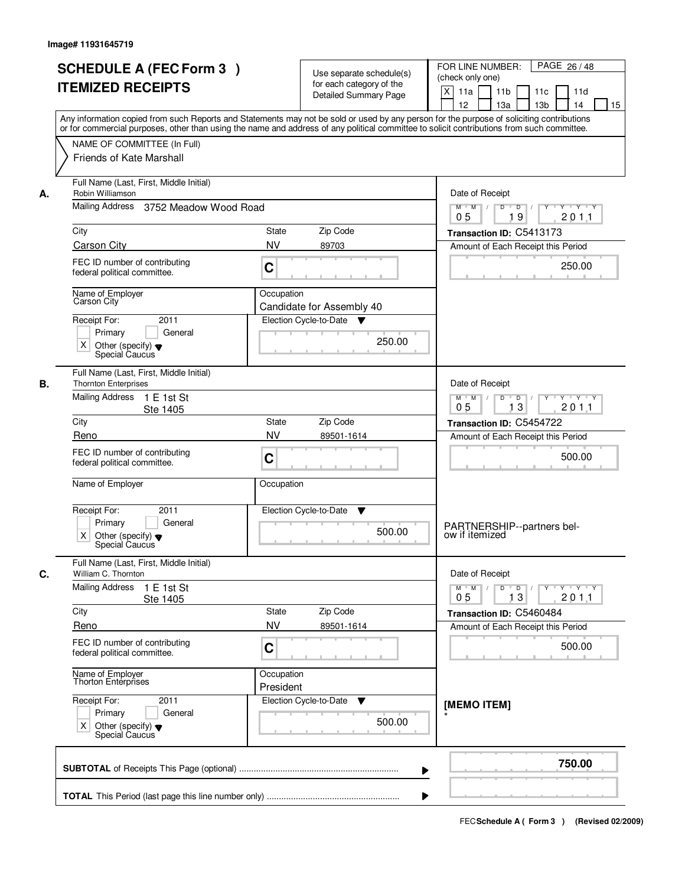Image# 11931645719

# SCHEDULE A (FEC Form 3 )
# ITEMIZED RECEIPTS

Use separate schedule(s) for each category of the Detailed Summary Page

FOR LINE NUMBER: (check only one)
[X] 11a [ ] 11b [ ] 11c [ ] 11d [ ] 12 [ ] 13a [ ] 13b [ ] 14 [ ] 15

PAGE 26 / 48

Any information copied from such Reports and Statements may not be sold or used by any person for the purpose of soliciting contributions or for commercial purposes, other than using the name and address of any political committee to solicit contributions from such committee.

NAME OF COMMITTEE (In Full)
Friends of Kate Marshall

---

**A.** Full Name (Last, First, Middle Initial): Robin Williamson

Mailing Address: 3752 Meadow Wood Road

City: Carson City | State: NV | Zip Code: 89703

FEC ID number of contributing federal political committee: C

Name of Employer: Carson City

Occupation: Candidate for Assembly 40

Receipt For: 2011
[ ] Primary [ ] General
[X] Other (specify): Special Caucus

Election Cycle-to-Date: 250.00

Date of Receipt: 05 19 2011

Transaction ID: C5413173

Amount of Each Receipt this Period: 250.00

---

**B.** Full Name (Last, First, Middle Initial): Thornton Enterprises

Mailing Address: 1 E 1st St
Ste 1405

City: Reno | State: NV | Zip Code: 89501-1614

FEC ID number of contributing federal political committee: C

Name of Employer:

Occupation:

Receipt For: 2011
[ ] Primary [ ] General
[X] Other (specify): Special Caucus

Election Cycle-to-Date: 500.00

Date of Receipt: 05 13 2011

Transaction ID: C5454722

Amount of Each Receipt this Period: 500.00

PARTNERSHIP--partners below if itemized

---

**C.** Full Name (Last, First, Middle Initial): William C. Thornton

Mailing Address: 1 E 1st St
Ste 1405

City: Reno | State: NV | Zip Code: 89501-1614

FEC ID number of contributing federal political committee: C

Name of Employer: Thorton Enterprises

Occupation: President

Receipt For: 2011
[ ] Primary [ ] General
[X] Other (specify): Special Caucus

Election Cycle-to-Date: 500.00

Date of Receipt: 05 13 2011

Transaction ID: C5460484

Amount of Each Receipt this Period: 500.00

[MEMO ITEM]
*

---

**SUBTOTAL** of Receipts This Page (optional): 750.00

**TOTAL** This Period (last page this line number only):

FEC **Schedule A ( Form 3 )** (Revised 02/2009)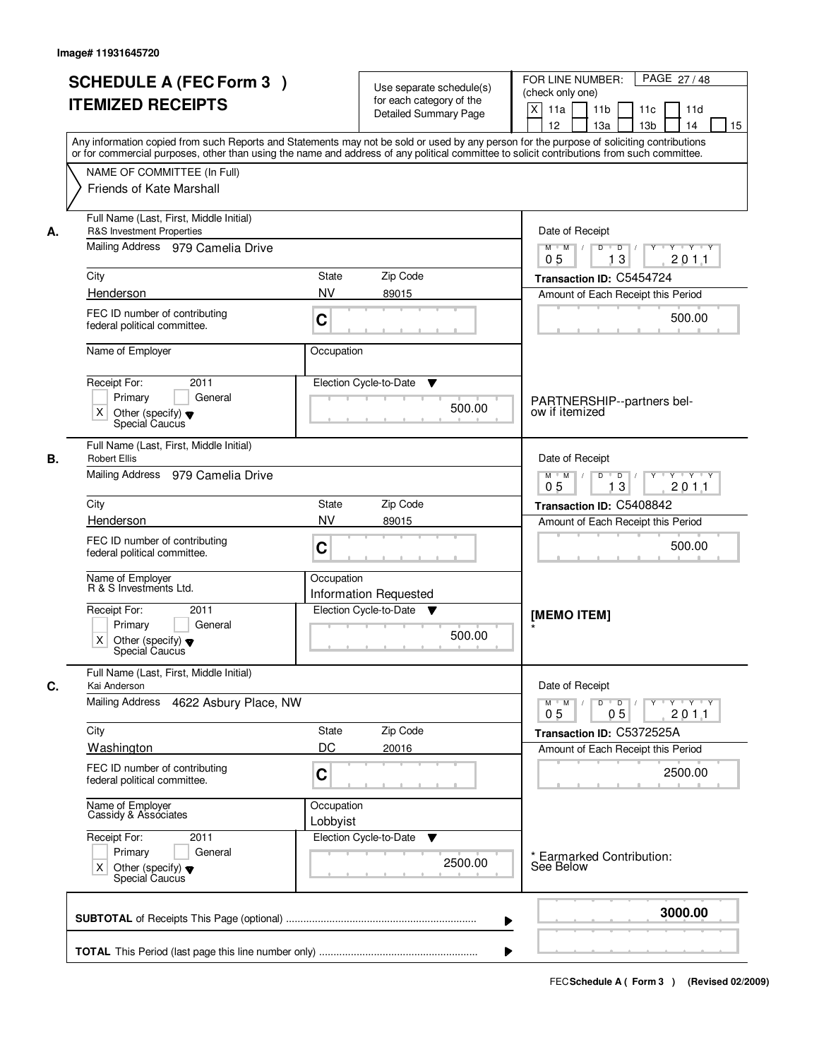Image# 11931645720

# SCHEDULE A (FEC Form 3 )
# ITEMIZED RECEIPTS

Use separate schedule(s) for each category of the Detailed Summary Page

FOR LINE NUMBER: (check only one)

PAGE 27 / 48

[X] 11a [ ] 11b [ ] 11c [ ] 11d [ ] 12 [ ] 13a [ ] 13b [ ] 14 [ ] 15

Any information copied from such Reports and Statements may not be sold or used by any person for the purpose of soliciting contributions or for commercial purposes, other than using the name and address of any political committee to solicit contributions from such committee.

NAME OF COMMITTEE (In Full)
Friends of Kate Marshall

---

**A.** Full Name (Last, First, Middle Initial): R&S Investment Properties

Mailing Address: 979 Camelia Drive

City: Henderson | State: NV | Zip Code: 89015

FEC ID number of contributing federal political committee: C

Name of Employer:

Occupation:

Receipt For: 2011 — [ ] Primary [ ] General [X] Other (specify) Special Caucus

Election Cycle-to-Date: 500.00

Date of Receipt: 05 / 13 / 2011

Transaction ID: C5454724

Amount of Each Receipt this Period: 500.00

PARTNERSHIP--partners below if itemized

---

**B.** Full Name (Last, First, Middle Initial): Robert Ellis

Mailing Address: 979 Camelia Drive

City: Henderson | State: NV | Zip Code: 89015

FEC ID number of contributing federal political committee: C

Name of Employer: R & S Investments Ltd.

Occupation: Information Requested

Receipt For: 2011 — [ ] Primary [ ] General [X] Other (specify) Special Caucus

Election Cycle-to-Date: 500.00

Date of Receipt: 05 / 13 / 2011

Transaction ID: C5408842

Amount of Each Receipt this Period: 500.00

[MEMO ITEM]
*

---

**C.** Full Name (Last, First, Middle Initial): Kai Anderson

Mailing Address: 4622 Asbury Place, NW

City: Washington | State: DC | Zip Code: 20016

FEC ID number of contributing federal political committee: C

Name of Employer: Cassidy & Associates

Occupation: Lobbyist

Receipt For: 2011 — [ ] Primary [ ] General [X] Other (specify) Special Caucus

Election Cycle-to-Date: 2500.00

Date of Receipt: 05 / 05 / 2011

Transaction ID: C5372525A

Amount of Each Receipt this Period: 2500.00

* Earmarked Contribution: See Below

---

**SUBTOTAL** of Receipts This Page (optional): **3000.00**

**TOTAL** This Period (last page this line number only):

FEC Schedule A ( Form 3 ) (Revised 02/2009)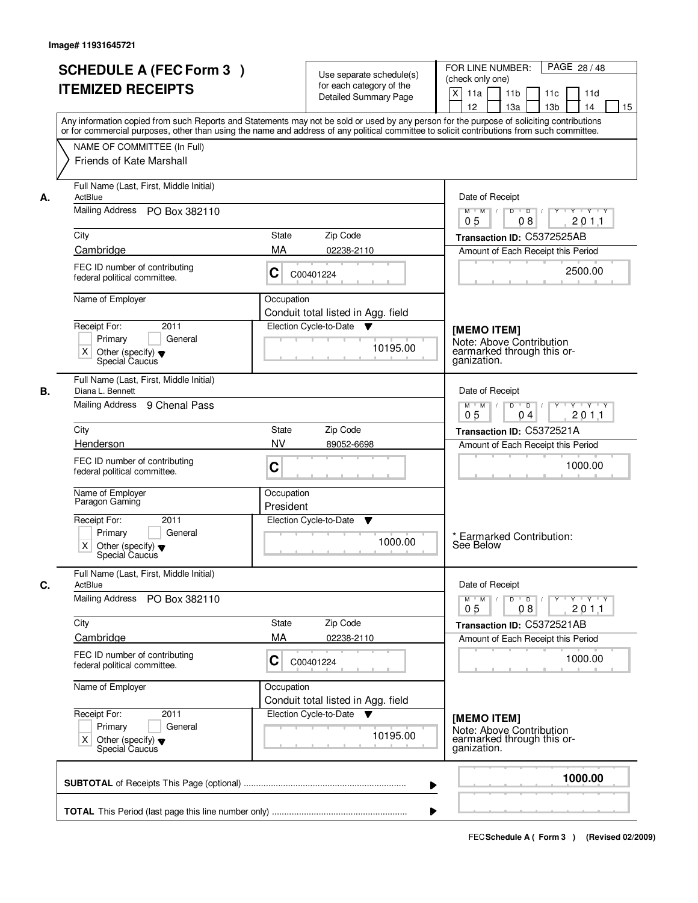Image# 11931645721

# SCHEDULE A (FEC Form 3 )
## ITEMIZED RECEIPTS

Use separate schedule(s) for each category of the Detailed Summary Page

FOR LINE NUMBER: (check only one)
PAGE 28 / 48

X 11a | 11b | 11c | 11d | 12 | 13a | 13b | 14 | 15

Any information copied from such Reports and Statements may not be sold or used by any person for the purpose of soliciting contributions or for commercial purposes, other than using the name and address of any political committee to solicit contributions from such committee.

NAME OF COMMITTEE (In Full)
Friends of Kate Marshall

---

**A.** Full Name (Last, First, Middle Initial)
ActBlue

Mailing Address: PO Box 382110

City: Cambridge | State: MA | Zip Code: 02238-2110

FEC ID number of contributing federal political committee: C C00401224

Name of Employer:

Occupation: Conduit total listed in Agg. field

Receipt For: 2011
Primary | General
X Other (specify) Special Caucus

Election Cycle-to-Date: 10195.00

Date of Receipt: 05 08 2011

Transaction ID: C5372525AB

Amount of Each Receipt this Period: 2500.00

**[MEMO ITEM]**
Note: Above Contribution earmarked through this organization.

---

**B.** Full Name (Last, First, Middle Initial)
Diana L. Bennett

Mailing Address: 9 Chenal Pass

City: Henderson | State: NV | Zip Code: 89052-6698

FEC ID number of contributing federal political committee: C

Name of Employer: Paragon Gaming

Occupation: President

Receipt For: 2011
Primary | General
X Other (specify) Special Caucus

Election Cycle-to-Date: 1000.00

Date of Receipt: 05 04 2011

Transaction ID: C5372521A

Amount of Each Receipt this Period: 1000.00

\* Earmarked Contribution: See Below

---

**C.** Full Name (Last, First, Middle Initial)
ActBlue

Mailing Address: PO Box 382110

City: Cambridge | State: MA | Zip Code: 02238-2110

FEC ID number of contributing federal political committee: C C00401224

Name of Employer:

Occupation: Conduit total listed in Agg. field

Receipt For: 2011
Primary | General
X Other (specify) Special Caucus

Election Cycle-to-Date: 10195.00

Date of Receipt: 05 08 2011

Transaction ID: C5372521AB

Amount of Each Receipt this Period: 1000.00

**[MEMO ITEM]**
Note: Above Contribution earmarked through this organization.

---

**SUBTOTAL** of Receipts This Page (optional): **1000.00**

**TOTAL** This Period (last page this line number only):

FEC **Schedule A ( Form 3 )** (Revised 02/2009)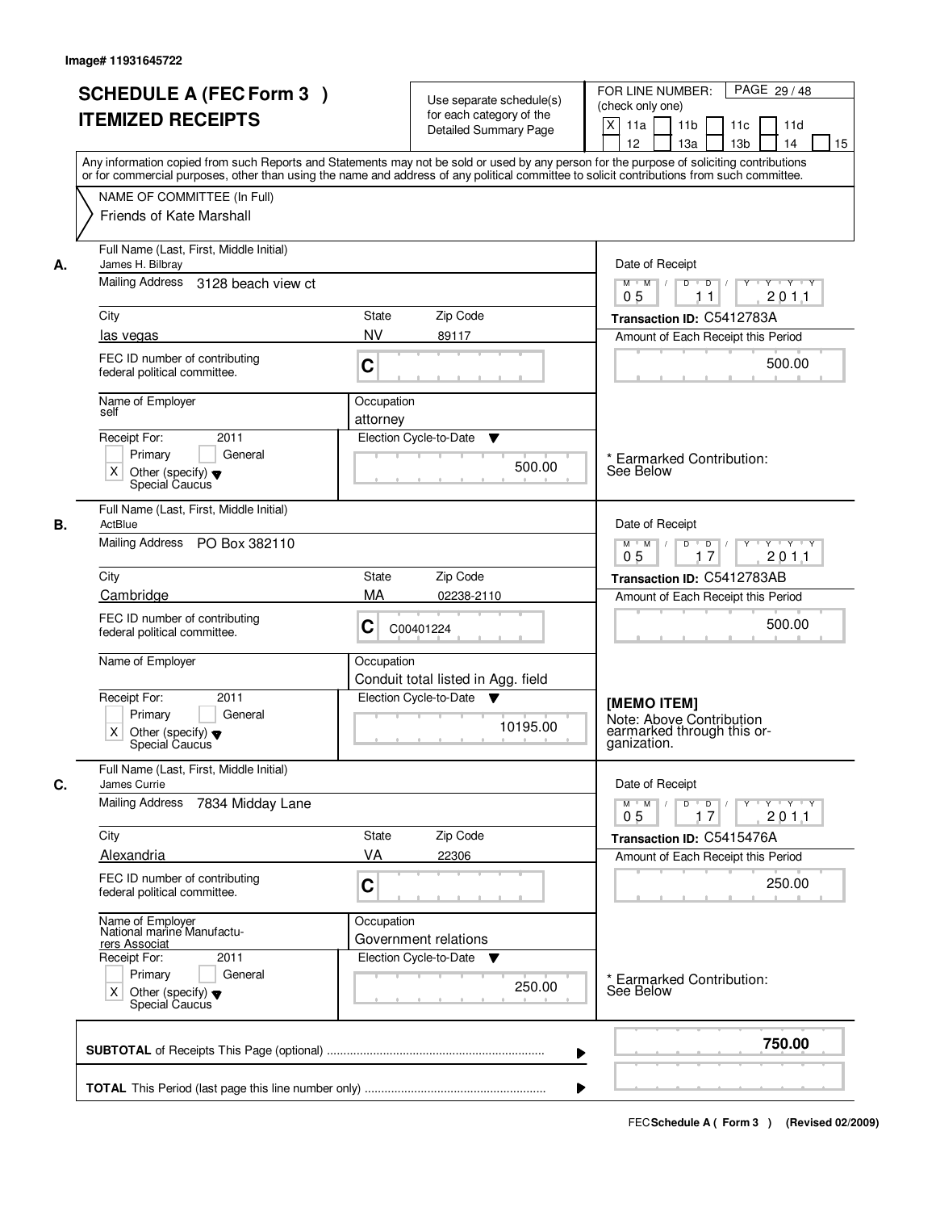Image# 11931645722

# SCHEDULE A (FEC Form 3 )
# ITEMIZED RECEIPTS

Use separate schedule(s) for each category of the Detailed Summary Page

FOR LINE NUMBER: (check only one)
[X] 11a [ ] 11b [ ] 11c [ ] 11d [ ] 12 [ ] 13a [ ] 13b [ ] 14 [ ] 15

PAGE 29 / 48

Any information copied from such Reports and Statements may not be sold or used by any person for the purpose of soliciting contributions or for commercial purposes, other than using the name and address of any political committee to solicit contributions from such committee.

NAME OF COMMITTEE (In Full)
Friends of Kate Marshall

---

**A.** Full Name (Last, First, Middle Initial): James H. Bilbray

Mailing Address: 3128 beach view ct

City: las vegas | State: NV | Zip Code: 89117

FEC ID number of contributing federal political committee: C

Name of Employer: self

Occupation: attorney

Receipt For: 2011 — [ ] Primary [ ] General [X] Other (specify) Special Caucus

Election Cycle-to-Date: 500.00

Date of Receipt: 05 11 2011

Transaction ID: C5412783A

Amount of Each Receipt this Period: 500.00

* Earmarked Contribution: See Below

---

**B.** Full Name (Last, First, Middle Initial): ActBlue

Mailing Address: PO Box 382110

City: Cambridge | State: MA | Zip Code: 02238-2110

FEC ID number of contributing federal political committee: C C00401224

Name of Employer:

Occupation: Conduit total listed in Agg. field

Receipt For: 2011 — [ ] Primary [ ] General [X] Other (specify) Special Caucus

Election Cycle-to-Date: 10195.00

Date of Receipt: 05 17 2011

Transaction ID: C5412783AB

Amount of Each Receipt this Period: 500.00

[MEMO ITEM]
Note: Above Contribution earmarked through this organization.

---

**C.** Full Name (Last, First, Middle Initial): James Currie

Mailing Address: 7834 Midday Lane

City: Alexandria | State: VA | Zip Code: 22306

FEC ID number of contributing federal political committee: C

Name of Employer: National marine Manufacturers Associat

Occupation: Government relations

Receipt For: 2011 — [ ] Primary [ ] General [X] Other (specify) Special Caucus

Election Cycle-to-Date: 250.00

Date of Receipt: 05 17 2011

Transaction ID: C5415476A

Amount of Each Receipt this Period: 250.00

* Earmarked Contribution: See Below

---

**SUBTOTAL** of Receipts This Page (optional): **750.00**

**TOTAL** This Period (last page this line number only):

FEC Schedule A ( Form 3 ) (Revised 02/2009)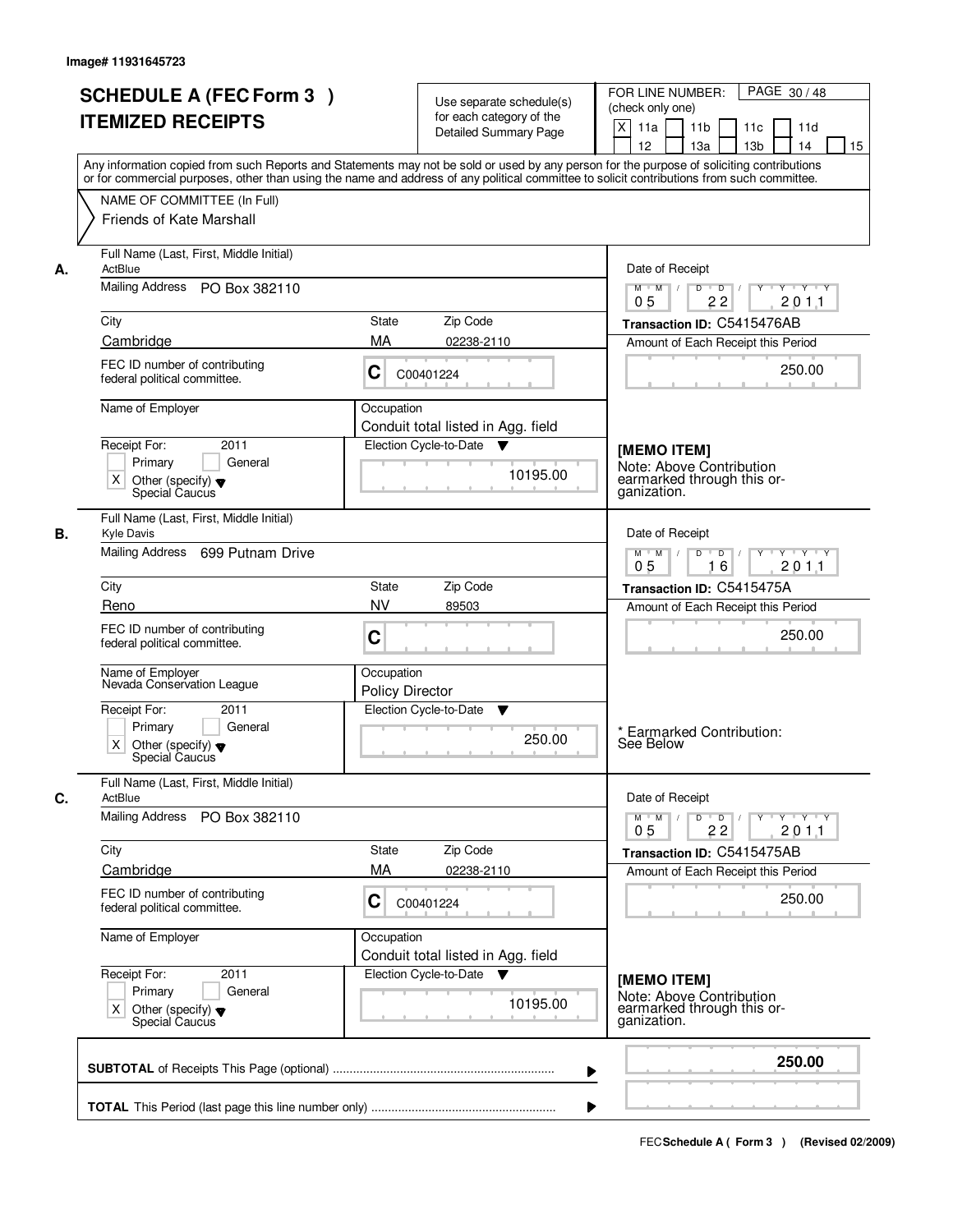Image# 11931645723

# SCHEDULE A (FEC Form 3 )
# ITEMIZED RECEIPTS

Use separate schedule(s) for each category of the Detailed Summary Page

FOR LINE NUMBER: (check only one)

[X] 11a [ ] 11b [ ] 11c [ ] 11d [ ] 12 [ ] 13a [ ] 13b [ ] 14 [ ] 15

PAGE 30 / 48

Any information copied from such Reports and Statements may not be sold or used by any person for the purpose of soliciting contributions or for commercial purposes, other than using the name and address of any political committee to solicit contributions from such committee.

NAME OF COMMITTEE (In Full)
Friends of Kate Marshall

---

**A.** Full Name (Last, First, Middle Initial): ActBlue

Mailing Address: PO Box 382110

City: Cambridge State: MA Zip Code: 02238-2110

FEC ID number of contributing federal political committee: C C00401224

Name of Employer:

Occupation: Conduit total listed in Agg. field

Receipt For: 2011 [ ] Primary [ ] General [X] Other (specify) Special Caucus

Election Cycle-to-Date: 10195.00

Date of Receipt: 05 / 22 / 2011

Transaction ID: C5415476AB

Amount of Each Receipt this Period: 250.00

[MEMO ITEM]
Note: Above Contribution earmarked through this organization.

---

**B.** Full Name (Last, First, Middle Initial): Kyle Davis

Mailing Address: 699 Putnam Drive

City: Reno State: NV Zip Code: 89503

FEC ID number of contributing federal political committee: C

Name of Employer: Nevada Conservation League

Occupation: Policy Director

Receipt For: 2011 [ ] Primary [ ] General [X] Other (specify) Special Caucus

Election Cycle-to-Date: 250.00

Date of Receipt: 05 / 16 / 2011

Transaction ID: C5415475A

Amount of Each Receipt this Period: 250.00

* Earmarked Contribution: See Below

---

**C.** Full Name (Last, First, Middle Initial): ActBlue

Mailing Address: PO Box 382110

City: Cambridge State: MA Zip Code: 02238-2110

FEC ID number of contributing federal political committee: C C00401224

Name of Employer:

Occupation: Conduit total listed in Agg. field

Receipt For: 2011 [ ] Primary [ ] General [X] Other (specify) Special Caucus

Election Cycle-to-Date: 10195.00

Date of Receipt: 05 / 22 / 2011

Transaction ID: C5415475AB

Amount of Each Receipt this Period: 250.00

[MEMO ITEM]
Note: Above Contribution earmarked through this organization.

---

**SUBTOTAL** of Receipts This Page (optional): **250.00**

**TOTAL** This Period (last page this line number only):

FEC Schedule A ( Form 3 ) (Revised 02/2009)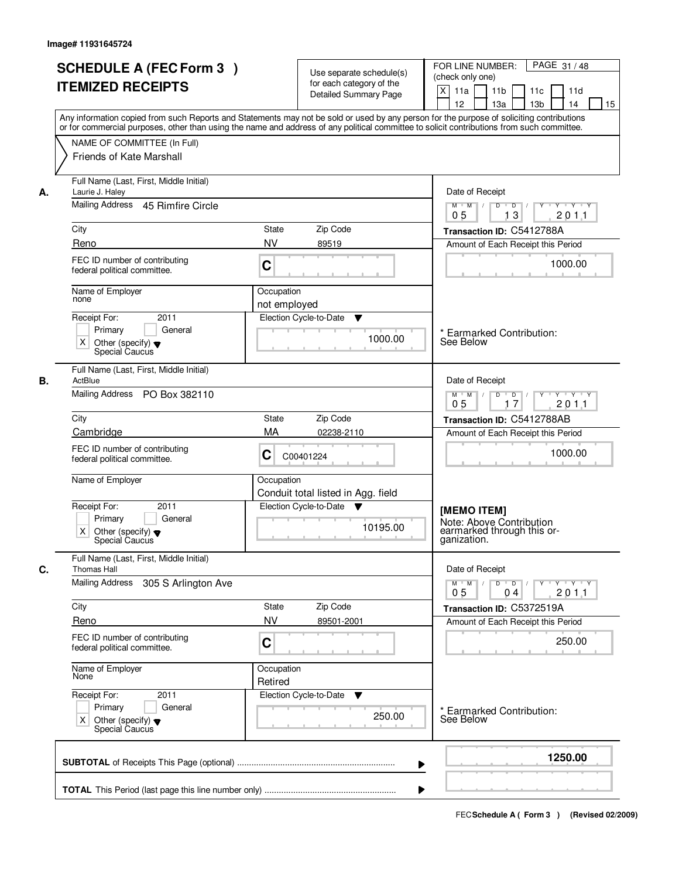Image# 11931645724

# SCHEDULE A (FEC Form 3 )
# ITEMIZED RECEIPTS

Use separate schedule(s) for each category of the Detailed Summary Page

FOR LINE NUMBER: (check only one)

PAGE 31 / 48

[X] 11a [ ] 11b [ ] 11c [ ] 11d [ ] 12 [ ] 13a [ ] 13b [ ] 14 [ ] 15

Any information copied from such Reports and Statements may not be sold or used by any person for the purpose of soliciting contributions or for commercial purposes, other than using the name and address of any political committee to solicit contributions from such committee.

NAME OF COMMITTEE (In Full)
Friends of Kate Marshall

---

**A.** Full Name (Last, First, Middle Initial): Laurie J. Haley

Mailing Address: 45 Rimfire Circle

City: Reno | State: NV | Zip Code: 89519

FEC ID number of contributing federal political committee: C

Name of Employer: none

Occupation: not employed

Receipt For: 2011 — [ ] Primary [ ] General [X] Other (specify): Special Caucus

Election Cycle-to-Date: 1000.00

Date of Receipt: 05 / 13 / 2011

Transaction ID: C5412788A

Amount of Each Receipt this Period: 1000.00

\* Earmarked Contribution: See Below

---

**B.** Full Name (Last, First, Middle Initial): ActBlue

Mailing Address: PO Box 382110

City: Cambridge | State: MA | Zip Code: 02238-2110

FEC ID number of contributing federal political committee: C C00401224

Name of Employer:

Occupation: Conduit total listed in Agg. field

Receipt For: 2011 — [ ] Primary [ ] General [X] Other (specify): Special Caucus

Election Cycle-to-Date: 10195.00

Date of Receipt: 05 / 17 / 2011

Transaction ID: C5412788AB

Amount of Each Receipt this Period: 1000.00

[MEMO ITEM]
Note: Above Contribution earmarked through this organization.

---

**C.** Full Name (Last, First, Middle Initial): Thomas Hall

Mailing Address: 305 S Arlington Ave

City: Reno | State: NV | Zip Code: 89501-2001

FEC ID number of contributing federal political committee: C

Name of Employer: None

Occupation: Retired

Receipt For: 2011 — [ ] Primary [ ] General [X] Other (specify): Special Caucus

Election Cycle-to-Date: 250.00

Date of Receipt: 05 / 04 / 2011

Transaction ID: C5372519A

Amount of Each Receipt this Period: 250.00

\* Earmarked Contribution: See Below

---

**SUBTOTAL** of Receipts This Page (optional): **1250.00**

**TOTAL** This Period (last page this line number only):

FEC Schedule A ( Form 3 ) (Revised 02/2009)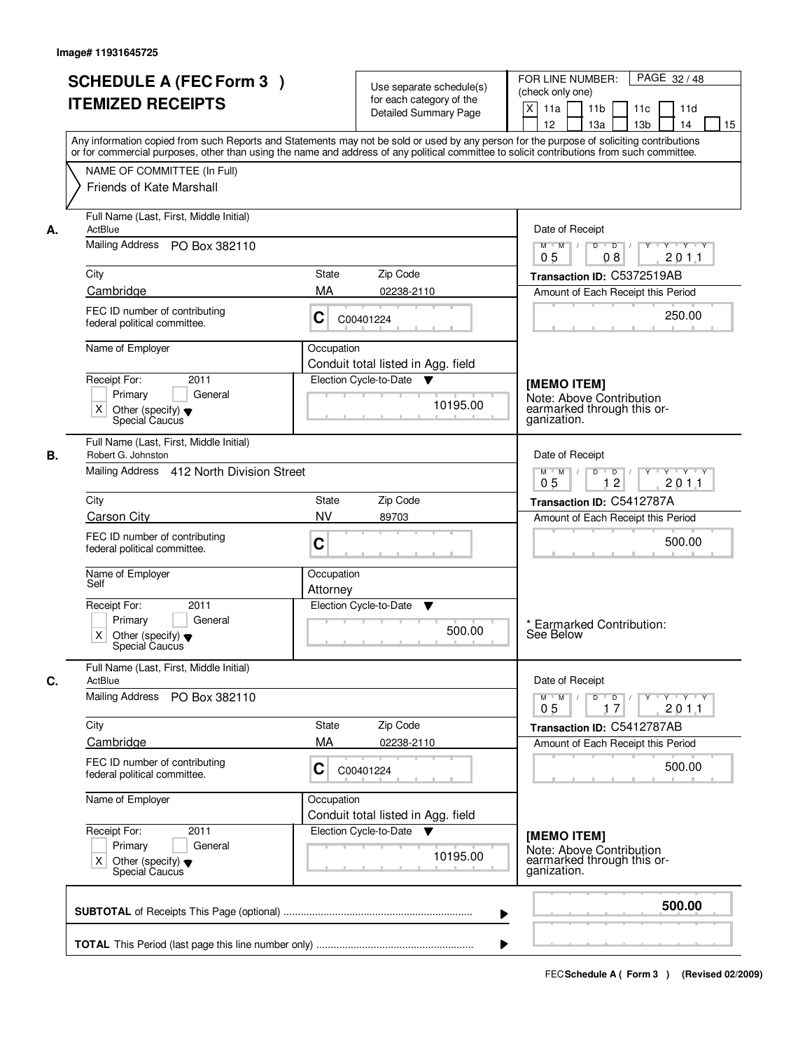Image# 11931645725

# SCHEDULE A (FEC Form 3 ) ITEMIZED RECEIPTS

Use separate schedule(s) for each category of the Detailed Summary Page

FOR LINE NUMBER: (check only one)

PAGE 32 / 48

[X] 11a [ ] 11b [ ] 11c [ ] 11d [ ] 12 [ ] 13a [ ] 13b [ ] 14 [ ] 15

Any information copied from such Reports and Statements may not be sold or used by any person for the purpose of soliciting contributions or for commercial purposes, other than using the name and address of any political committee to solicit contributions from such committee.

NAME OF COMMITTEE (In Full)

Friends of Kate Marshall

---

**A.** Full Name (Last, First, Middle Initial): ActBlue

Mailing Address: PO Box 382110

City: Cambridge | State: MA | Zip Code: 02238-2110

FEC ID number of contributing federal political committee: C C00401224

Name of Employer:

Occupation: Conduit total listed in Agg. field

Receipt For: 2011 — [ ] Primary [ ] General [X] Other (specify) Special Caucus

Election Cycle-to-Date: 10195.00

Date of Receipt: 05 08 2011

Transaction ID: C5372519AB

Amount of Each Receipt this Period: 250.00

[MEMO ITEM]
Note: Above Contribution earmarked through this organization.

---

**B.** Full Name (Last, First, Middle Initial): Robert G. Johnston

Mailing Address: 412 North Division Street

City: Carson City | State: NV | Zip Code: 89703

FEC ID number of contributing federal political committee: C

Name of Employer: Self

Occupation: Attorney

Receipt For: 2011 — [ ] Primary [ ] General [X] Other (specify) Special Caucus

Election Cycle-to-Date: 500.00

Date of Receipt: 05 12 2011

Transaction ID: C5412787A

Amount of Each Receipt this Period: 500.00

* Earmarked Contribution: See Below

---

**C.** Full Name (Last, First, Middle Initial): ActBlue

Mailing Address: PO Box 382110

City: Cambridge | State: MA | Zip Code: 02238-2110

FEC ID number of contributing federal political committee: C C00401224

Name of Employer:

Occupation: Conduit total listed in Agg. field

Receipt For: 2011 — [ ] Primary [ ] General [X] Other (specify) Special Caucus

Election Cycle-to-Date: 10195.00

Date of Receipt: 05 17 2011

Transaction ID: C5412787AB

Amount of Each Receipt this Period: 500.00

[MEMO ITEM]
Note: Above Contribution earmarked through this organization.

---

**SUBTOTAL** of Receipts This Page (optional): **500.00**

**TOTAL** This Period (last page this line number only):

FEC Schedule A ( Form 3 ) (Revised 02/2009)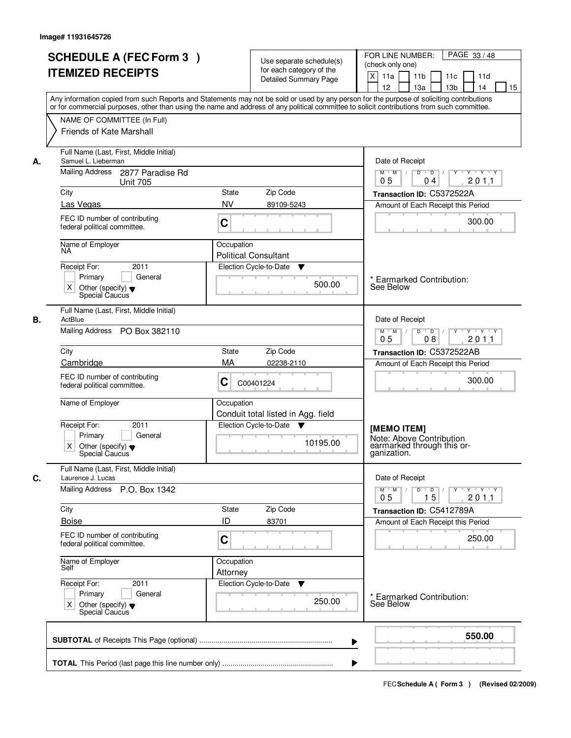Image# 11931645726

# SCHEDULE A (FEC Form 3 ) ITEMIZED RECEIPTS

Use separate schedule(s) for each category of the Detailed Summary Page

FOR LINE NUMBER: (check only one)

[X] 11a [ ] 11b [ ] 11c [ ] 11d [ ] 12 [ ] 13a [ ] 13b [ ] 14 [ ] 15

Any information copied from such Reports and Statements may not be sold or used by any person for the purpose of soliciting contributions or for commercial purposes, other than using the name and address of any political committee to solicit contributions from such committee.

NAME OF COMMITTEE (In Full)
Friends of Kate Marshall

---

**A.** Full Name (Last, First, Middle Initial): Samuel L. Lieberman

Mailing Address: 2877 Paradise Rd, Unit 705

City: Las Vegas | State: NV | Zip Code: 89109-5243

FEC ID number of contributing federal political committee: C

Name of Employer: NA

Occupation: Political Consultant

Receipt For: 2011 — [ ] Primary [ ] General [X] Other (specify) Special Caucus

Election Cycle-to-Date: 500.00

Date of Receipt: 05 04 2011

Transaction ID: C5372522A

Amount of Each Receipt this Period: 300.00

\* Earmarked Contribution: See Below

---

**B.** Full Name (Last, First, Middle Initial): ActBlue

Mailing Address: PO Box 382110

City: Cambridge | State: MA | Zip Code: 02238-2110

FEC ID number of contributing federal political committee: C C00401224

Name of Employer:

Occupation: Conduit total listed in Agg. field

Receipt For: 2011 — [ ] Primary [ ] General [X] Other (specify) Special Caucus

Election Cycle-to-Date: 10195.00

Date of Receipt: 05 08 2011

Transaction ID: C5372522AB

Amount of Each Receipt this Period: 300.00

**[MEMO ITEM]**
Note: Above Contribution earmarked through this organization.

---

**C.** Full Name (Last, First, Middle Initial): Laurence J. Lucas

Mailing Address: P.O. Box 1342

City: Boise | State: ID | Zip Code: 83701

FEC ID number of contributing federal political committee: C

Name of Employer: Self

Occupation: Attorney

Receipt For: 2011 — [ ] Primary [ ] General [X] Other (specify) Special Caucus

Election Cycle-to-Date: 250.00

Date of Receipt: 05 15 2011

Transaction ID: C5412789A

Amount of Each Receipt this Period: 250.00

\* Earmarked Contribution: See Below

---

**SUBTOTAL** of Receipts This Page (optional): **550.00**

**TOTAL** This Period (last page this line number only):

FEC Schedule A ( Form 3 ) (Revised 02/2009)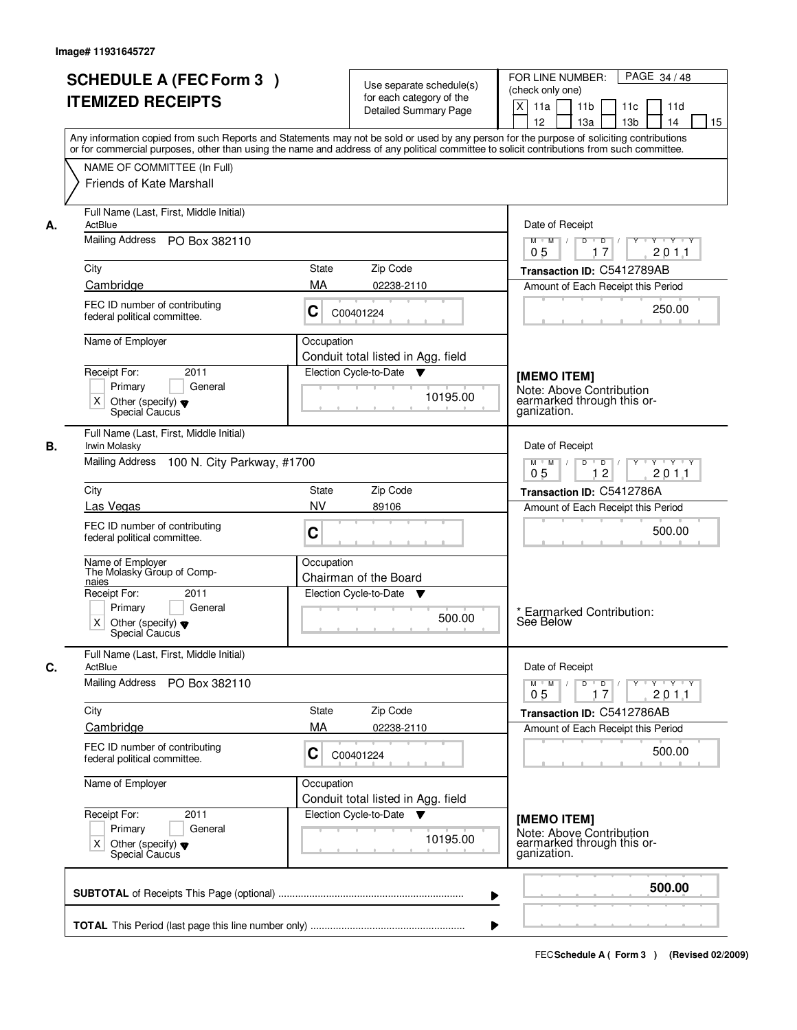Image# 11931645727

# SCHEDULE A (FEC Form 3 )
# ITEMIZED RECEIPTS

Use separate schedule(s) for each category of the Detailed Summary Page

FOR LINE NUMBER: (check only one)

[X] 11a [ ] 11b [ ] 11c [ ] 11d [ ] 12 [ ] 13a [ ] 13b [ ] 14 [ ] 15

PAGE 34 / 48

Any information copied from such Reports and Statements may not be sold or used by any person for the purpose of soliciting contributions or for commercial purposes, other than using the name and address of any political committee to solicit contributions from such committee.

NAME OF COMMITTEE (In Full)
Friends of Kate Marshall

---

**A.** Full Name (Last, First, Middle Initial): ActBlue

Mailing Address: PO Box 382110

City: Cambridge | State: MA | Zip Code: 02238-2110

FEC ID number of contributing federal political committee: C C00401224

Name of Employer:

Occupation: Conduit total listed in Agg. field

Receipt For: 2011 [ ] Primary [ ] General [X] Other (specify) Special Caucus

Election Cycle-to-Date: 10195.00

Date of Receipt: 05 17 2011

Transaction ID: C5412789AB

Amount of Each Receipt this Period: 250.00

[MEMO ITEM]
Note: Above Contribution earmarked through this organization.

---

**B.** Full Name (Last, First, Middle Initial): Irwin Molasky

Mailing Address: 100 N. City Parkway, #1700

City: Las Vegas | State: NV | Zip Code: 89106

FEC ID number of contributing federal political committee: C

Name of Employer: The Molasky Group of Compnaies

Occupation: Chairman of the Board

Receipt For: 2011 [ ] Primary [ ] General [X] Other (specify) Special Caucus

Election Cycle-to-Date: 500.00

Date of Receipt: 05 12 2011

Transaction ID: C5412786A

Amount of Each Receipt this Period: 500.00

* Earmarked Contribution: See Below

---

**C.** Full Name (Last, First, Middle Initial): ActBlue

Mailing Address: PO Box 382110

City: Cambridge | State: MA | Zip Code: 02238-2110

FEC ID number of contributing federal political committee: C C00401224

Name of Employer:

Occupation: Conduit total listed in Agg. field

Receipt For: 2011 [ ] Primary [ ] General [X] Other (specify) Special Caucus

Election Cycle-to-Date: 10195.00

Date of Receipt: 05 17 2011

Transaction ID: C5412786AB

Amount of Each Receipt this Period: 500.00

[MEMO ITEM]
Note: Above Contribution earmarked through this organization.

---

**SUBTOTAL** of Receipts This Page (optional): **500.00**

**TOTAL** This Period (last page this line number only):

FEC Schedule A ( Form 3 ) (Revised 02/2009)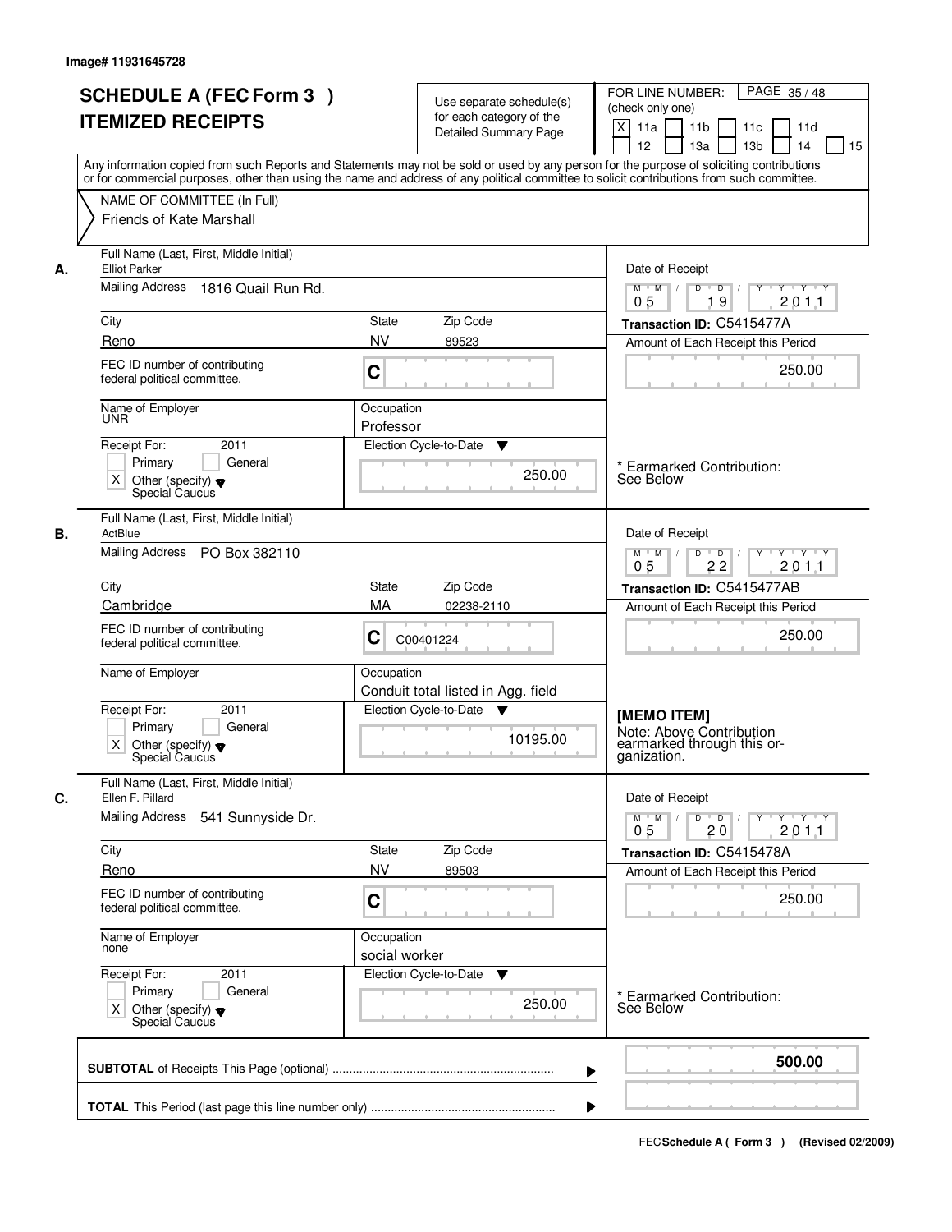Image# 11931645728

# SCHEDULE A (FEC Form 3 ) ITEMIZED RECEIPTS

Use separate schedule(s) for each category of the Detailed Summary Page

FOR LINE NUMBER: (check only one)

PAGE 35 / 48

[X] 11a [ ] 11b [ ] 11c [ ] 11d [ ] 12 [ ] 13a [ ] 13b [ ] 14 [ ] 15

Any information copied from such Reports and Statements may not be sold or used by any person for the purpose of soliciting contributions or for commercial purposes, other than using the name and address of any political committee to solicit contributions from such committee.

NAME OF COMMITTEE (In Full)
Friends of Kate Marshall

---

**A.**

Full Name (Last, First, Middle Initial): Elliot Parker

Mailing Address: 1816 Quail Run Rd.

City: Reno | State: NV | Zip Code: 89523

FEC ID number of contributing federal political committee: C

Name of Employer: UNR

Occupation: Professor

Receipt For: 2011 — [ ] Primary [ ] General [X] Other (specify) Special Caucus

Election Cycle-to-Date: 250.00

Date of Receipt: 05 / 19 / 2011

Transaction ID: C5415477A

Amount of Each Receipt this Period: 250.00

\* Earmarked Contribution: See Below

---

**B.**

Full Name (Last, First, Middle Initial): ActBlue

Mailing Address: PO Box 382110

City: Cambridge | State: MA | Zip Code: 02238-2110

FEC ID number of contributing federal political committee: C C00401224

Name of Employer:

Occupation: Conduit total listed in Agg. field

Receipt For: 2011 — [ ] Primary [ ] General [X] Other (specify) Special Caucus

Election Cycle-to-Date: 10195.00

Date of Receipt: 05 / 22 / 2011

Transaction ID: C5415477AB

Amount of Each Receipt this Period: 250.00

[MEMO ITEM]
Note: Above Contribution earmarked through this organization.

---

**C.**

Full Name (Last, First, Middle Initial): Ellen F. Pillard

Mailing Address: 541 Sunnyside Dr.

City: Reno | State: NV | Zip Code: 89503

FEC ID number of contributing federal political committee: C

Name of Employer: none

Occupation: social worker

Receipt For: 2011 — [ ] Primary [ ] General [X] Other (specify) Special Caucus

Election Cycle-to-Date: 250.00

Date of Receipt: 05 / 20 / 2011

Transaction ID: C5415478A

Amount of Each Receipt this Period: 250.00

\* Earmarked Contribution: See Below

---

**SUBTOTAL** of Receipts This Page (optional) ........ 500.00

**TOTAL** This Period (last page this line number only) ........

FEC **Schedule A ( Form 3 )** (Revised 02/2009)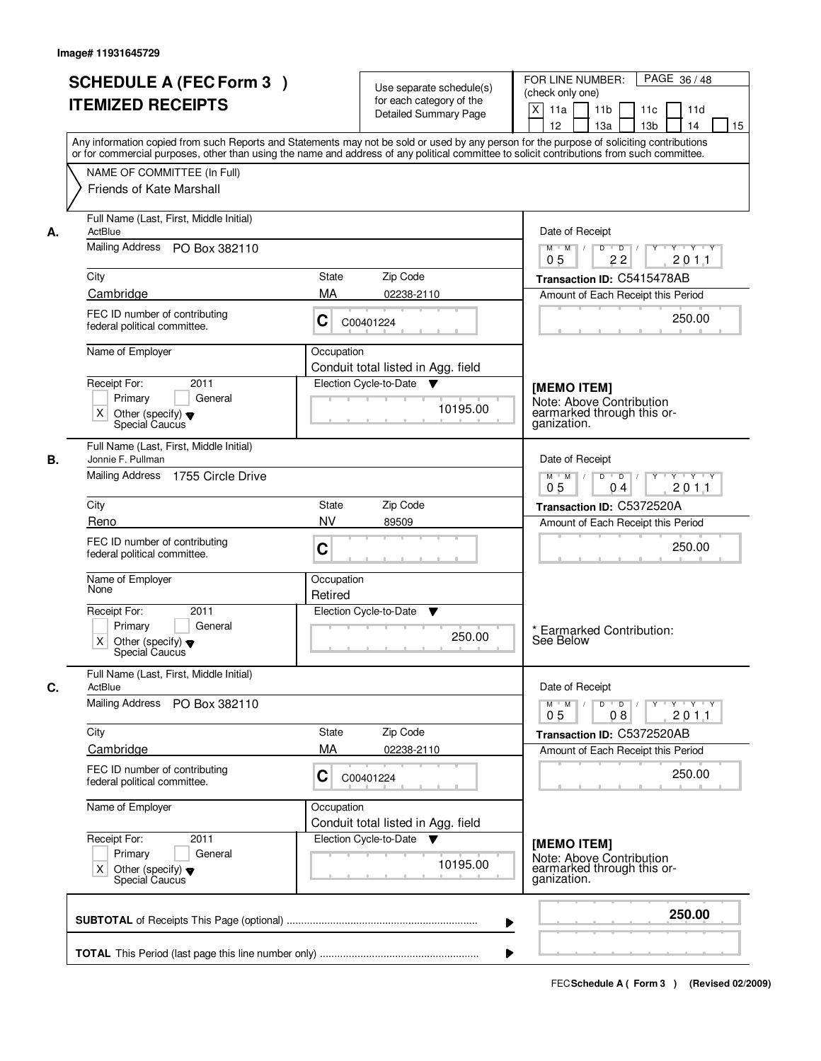Image# 11931645729

# SCHEDULE A (FEC Form 3 )
## ITEMIZED RECEIPTS

Use separate schedule(s) for each category of the Detailed Summary Page

FOR LINE NUMBER: (check only one)

X 11a | 11b | 11c | 11d | 12 | 13a | 13b | 14 | 15

PAGE 36 / 48

Any information copied from such Reports and Statements may not be sold or used by any person for the purpose of soliciting contributions or for commercial purposes, other than using the name and address of any political committee to solicit contributions from such committee.

NAME OF COMMITTEE (In Full)
Friends of Kate Marshall

**A.**
Full Name (Last, First, Middle Initial): ActBlue
Mailing Address: PO Box 382110
City: Cambridge
State: MA
Zip Code: 02238-2110
FEC ID number of contributing federal political committee: C C00401224
Name of Employer:
Occupation: Conduit total listed in Agg. field
Receipt For: 2011
Primary / General
X Other (specify) Special Caucus
Election Cycle-to-Date: 10195.00
Date of Receipt: 05 / 22 / 2011
Transaction ID: C5415478AB
Amount of Each Receipt this Period: 250.00
[MEMO ITEM]
Note: Above Contribution earmarked through this organization.

**B.**
Full Name (Last, First, Middle Initial): Jonnie F. Pullman
Mailing Address: 1755 Circle Drive
City: Reno
State: NV
Zip Code: 89509
FEC ID number of contributing federal political committee: C
Name of Employer: None
Occupation: Retired
Receipt For: 2011
Primary / General
X Other (specify) Special Caucus
Election Cycle-to-Date: 250.00
Date of Receipt: 05 / 04 / 2011
Transaction ID: C5372520A
Amount of Each Receipt this Period: 250.00
* Earmarked Contribution: See Below

**C.**
Full Name (Last, First, Middle Initial): ActBlue
Mailing Address: PO Box 382110
City: Cambridge
State: MA
Zip Code: 02238-2110
FEC ID number of contributing federal political committee: C C00401224
Name of Employer:
Occupation: Conduit total listed in Agg. field
Receipt For: 2011
Primary / General
X Other (specify) Special Caucus
Election Cycle-to-Date: 10195.00
Date of Receipt: 05 / 08 / 2011
Transaction ID: C5372520AB
Amount of Each Receipt this Period: 250.00
[MEMO ITEM]
Note: Above Contribution earmarked through this organization.

**SUBTOTAL** of Receipts This Page (optional): **250.00**

**TOTAL** This Period (last page this line number only):

FEC Schedule A ( Form 3 ) (Revised 02/2009)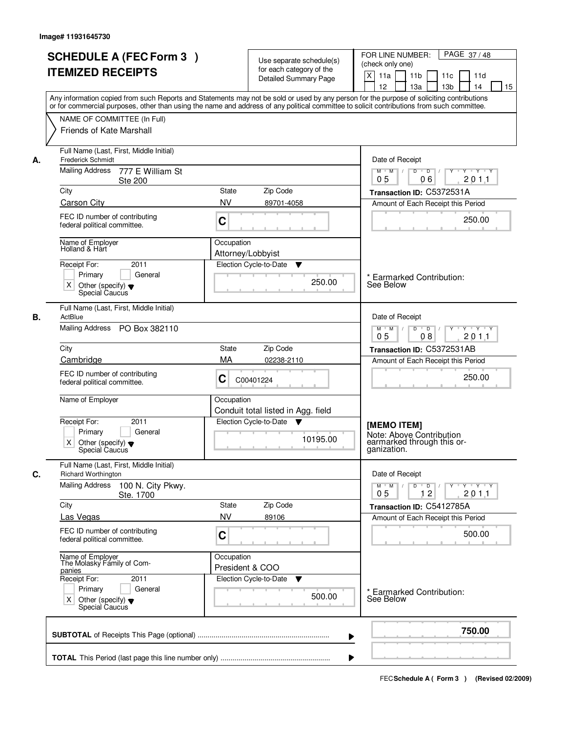Image# 11931645730

# SCHEDULE A (FEC Form 3 )
# ITEMIZED RECEIPTS

Use separate schedule(s) for each category of the Detailed Summary Page

FOR LINE NUMBER: (check only one)

[X] 11a [ ] 11b [ ] 11c [ ] 11d [ ] 12 [ ] 13a [ ] 13b [ ] 14 [ ] 15

PAGE 37 / 48

Any information copied from such Reports and Statements may not be sold or used by any person for the purpose of soliciting contributions or for commercial purposes, other than using the name and address of any political committee to solicit contributions from such committee.

NAME OF COMMITTEE (In Full)
Friends of Kate Marshall

---

**A.**

Full Name (Last, First, Middle Initial): Frederick Schmidt

Mailing Address: 777 E William St, Ste 200

City: Carson City | State: NV | Zip Code: 89701-4058

FEC ID number of contributing federal political committee: C

Name of Employer: Holland & Hart

Occupation: Attorney/Lobbyist

Receipt For: 2011 — [ ] Primary [ ] General [X] Other (specify): Special Caucus

Election Cycle-to-Date: 250.00

Date of Receipt: 05 / 06 / 2011

Transaction ID: C5372531A

Amount of Each Receipt this Period: 250.00

\* Earmarked Contribution: See Below

---

**B.**

Full Name (Last, First, Middle Initial): ActBlue

Mailing Address: PO Box 382110

City: Cambridge | State: MA | Zip Code: 02238-2110

FEC ID number of contributing federal political committee: C C00401224

Name of Employer:

Occupation: Conduit total listed in Agg. field

Receipt For: 2011 — [ ] Primary [ ] General [X] Other (specify): Special Caucus

Election Cycle-to-Date: 10195.00

Date of Receipt: 05 / 08 / 2011

Transaction ID: C5372531AB

Amount of Each Receipt this Period: 250.00

[MEMO ITEM]
Note: Above Contribution earmarked through this organization.

---

**C.**

Full Name (Last, First, Middle Initial): Richard Worthington

Mailing Address: 100 N. City Pkwy. Ste. 1700

City: Las Vegas | State: NV | Zip Code: 89106

FEC ID number of contributing federal political committee: C

Name of Employer: The Molasky Family of Companies

Occupation: President & COO

Receipt For: 2011 — [ ] Primary [ ] General [X] Other (specify): Special Caucus

Election Cycle-to-Date: 500.00

Date of Receipt: 05 / 12 / 2011

Transaction ID: C5412785A

Amount of Each Receipt this Period: 500.00

\* Earmarked Contribution: See Below

---

**SUBTOTAL** of Receipts This Page (optional): **750.00**

**TOTAL** This Period (last page this line number only):

FEC **Schedule A ( Form 3 )** (Revised 02/2009)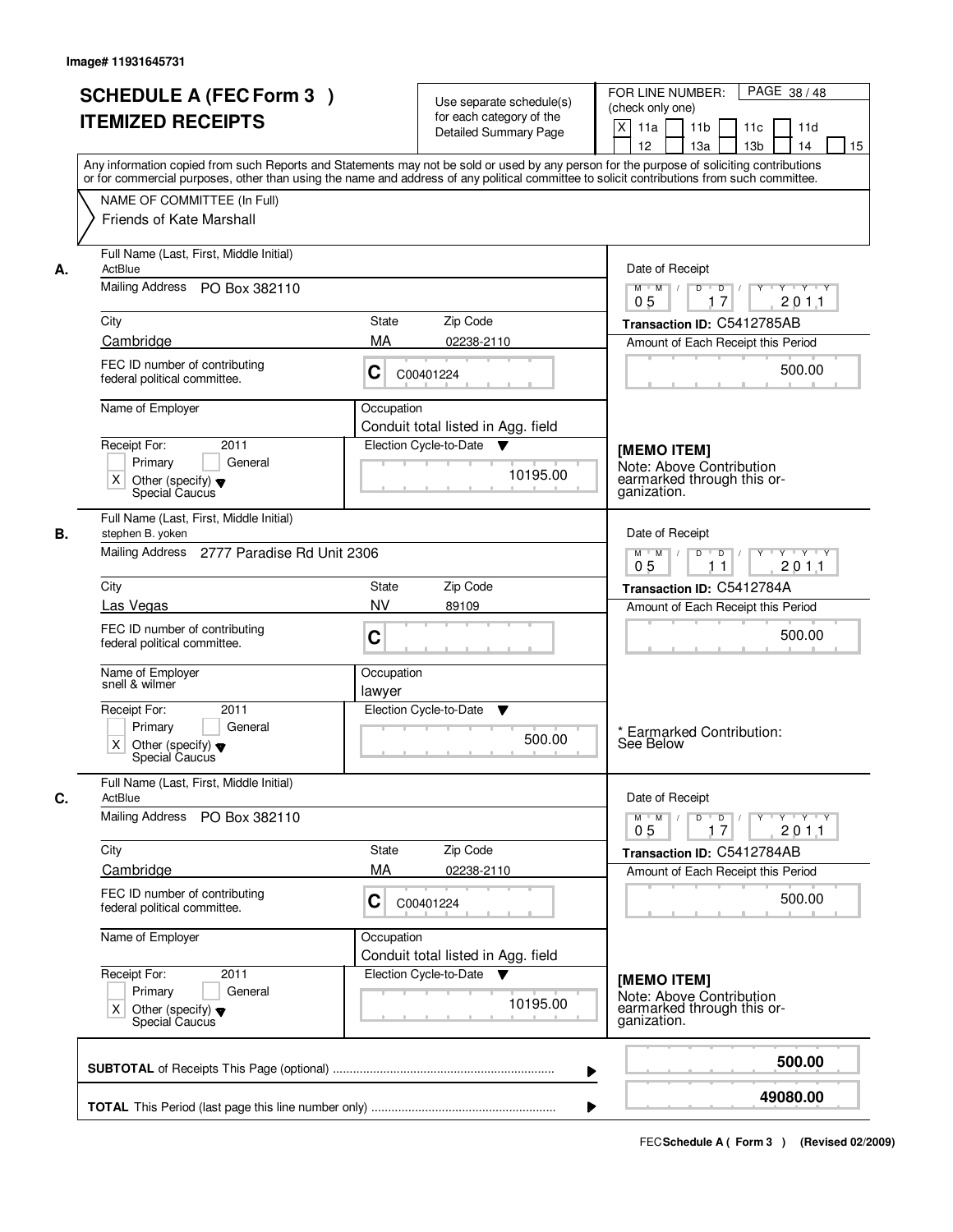Image# 11931645731

# SCHEDULE A (FEC Form 3 ) ITEMIZED RECEIPTS

Use separate schedule(s) for each category of the Detailed Summary Page

FOR LINE NUMBER: (check only one)

[X] 11a [ ] 11b [ ] 11c [ ] 11d [ ] 12 [ ] 13a [ ] 13b [ ] 14 [ ] 15

Any information copied from such Reports and Statements may not be sold or used by any person for the purpose of soliciting contributions or for commercial purposes, other than using the name and address of any political committee to solicit contributions from such committee.

NAME OF COMMITTEE (In Full)
Friends of Kate Marshall

**A.**
Full Name (Last, First, Middle Initial): ActBlue
Mailing Address: PO Box 382110
City: Cambridge
State: MA
Zip Code: 02238-2110
FEC ID number of contributing federal political committee: C C00401224
Name of Employer:
Occupation: Conduit total listed in Agg. field
Receipt For: 2011 [ ] Primary [ ] General [X] Other (specify) Special Caucus
Election Cycle-to-Date: 10195.00
Date of Receipt: 05 17 2011
Transaction ID: C5412785AB
Amount of Each Receipt this Period: 500.00
[MEMO ITEM]
Note: Above Contribution earmarked through this organization.

**B.**
Full Name (Last, First, Middle Initial): stephen B. yoken
Mailing Address: 2777 Paradise Rd Unit 2306
City: Las Vegas
State: NV
Zip Code: 89109
FEC ID number of contributing federal political committee: C
Name of Employer: snell & wilmer
Occupation: lawyer
Receipt For: 2011 [ ] Primary [ ] General [X] Other (specify) Special Caucus
Election Cycle-to-Date: 500.00
Date of Receipt: 05 11 2011
Transaction ID: C5412784A
Amount of Each Receipt this Period: 500.00
* Earmarked Contribution: See Below

**C.**
Full Name (Last, First, Middle Initial): ActBlue
Mailing Address: PO Box 382110
City: Cambridge
State: MA
Zip Code: 02238-2110
FEC ID number of contributing federal political committee: C C00401224
Name of Employer:
Occupation: Conduit total listed in Agg. field
Receipt For: 2011 [ ] Primary [ ] General [X] Other (specify) Special Caucus
Election Cycle-to-Date: 10195.00
Date of Receipt: 05 17 2011
Transaction ID: C5412784AB
Amount of Each Receipt this Period: 500.00
[MEMO ITEM]
Note: Above Contribution earmarked through this organization.

**SUBTOTAL** of Receipts This Page (optional): **500.00**

**TOTAL** This Period (last page this line number only): **49080.00**

FEC Schedule A ( Form 3 ) (Revised 02/2009)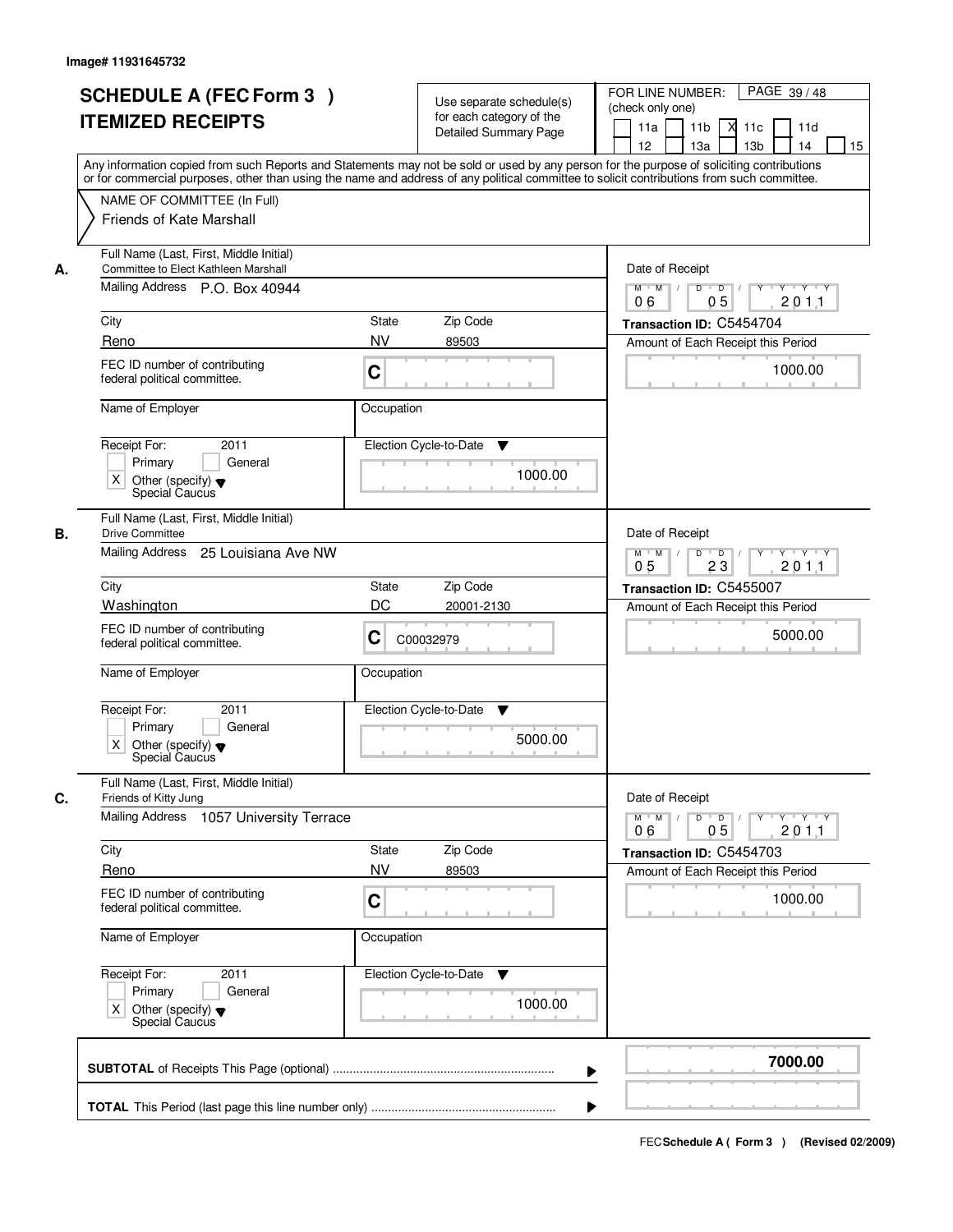Image# 11931645732

# SCHEDULE A (FEC Form 3 )
# ITEMIZED RECEIPTS

Use separate schedule(s) for each category of the Detailed Summary Page

FOR LINE NUMBER: (check only one)

PAGE 39 / 48

11a [ ] 11b [ ] 11c [X] 11d [ ] 12 [ ] 13a [ ] 13b [ ] 14 [ ] 15 [ ]

Any information copied from such Reports and Statements may not be sold or used by any person for the purpose of soliciting contributions or for commercial purposes, other than using the name and address of any political committee to solicit contributions from such committee.

NAME OF COMMITTEE (In Full)

Friends of Kate Marshall

---

**A.** Full Name (Last, First, Middle Initial)
Committee to Elect Kathleen Marshall

Mailing Address P.O. Box 40944

City: Reno | State: NV | Zip Code: 89503

FEC ID number of contributing federal political committee. C

Name of Employer:

Occupation:

Receipt For: 2011
[ ] Primary [ ] General
[X] Other (specify) Special Caucus

Election Cycle-to-Date: 1000.00

Date of Receipt: 06 / 05 / 2011

Transaction ID: C5454704

Amount of Each Receipt this Period: 1000.00

---

**B.** Full Name (Last, First, Middle Initial)
Drive Committee

Mailing Address 25 Louisiana Ave NW

City: Washington | State: DC | Zip Code: 20001-2130

FEC ID number of contributing federal political committee. C C00032979

Name of Employer:

Occupation:

Receipt For: 2011
[ ] Primary [ ] General
[X] Other (specify) Special Caucus

Election Cycle-to-Date: 5000.00

Date of Receipt: 05 / 23 / 2011

Transaction ID: C5455007

Amount of Each Receipt this Period: 5000.00

---

**C.** Full Name (Last, First, Middle Initial)
Friends of Kitty Jung

Mailing Address 1057 University Terrace

City: Reno | State: NV | Zip Code: 89503

FEC ID number of contributing federal political committee. C

Name of Employer:

Occupation:

Receipt For: 2011
[ ] Primary [ ] General
[X] Other (specify) Special Caucus

Election Cycle-to-Date: 1000.00

Date of Receipt: 06 / 05 / 2011

Transaction ID: C5454703

Amount of Each Receipt this Period: 1000.00

---

**SUBTOTAL** of Receipts This Page (optional) ........ **7000.00**

**TOTAL** This Period (last page this line number only) ........

FEC **Schedule A ( Form 3 )** (Revised 02/2009)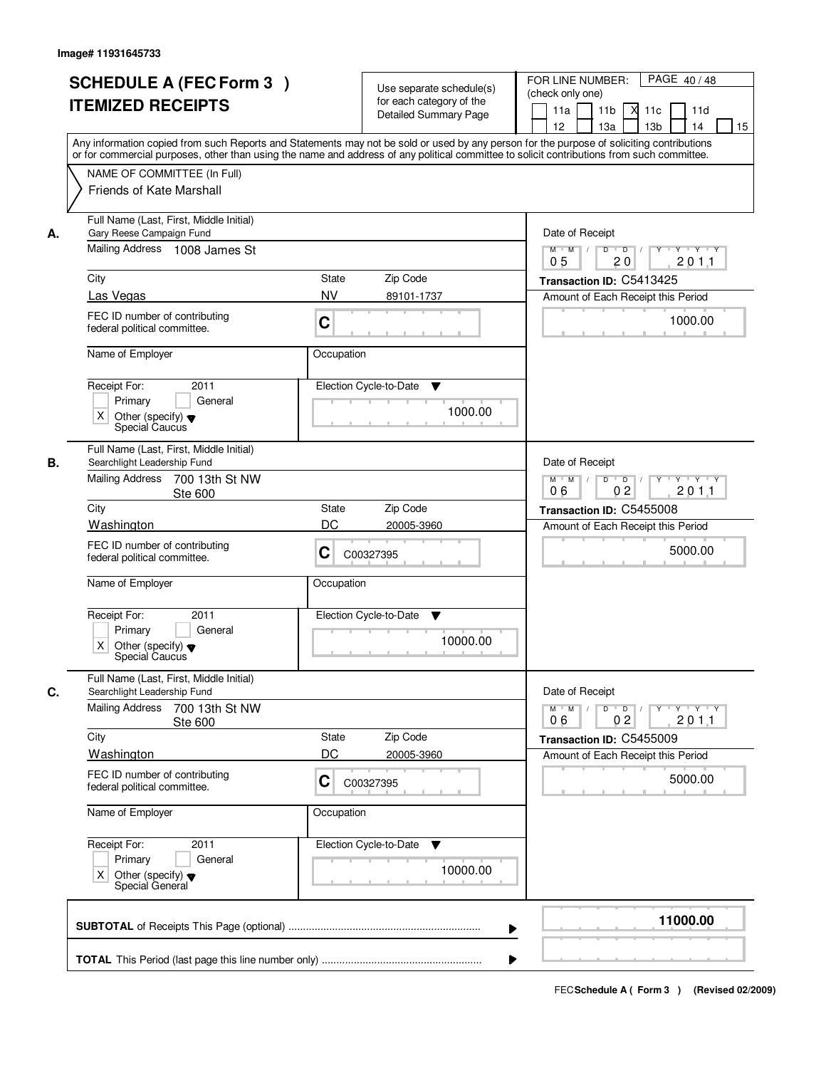Image# 11931645733

# SCHEDULE A (FEC Form 3 )
# ITEMIZED RECEIPTS

Use separate schedule(s) for each category of the Detailed Summary Page

FOR LINE NUMBER: (check only one)

- [ ] 11a
- [ ] 11b
- [X] 11c
- [ ] 11d
- [ ] 12
- [ ] 13a
- [ ] 13b
- [ ] 14
- [ ] 15

PAGE 40 / 48

Any information copied from such Reports and Statements may not be sold or used by any person for the purpose of soliciting contributions or for commercial purposes, other than using the name and address of any political committee to solicit contributions from such committee.

NAME OF COMMITTEE (In Full)
Friends of Kate Marshall

---

**A.** Full Name (Last, First, Middle Initial): Gary Reese Campaign Fund

Mailing Address: 1008 James St

City: Las Vegas | State: NV | Zip Code: 89101-1737

FEC ID number of contributing federal political committee: C

Name of Employer:

Occupation:

Receipt For: 2011
- [ ] Primary
- [ ] General
- [X] Other (specify): Special Caucus

Election Cycle-to-Date: 1000.00

Date of Receipt: 05 / 20 / 2011

Transaction ID: C5413425

Amount of Each Receipt this Period: 1000.00

---

**B.** Full Name (Last, First, Middle Initial): Searchlight Leadership Fund

Mailing Address: 700 13th St NW Ste 600

City: Washington | State: DC | Zip Code: 20005-3960

FEC ID number of contributing federal political committee: C C00327395

Name of Employer:

Occupation:

Receipt For: 2011
- [ ] Primary
- [ ] General
- [X] Other (specify): Special Caucus

Election Cycle-to-Date: 10000.00

Date of Receipt: 06 / 02 / 2011

Transaction ID: C5455008

Amount of Each Receipt this Period: 5000.00

---

**C.** Full Name (Last, First, Middle Initial): Searchlight Leadership Fund

Mailing Address: 700 13th St NW Ste 600

City: Washington | State: DC | Zip Code: 20005-3960

FEC ID number of contributing federal political committee: C C00327395

Name of Employer:

Occupation:

Receipt For: 2011
- [ ] Primary
- [ ] General
- [X] Other (specify): Special General

Election Cycle-to-Date: 10000.00

Date of Receipt: 06 / 02 / 2011

Transaction ID: C5455009

Amount of Each Receipt this Period: 5000.00

---

**SUBTOTAL** of Receipts This Page (optional) ........ 11000.00

**TOTAL** This Period (last page this line number only) ........

FEC **Schedule A ( Form 3 )** (Revised 02/2009)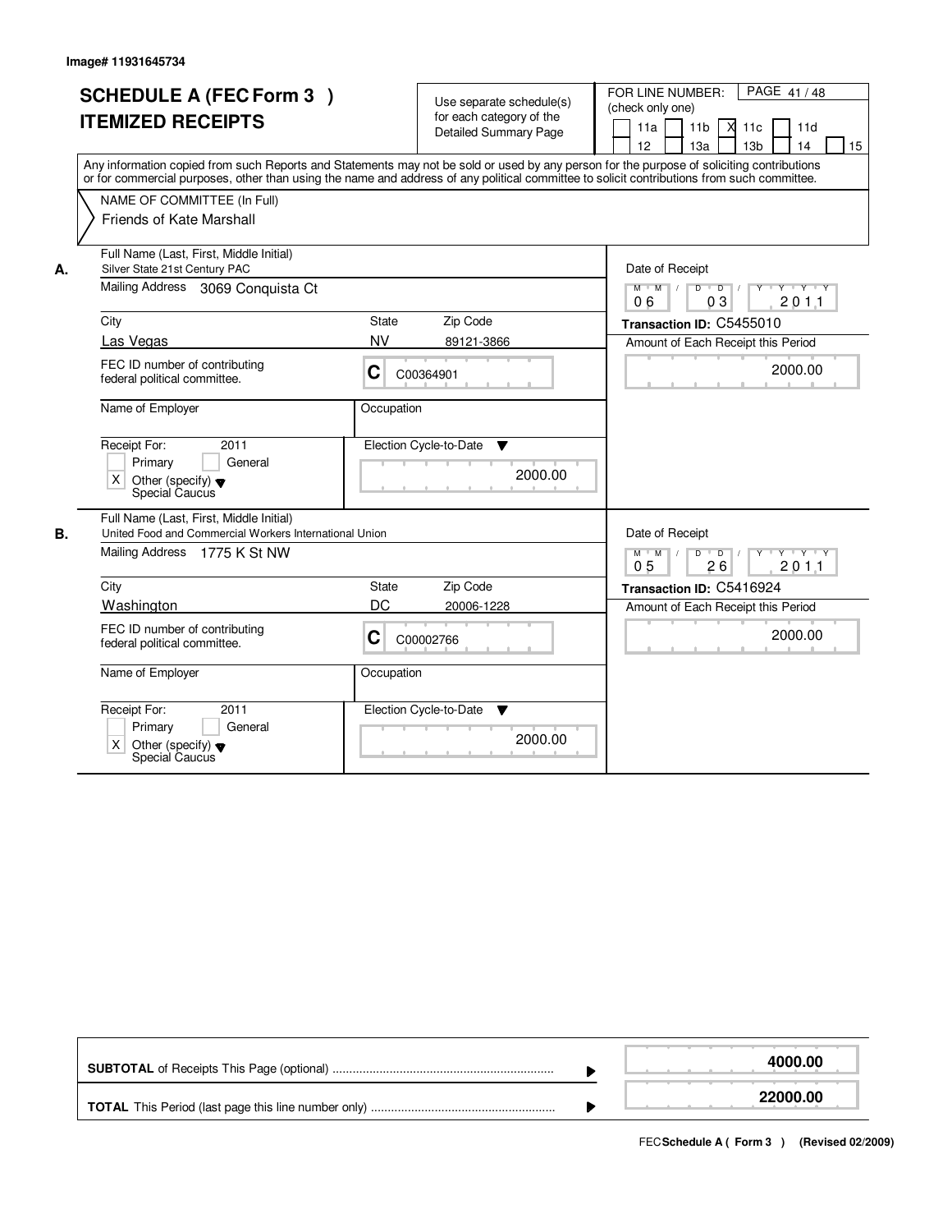Image# 11931645734

# SCHEDULE A (FEC Form 3 )
# ITEMIZED RECEIPTS

Use separate schedule(s) for each category of the Detailed Summary Page

FOR LINE NUMBER: (check only one)

PAGE 41 / 48

11a | 11b | X 11c | 11d | 12 | 13a | 13b | 14 | 15

Any information copied from such Reports and Statements may not be sold or used by any person for the purpose of soliciting contributions or for commercial purposes, other than using the name and address of any political committee to solicit contributions from such committee.

NAME OF COMMITTEE (In Full)
Friends of Kate Marshall

**A.**

Full Name (Last, First, Middle Initial): Silver State 21st Century PAC

Mailing Address: 3069 Conquista Ct

City: Las Vegas | State: NV | Zip Code: 89121-3866

FEC ID number of contributing federal political committee: C C00364901

Name of Employer:

Occupation:

Receipt For: 2011
- [ ] Primary
- [ ] General
- [X] Other (specify): Special Caucus

Election Cycle-to-Date: 2000.00

Date of Receipt: 06 03 2011

Transaction ID: C5455010

Amount of Each Receipt this Period: 2000.00

**B.**

Full Name (Last, First, Middle Initial): United Food and Commercial Workers International Union

Mailing Address: 1775 K St NW

City: Washington | State: DC | Zip Code: 20006-1228

FEC ID number of contributing federal political committee: C C00002766

Name of Employer:

Occupation:

Receipt For: 2011
- [ ] Primary
- [ ] General
- [X] Other (specify): Special Caucus

Election Cycle-to-Date: 2000.00

Date of Receipt: 05 26 2011

Transaction ID: C5416924

Amount of Each Receipt this Period: 2000.00

**SUBTOTAL** of Receipts This Page (optional): 4000.00

**TOTAL** This Period (last page this line number only): 22000.00

FEC **Schedule A ( Form 3 )** (Revised 02/2009)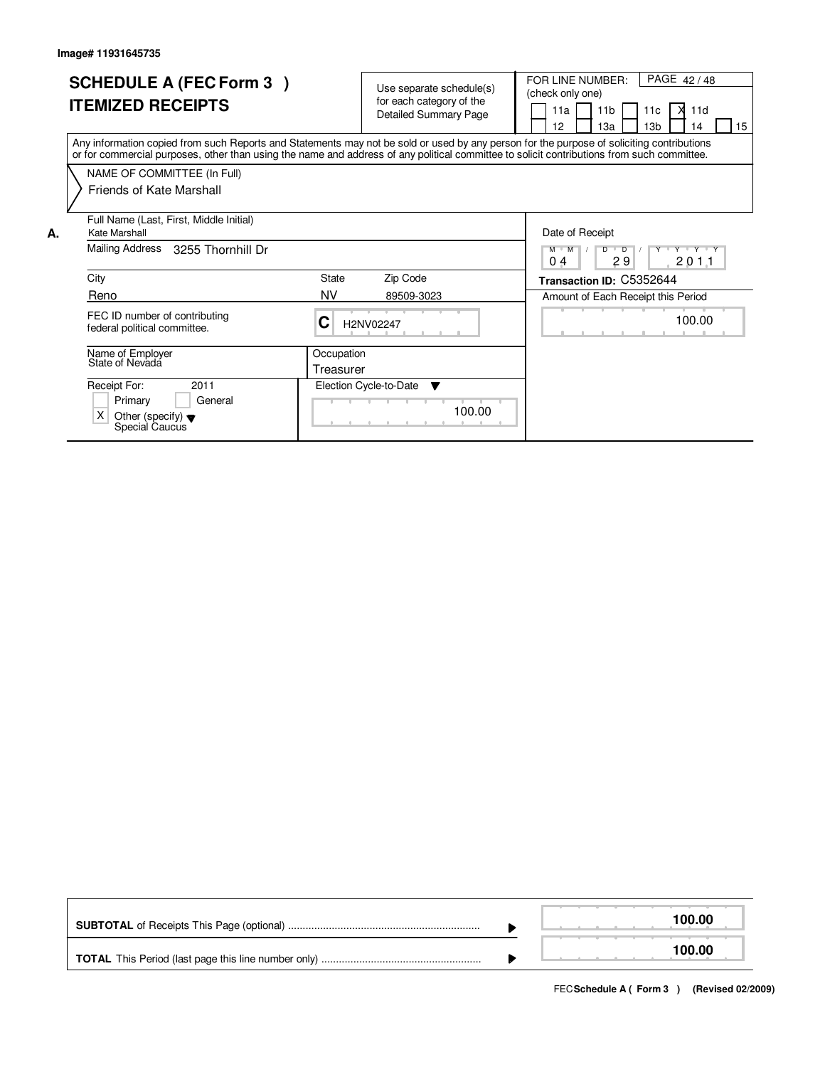Image# 11931645735

# SCHEDULE A (FEC Form 3 )
# ITEMIZED RECEIPTS

Use separate schedule(s) for each category of the Detailed Summary Page

FOR LINE NUMBER: (check only one)

PAGE 42 / 48

[ ] 11a [ ] 11b [ ] 11c [X] 11d
[ ] 12 [ ] 13a [ ] 13b [ ] 14 [ ] 15

Any information copied from such Reports and Statements may not be sold or used by any person for the purpose of soliciting contributions or for commercial purposes, other than using the name and address of any political committee to solicit contributions from such committee.

NAME OF COMMITTEE (In Full)
Friends of Kate Marshall

**A.** Full Name (Last, First, Middle Initial)
Kate Marshall

Mailing Address: 3255 Thornhill Dr

| City | State | Zip Code |
|---|---|---|
| Reno | NV | 89509-3023 |

FEC ID number of contributing federal political committee: C H2NV02247

Name of Employer: State of Nevada

Occupation: Treasurer

Receipt For: 2011
[ ] Primary [ ] General
[X] Other (specify): Special Caucus

Election Cycle-to-Date: 100.00

Date of Receipt: 04 / 29 / 2011

Transaction ID: C5352644

Amount of Each Receipt this Period: 100.00

| | |
|---|---|
| **SUBTOTAL** of Receipts This Page (optional) | **100.00** |
| **TOTAL** This Period (last page this line number only) | **100.00** |

FEC **Schedule A ( Form 3 )** (Revised 02/2009)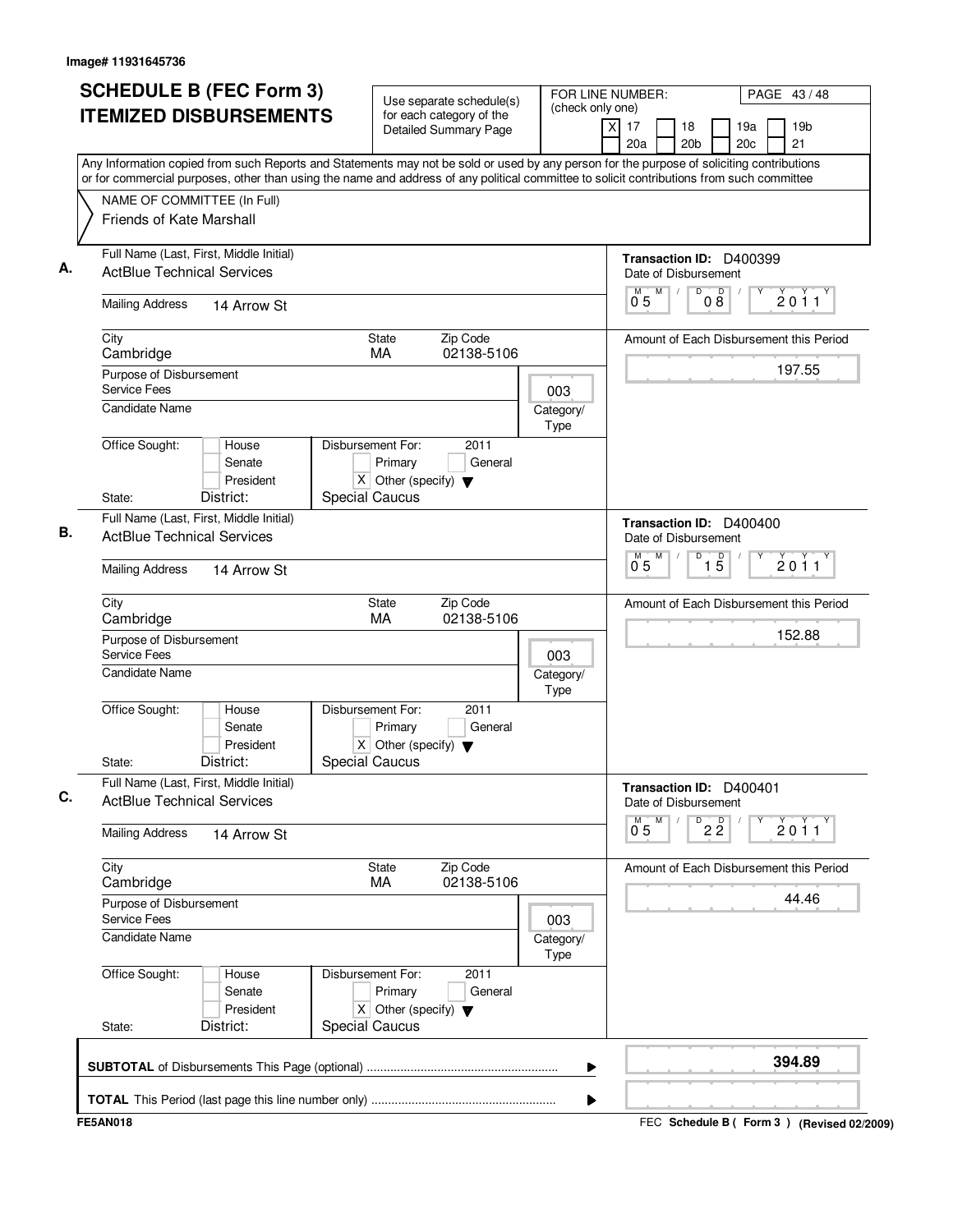Image# 11931645736

# SCHEDULE B (FEC Form 3) ITEMIZED DISBURSEMENTS

Use separate schedule(s) for each category of the Detailed Summary Page

FOR LINE NUMBER: (check only one)

[X] 17 [ ] 18 [ ] 19a [ ] 19b [ ] 20a [ ] 20b [ ] 20c [ ] 21

PAGE 43 / 48

Any Information copied from such Reports and Statements may not be sold or used by any person for the purpose of soliciting contributions or for commercial purposes, other than using the name and address of any political committee to solicit contributions from such committee

NAME OF COMMITTEE (In Full)
Friends of Kate Marshall

---

**A.** Full Name (Last, First, Middle Initial): ActBlue Technical Services

Mailing Address: 14 Arrow St

City: Cambridge | State: MA | Zip Code: 02138-5106

Purpose of Disbursement: Service Fees

Category/Type: 003

Candidate Name:

Office Sought: [ ] House [ ] Senate [ ] President

State: District:

Disbursement For: 2011 [ ] Primary [ ] General [X] Other (specify): Special Caucus

Transaction ID: D400399

Date of Disbursement: 05/08/2011

Amount of Each Disbursement this Period: 197.55

---

**B.** Full Name (Last, First, Middle Initial): ActBlue Technical Services

Mailing Address: 14 Arrow St

City: Cambridge | State: MA | Zip Code: 02138-5106

Purpose of Disbursement: Service Fees

Category/Type: 003

Candidate Name:

Office Sought: [ ] House [ ] Senate [ ] President

State: District:

Disbursement For: 2011 [ ] Primary [ ] General [X] Other (specify): Special Caucus

Transaction ID: D400400

Date of Disbursement: 05/15/2011

Amount of Each Disbursement this Period: 152.88

---

**C.** Full Name (Last, First, Middle Initial): ActBlue Technical Services

Mailing Address: 14 Arrow St

City: Cambridge | State: MA | Zip Code: 02138-5106

Purpose of Disbursement: Service Fees

Category/Type: 003

Candidate Name:

Office Sought: [ ] House [ ] Senate [ ] President

State: District:

Disbursement For: 2011 [ ] Primary [ ] General [X] Other (specify): Special Caucus

Transaction ID: D400401

Date of Disbursement: 05/22/2011

Amount of Each Disbursement this Period: 44.46

---

**SUBTOTAL** of Disbursements This Page (optional): **394.89**

**TOTAL** This Period (last page this line number only):

FE5AN018

FEC **Schedule B ( Form 3 )** (Revised 02/2009)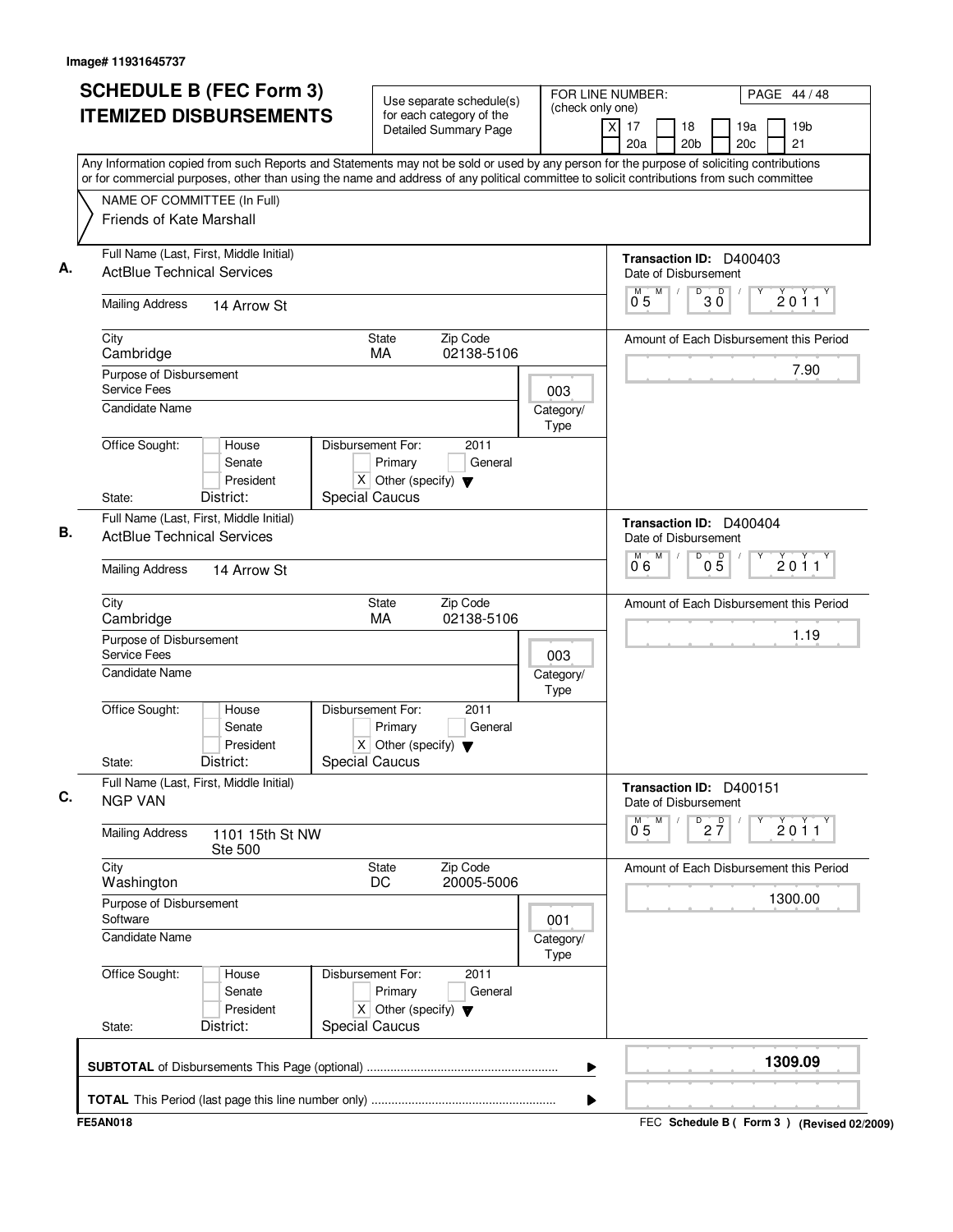Image# 11931645737

# SCHEDULE B (FEC Form 3) ITEMIZED DISBURSEMENTS

Use separate schedule(s) for each category of the Detailed Summary Page

FOR LINE NUMBER: (check only one)

[X] 17 [ ] 18 [ ] 19a [ ] 19b [ ] 20a [ ] 20b [ ] 20c [ ] 21

PAGE 44 / 48

Any Information copied from such Reports and Statements may not be sold or used by any person for the purpose of soliciting contributions or for commercial purposes, other than using the name and address of any political committee to solicit contributions from such committee

NAME OF COMMITTEE (In Full)
Friends of Kate Marshall

---

**A.** Full Name (Last, First, Middle Initial): ActBlue Technical Services

Mailing Address: 14 Arrow St

City: Cambridge | State: MA | Zip Code: 02138-5106

Purpose of Disbursement: Service Fees

Category/Type: 003

Candidate Name:

Office Sought: [ ] House [ ] Senate [ ] President

State: District:

Disbursement For: 2011 [ ] Primary [ ] General [X] Other (specify): Special Caucus

Transaction ID: D400403

Date of Disbursement: 05/30/2011

Amount of Each Disbursement this Period: 7.90

---

**B.** Full Name (Last, First, Middle Initial): ActBlue Technical Services

Mailing Address: 14 Arrow St

City: Cambridge | State: MA | Zip Code: 02138-5106

Purpose of Disbursement: Service Fees

Category/Type: 003

Candidate Name:

Office Sought: [ ] House [ ] Senate [ ] President

State: District:

Disbursement For: 2011 [ ] Primary [ ] General [X] Other (specify): Special Caucus

Transaction ID: D400404

Date of Disbursement: 06/05/2011

Amount of Each Disbursement this Period: 1.19

---

**C.** Full Name (Last, First, Middle Initial): NGP VAN

Mailing Address: 1101 15th St NW Ste 500

City: Washington | State: DC | Zip Code: 20005-5006

Purpose of Disbursement: Software

Category/Type: 001

Candidate Name:

Office Sought: [ ] House [ ] Senate [ ] President

State: District:

Disbursement For: 2011 [ ] Primary [ ] General [X] Other (specify): Special Caucus

Transaction ID: D400151

Date of Disbursement: 05/27/2011

Amount of Each Disbursement this Period: 1300.00

---

**SUBTOTAL** of Disbursements This Page (optional): 1309.09

**TOTAL** This Period (last page this line number only):

FE5AN018 — FEC Schedule B ( Form 3 ) (Revised 02/2009)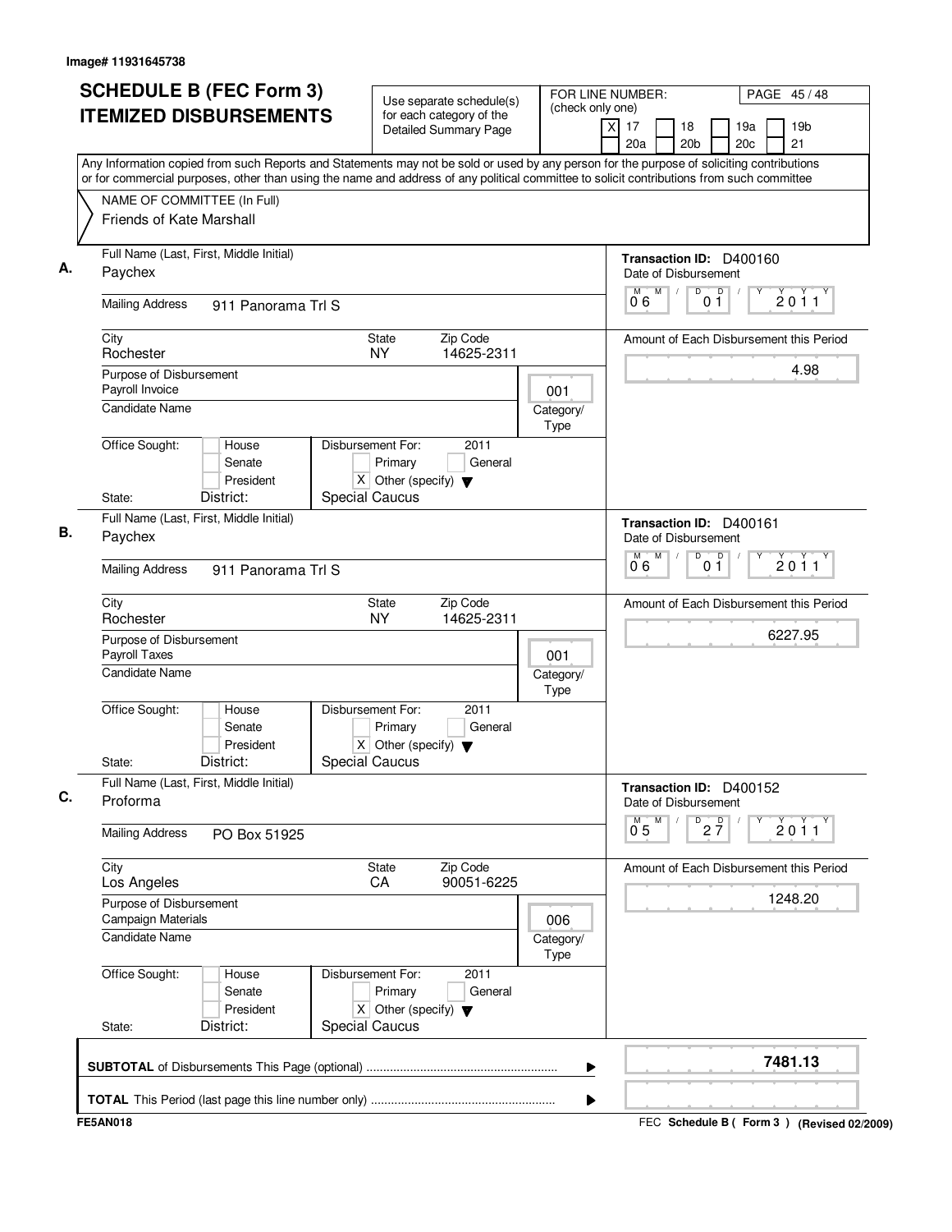Image# 11931645738

# SCHEDULE B (FEC Form 3) ITEMIZED DISBURSEMENTS

Use separate schedule(s) for each category of the Detailed Summary Page

FOR LINE NUMBER: (check only one)

[X] 17 [ ] 18 [ ] 19a [ ] 19b
[ ] 20a [ ] 20b [ ] 20c [ ] 21

PAGE 45 / 48

Any Information copied from such Reports and Statements may not be sold or used by any person for the purpose of soliciting contributions or for commercial purposes, other than using the name and address of any political committee to solicit contributions from such committee

NAME OF COMMITTEE (In Full)
Friends of Kate Marshall

## A.

Full Name (Last, First, Middle Initial): Paychex

Mailing Address: 911 Panorama Trl S

City: Rochester | State: NY | Zip Code: 14625-2311

Purpose of Disbursement: Payroll Invoice

Category/Type: 001

Candidate Name:

Office Sought: [ ] House [ ] Senate [ ] President

State: District:

Disbursement For: 2011 [ ] Primary [ ] General [X] Other (specify) Special Caucus

Transaction ID: D400160

Date of Disbursement: 06/01/2011

Amount of Each Disbursement this Period: 4.98

## B.

Full Name (Last, First, Middle Initial): Paychex

Mailing Address: 911 Panorama Trl S

City: Rochester | State: NY | Zip Code: 14625-2311

Purpose of Disbursement: Payroll Taxes

Category/Type: 001

Candidate Name:

Office Sought: [ ] House [ ] Senate [ ] President

State: District:

Disbursement For: 2011 [ ] Primary [ ] General [X] Other (specify) Special Caucus

Transaction ID: D400161

Date of Disbursement: 06/01/2011

Amount of Each Disbursement this Period: 6227.95

## C.

Full Name (Last, First, Middle Initial): Proforma

Mailing Address: PO Box 51925

City: Los Angeles | State: CA | Zip Code: 90051-6225

Purpose of Disbursement: Campaign Materials

Category/Type: 006

Candidate Name:

Office Sought: [ ] House [ ] Senate [ ] President

State: District:

Disbursement For: 2011 [ ] Primary [ ] General [X] Other (specify) Special Caucus

Transaction ID: D400152

Date of Disbursement: 05/27/2011

Amount of Each Disbursement this Period: 1248.20

**SUBTOTAL** of Disbursements This Page (optional) ........ 7481.13

**TOTAL** This Period (last page this line number only) ........

FE5AN018 FEC **Schedule B ( Form 3 )** (Revised 02/2009)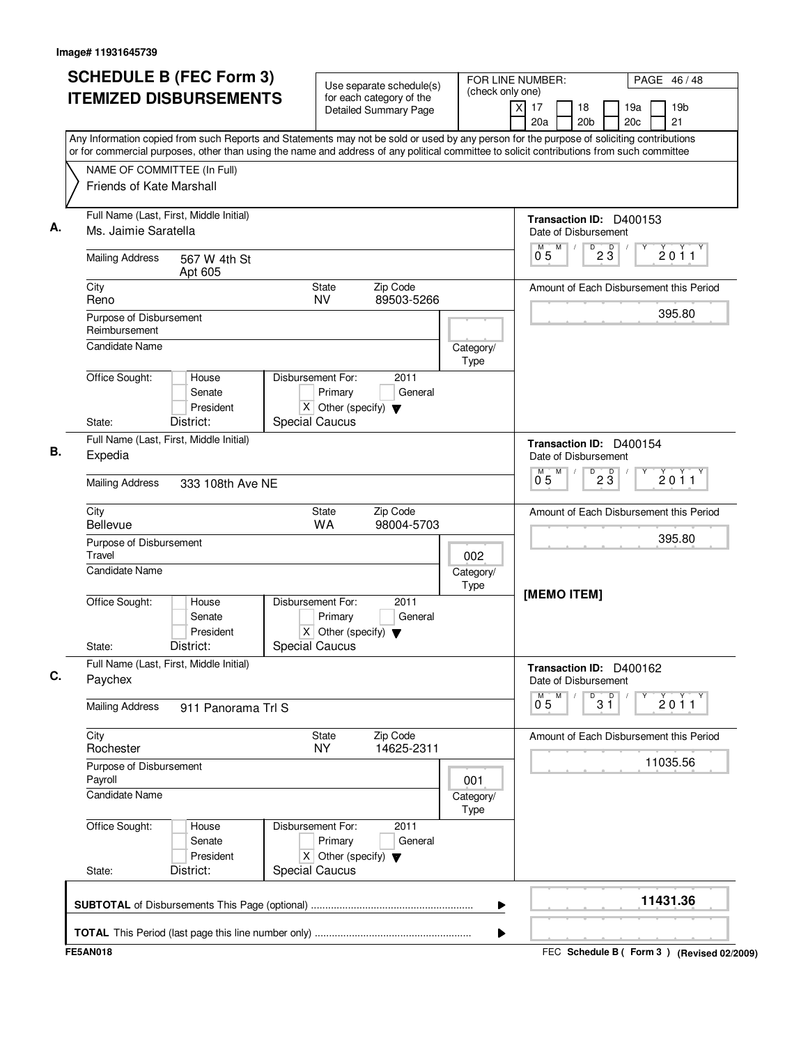Image# 11931645739

# SCHEDULE B (FEC Form 3) ITEMIZED DISBURSEMENTS

Use separate schedule(s) for each category of the Detailed Summary Page

FOR LINE NUMBER: (check only one)

- [X] 17
- [ ] 18
- [ ] 19a
- [ ] 19b
- [ ] 20a
- [ ] 20b
- [ ] 20c
- [ ] 21

Any Information copied from such Reports and Statements may not be sold or used by any person for the purpose of soliciting contributions or for commercial purposes, other than using the name and address of any political committee to solicit contributions from such committee

NAME OF COMMITTEE (In Full)
Friends of Kate Marshall

---

## A.

**Full Name (Last, First, Middle Initial):** Ms. Jaimie Saratella

**Mailing Address:** 567 W 4th St, Apt 605

**City:** Reno **State:** NV **Zip Code:** 89503-5266

**Purpose of Disbursement:** Reimbursement

**Candidate Name:**

**Category/Type:**

**Office Sought:** [ ] House [ ] Senate [ ] President

**State:** **District:**

**Disbursement For:** 2011 [ ] Primary [ ] General [X] Other (specify): Special Caucus

**Transaction ID:** D400153

**Date of Disbursement:** 05/23/2011

**Amount of Each Disbursement this Period:** 395.80

---

## B.

**Full Name (Last, First, Middle Initial):** Expedia

**Mailing Address:** 333 108th Ave NE

**City:** Bellevue **State:** WA **Zip Code:** 98004-5703

**Purpose of Disbursement:** Travel

**Candidate Name:**

**Category/Type:** 002

**Office Sought:** [ ] House [ ] Senate [ ] President

**State:** **District:**

**Disbursement For:** 2011 [ ] Primary [ ] General [X] Other (specify): Special Caucus

**Transaction ID:** D400154

**Date of Disbursement:** 05/23/2011

**Amount of Each Disbursement this Period:** 395.80

[MEMO ITEM]

---

## C.

**Full Name (Last, First, Middle Initial):** Paychex

**Mailing Address:** 911 Panorama Trl S

**City:** Rochester **State:** NY **Zip Code:** 14625-2311

**Purpose of Disbursement:** Payroll

**Candidate Name:**

**Category/Type:** 001

**Office Sought:** [ ] House [ ] Senate [ ] President

**State:** **District:**

**Disbursement For:** 2011 [ ] Primary [ ] General [X] Other (specify): Special Caucus

**Transaction ID:** D400162

**Date of Disbursement:** 05/31/2011

**Amount of Each Disbursement this Period:** 11035.56

---

**SUBTOTAL** of Disbursements This Page (optional): **11431.36**

**TOTAL** This Period (last page this line number only):

FE5AN018

FEC Schedule B ( Form 3 ) (Revised 02/2009)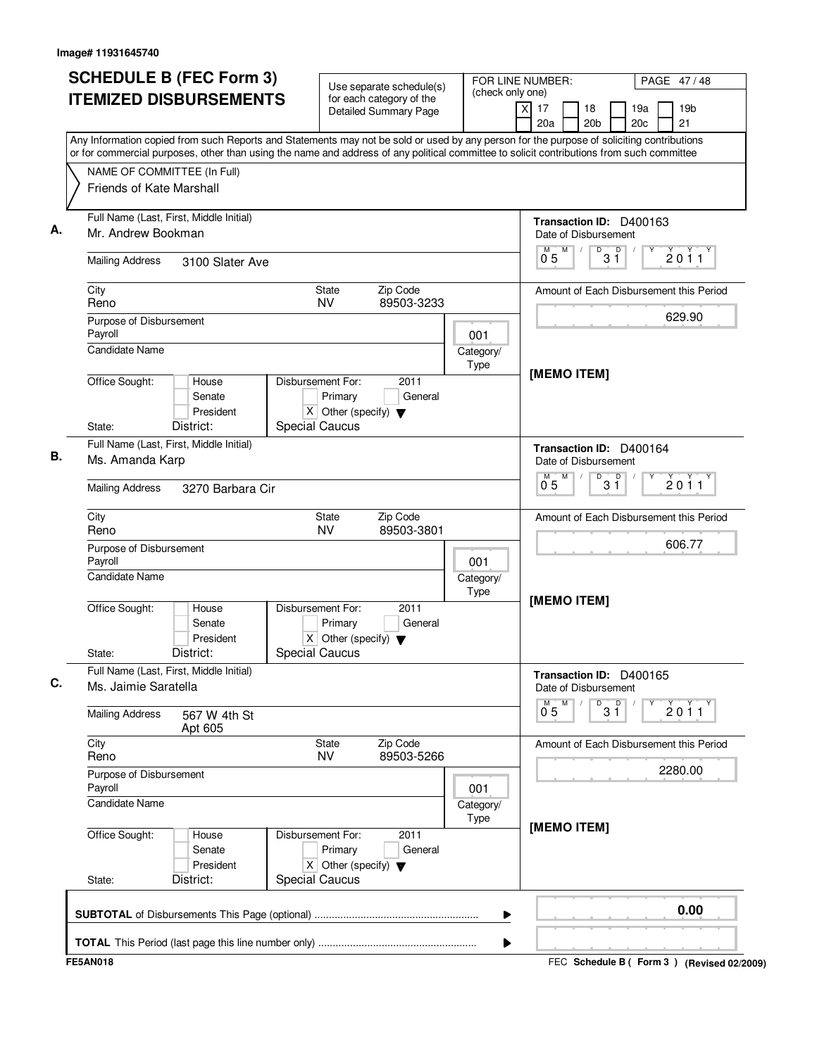Image# 11931645740

# SCHEDULE B (FEC Form 3)
# ITEMIZED DISBURSEMENTS

Use separate schedule(s) for each category of the Detailed Summary Page

FOR LINE NUMBER: (check only one)

[X] 17 [ ] 18 [ ] 19a [ ] 19b [ ] 20a [ ] 20b [ ] 20c [ ] 21

PAGE 47 / 48

Any Information copied from such Reports and Statements may not be sold or used by any person for the purpose of soliciting contributions or for commercial purposes, other than using the name and address of any political committee to solicit contributions from such committee

NAME OF COMMITTEE (In Full)
Friends of Kate Marshall

---

**A.** Full Name (Last, First, Middle Initial): Mr. Andrew Bookman

Mailing Address: 3100 Slater Ave

City: Reno | State: NV | Zip Code: 89503-3233

Purpose of Disbursement: Payroll

Category/Type: 001

Candidate Name:

Office Sought: [ ] House [ ] Senate [ ] President

State: District:

Disbursement For: 2011 [ ] Primary [ ] General [X] Other (specify) Special Caucus

Transaction ID: D400163

Date of Disbursement: 05 / 31 / 2011

Amount of Each Disbursement this Period: 629.90

[MEMO ITEM]

---

**B.** Full Name (Last, First, Middle Initial): Ms. Amanda Karp

Mailing Address: 3270 Barbara Cir

City: Reno | State: NV | Zip Code: 89503-3801

Purpose of Disbursement: Payroll

Category/Type: 001

Candidate Name:

Office Sought: [ ] House [ ] Senate [ ] President

State: District:

Disbursement For: 2011 [ ] Primary [ ] General [X] Other (specify) Special Caucus

Transaction ID: D400164

Date of Disbursement: 05 / 31 / 2011

Amount of Each Disbursement this Period: 606.77

[MEMO ITEM]

---

**C.** Full Name (Last, First, Middle Initial): Ms. Jaimie Saratella

Mailing Address: 567 W 4th St
Apt 605

City: Reno | State: NV | Zip Code: 89503-5266

Purpose of Disbursement: Payroll

Category/Type: 001

Candidate Name:

Office Sought: [ ] House [ ] Senate [ ] President

State: District:

Disbursement For: 2011 [ ] Primary [ ] General [X] Other (specify) Special Caucus

Transaction ID: D400165

Date of Disbursement: 05 / 31 / 2011

Amount of Each Disbursement this Period: 2280.00

[MEMO ITEM]

---

**SUBTOTAL** of Disbursements This Page (optional) ........ 0.00

**TOTAL** This Period (last page this line number only) ........

FE5AN018 — FEC **Schedule B ( Form 3 )** (Revised 02/2009)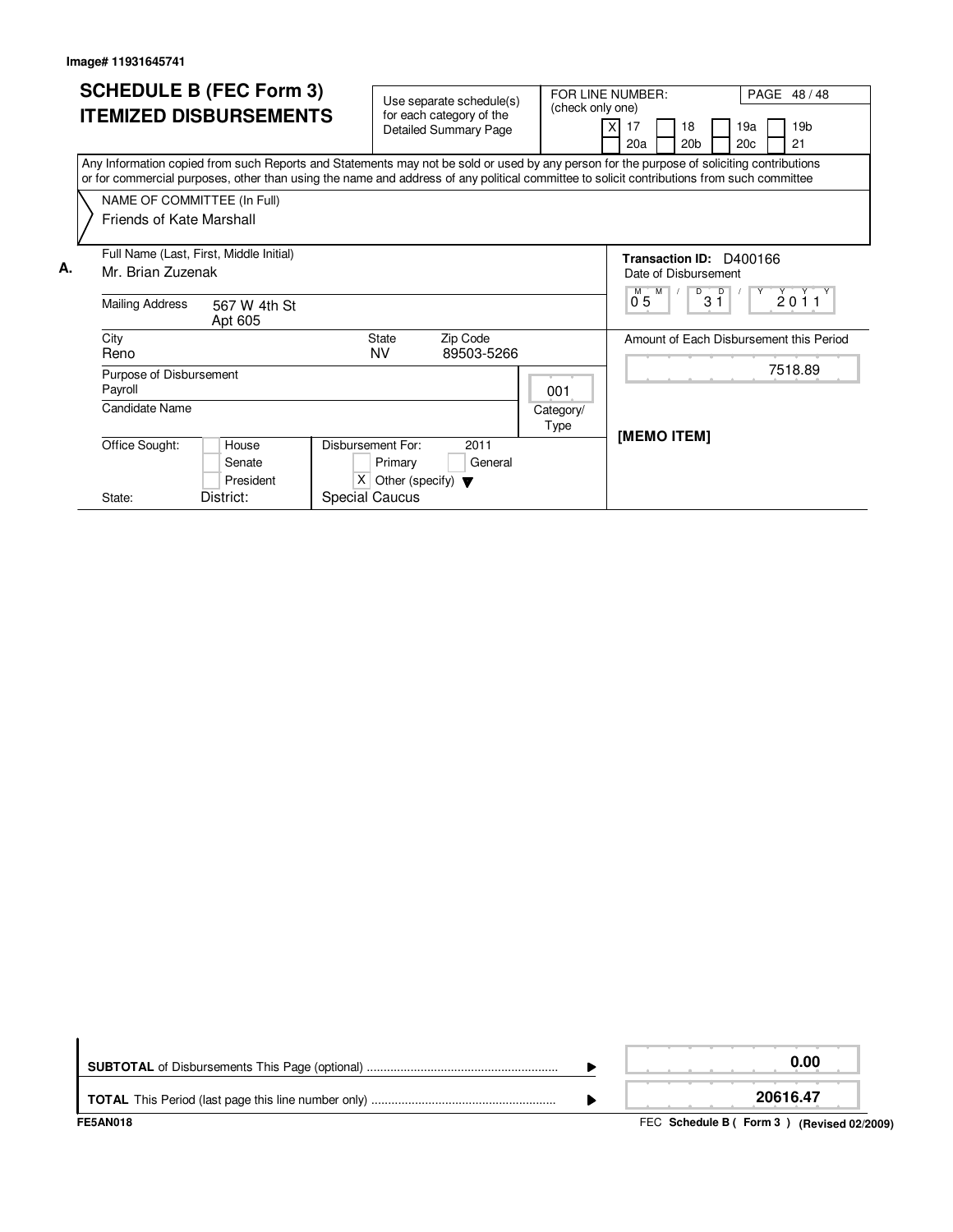Image# 11931645741

# SCHEDULE B (FEC Form 3)
# ITEMIZED DISBURSEMENTS

Use separate schedule(s) for each category of the Detailed Summary Page

FOR LINE NUMBER: (check only one)

[X] 17 [ ] 18 [ ] 19a [ ] 19b [ ] 20a [ ] 20b [ ] 20c [ ] 21

Any Information copied from such Reports and Statements may not be sold or used by any person for the purpose of soliciting contributions or for commercial purposes, other than using the name and address of any political committee to solicit contributions from such committee

NAME OF COMMITTEE (In Full)
Friends of Kate Marshall

**A.**

Full Name (Last, First, Middle Initial): Mr. Brian Zuzenak

Mailing Address: 567 W 4th St, Apt 605

City: Reno | State: NV | Zip Code: 89503-5266

Purpose of Disbursement: Payroll

Category/Type: 001

Candidate Name:

Office Sought: [ ] House [ ] Senate [ ] President

State: District:

Disbursement For: 2011 [ ] Primary [ ] General [X] Other (specify): Special Caucus

**Transaction ID:** D400166

Date of Disbursement: 05 / 31 / 2011

Amount of Each Disbursement this Period: 7518.89

**[MEMO ITEM]**

| | |
|---|---|
| **SUBTOTAL** of Disbursements This Page (optional) | 0.00 |
| **TOTAL** This Period (last page this line number only) | 20616.47 |

FE5AN018 — FEC **Schedule B ( Form 3 )** (Revised 02/2009)